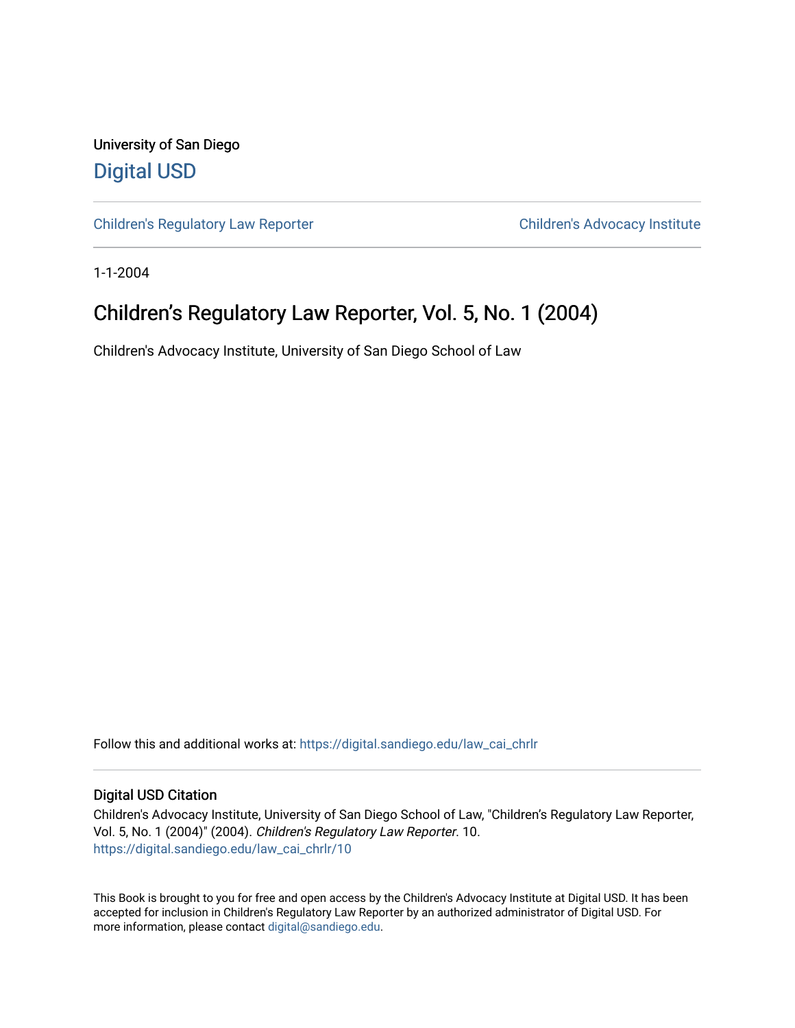University of San Diego

[Digital USD](https://digital.sandiego.edu)

[Children's Regulatory Law Reporter](https://digital.sandiego.edu/law_cai_chrlr) | [Children's Advocacy Institute](https://digital.sandiego.edu/law_cai)

1-1-2004

# Children's Regulatory Law Reporter, Vol. 5, No. 1 (2004)

Children's Advocacy Institute, University of San Diego School of Law

Follow this and additional works at: https://digital.sandiego.edu/law_cai_chrlr

## Digital USD Citation

Children's Advocacy Institute, University of San Diego School of Law, "Children's Regulatory Law Reporter, Vol. 5, No. 1 (2004)" (2004). *Children's Regulatory Law Reporter*. 10.
https://digital.sandiego.edu/law_cai_chrlr/10

This Book is brought to you for free and open access by the Children's Advocacy Institute at Digital USD. It has been accepted for inclusion in Children's Regulatory Law Reporter by an authorized administrator of Digital USD. For more information, please contact digital@sandiego.edu.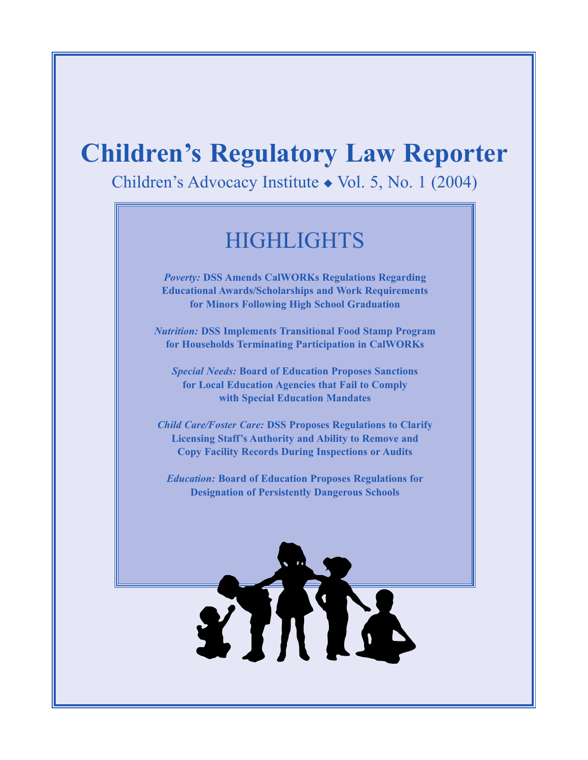# Children's Regulatory Law Reporter

Children's Advocacy Institute ◆ Vol. 5, No. 1 (2004)

## HIGHLIGHTS

***Poverty:*** **DSS Amends CalWORKs Regulations Regarding Educational Awards/Scholarships and Work Requirements for Minors Following High School Graduation**

***Nutrition:*** **DSS Implements Transitional Food Stamp Program for Households Terminating Participation in CalWORKs**

***Special Needs:*** **Board of Education Proposes Sanctions for Local Education Agencies that Fail to Comply with Special Education Mandates**

***Child Care/Foster Care:*** **DSS Proposes Regulations to Clarify Licensing Staff's Authority and Ability to Remove and Copy Facility Records During Inspections or Audits**

***Education:*** **Board of Education Proposes Regulations for Designation of Persistently Dangerous Schools**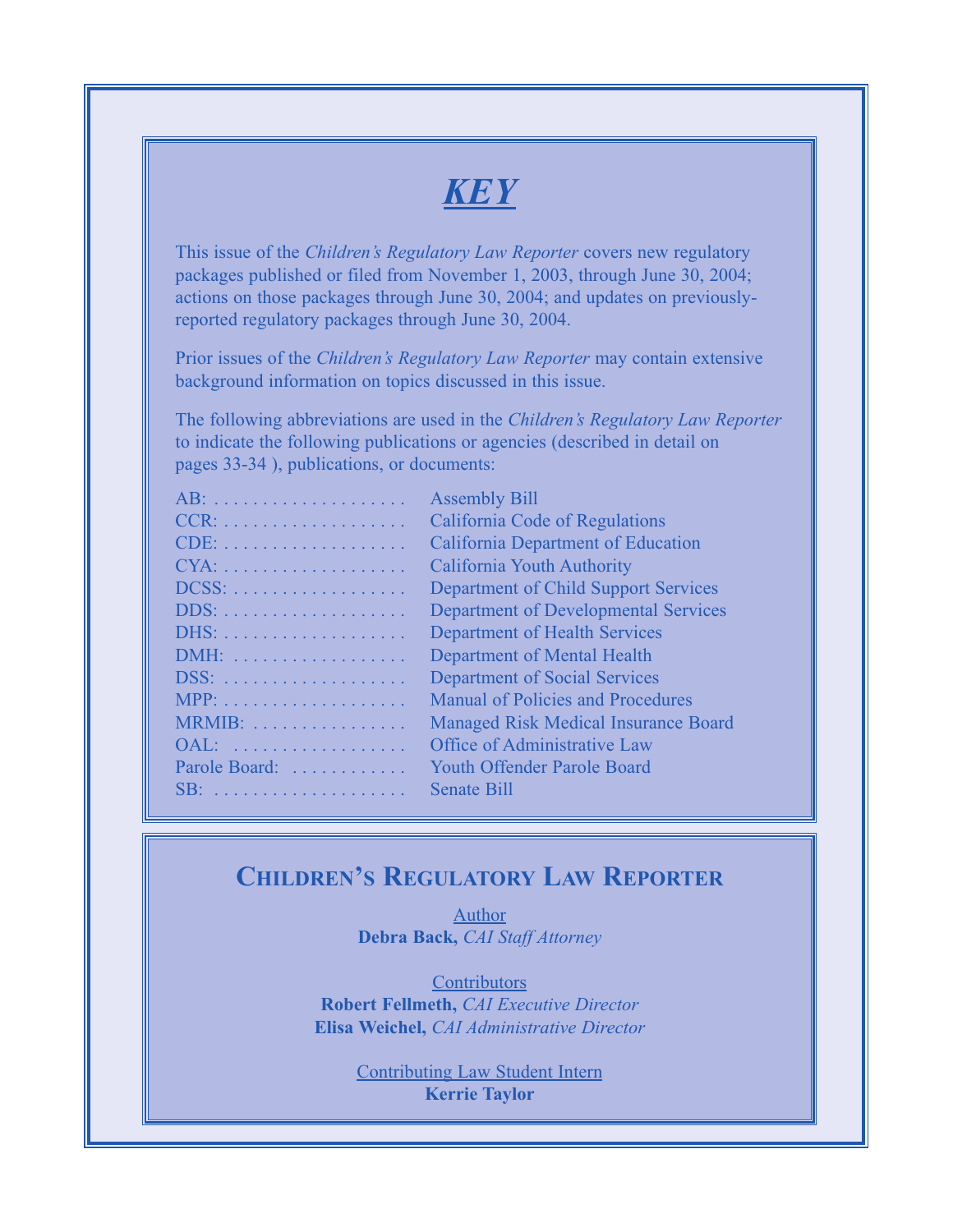# *KEY*

This issue of the *Children's Regulatory Law Reporter* covers new regulatory packages published or filed from November 1, 2003, through June 30, 2004; actions on those packages through June 30, 2004; and updates on previously-reported regulatory packages through June 30, 2004.

Prior issues of the *Children's Regulatory Law Reporter* may contain extensive background information on topics discussed in this issue.

The following abbreviations are used in the *Children's Regulatory Law Reporter* to indicate the following publications or agencies (described in detail on pages 33-34 ), publications, or documents:

| Abbreviation | Meaning |
|---|---|
| AB: | Assembly Bill |
| CCR: | California Code of Regulations |
| CDE: | California Department of Education |
| CYA: | California Youth Authority |
| DCSS: | Department of Child Support Services |
| DDS: | Department of Developmental Services |
| DHS: | Department of Health Services |
| DMH: | Department of Mental Health |
| DSS: | Department of Social Services |
| MPP: | Manual of Policies and Procedures |
| MRMIB: | Managed Risk Medical Insurance Board |
| OAL: | Office of Administrative Law |
| Parole Board: | Youth Offender Parole Board |
| SB: | Senate Bill |

## Children's Regulatory Law Reporter

Author
**Debra Back,** *CAI Staff Attorney*

Contributors
**Robert Fellmeth,** *CAI Executive Director*
**Elisa Weichel,** *CAI Administrative Director*

Contributing Law Student Intern
**Kerrie Taylor**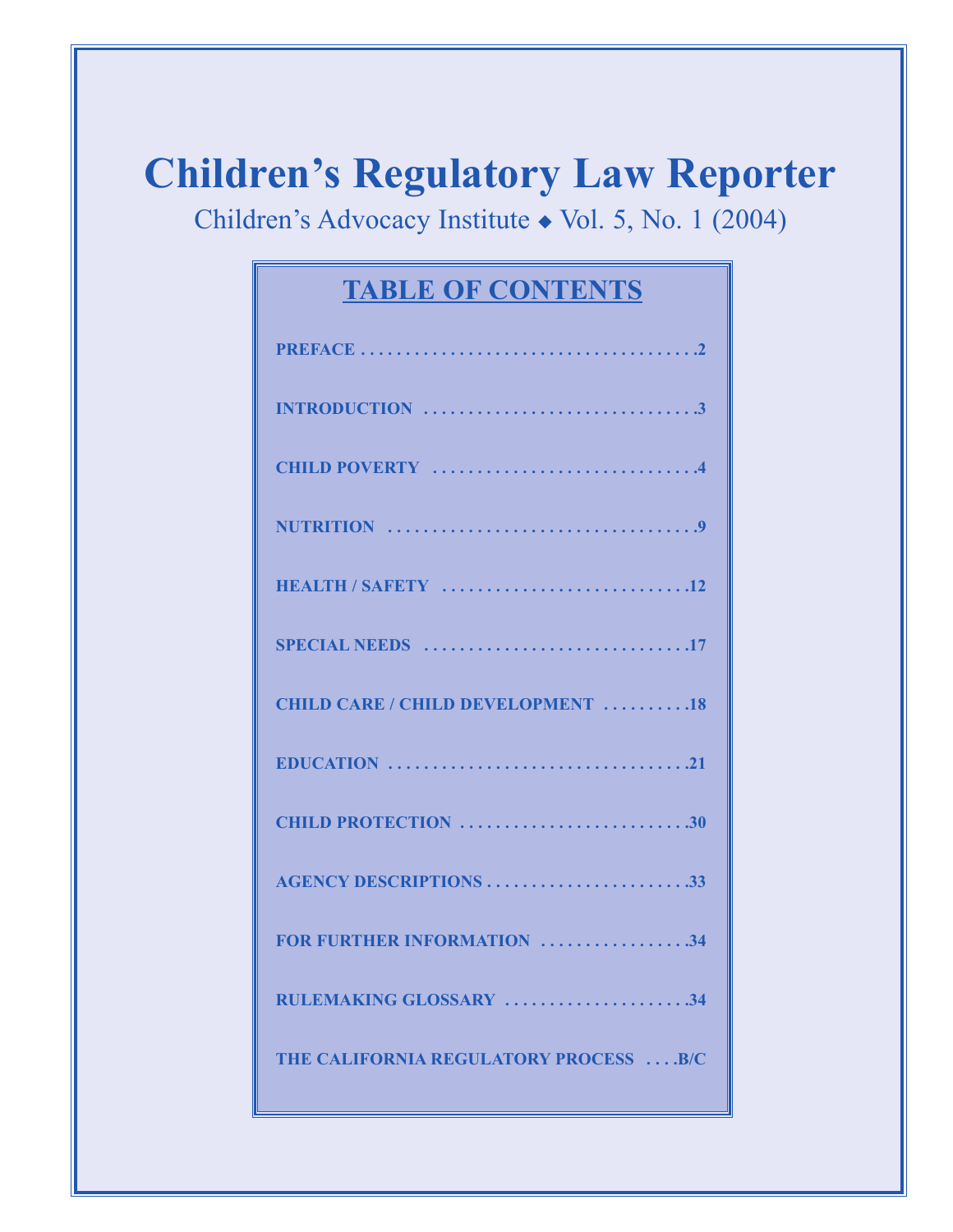# Children's Regulatory Law Reporter

Children's Advocacy Institute ◆ Vol. 5, No. 1 (2004)

## TABLE OF CONTENTS

| | |
|---|---|
| PREFACE | 2 |
| INTRODUCTION | 3 |
| CHILD POVERTY | 4 |
| NUTRITION | 9 |
| HEALTH / SAFETY | 12 |
| SPECIAL NEEDS | 17 |
| CHILD CARE / CHILD DEVELOPMENT | 18 |
| EDUCATION | 21 |
| CHILD PROTECTION | 30 |
| AGENCY DESCRIPTIONS | 33 |
| FOR FURTHER INFORMATION | 34 |
| RULEMAKING GLOSSARY | 34 |
| THE CALIFORNIA REGULATORY PROCESS | B/C |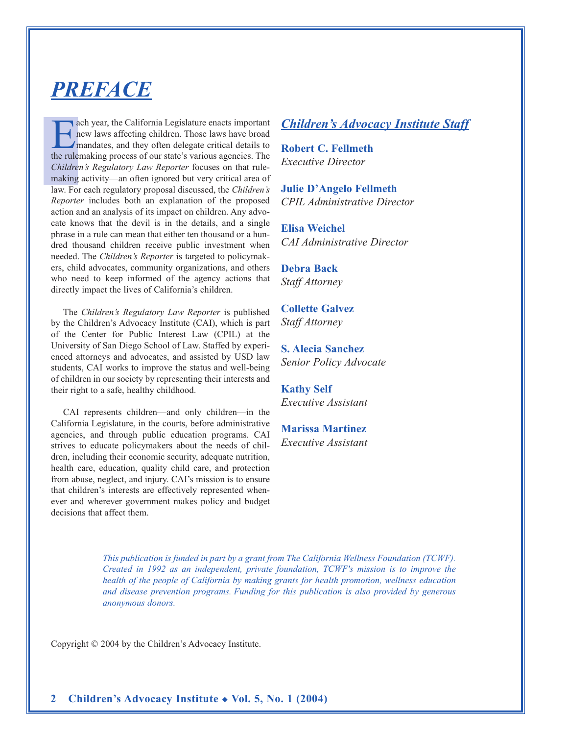# PREFACE

Each year, the California Legislature enacts important new laws affecting children. Those laws have broad mandates, and they often delegate critical details to the rulemaking process of our state's various agencies. The *Children's Regulatory Law Reporter* focuses on that rulemaking activity—an often ignored but very critical area of law. For each regulatory proposal discussed, the *Children's Reporter* includes both an explanation of the proposed action and an analysis of its impact on children. Any advocate knows that the devil is in the details, and a single phrase in a rule can mean that either ten thousand or a hundred thousand children receive public investment when needed. The *Children's Reporter* is targeted to policymakers, child advocates, community organizations, and others who need to keep informed of the agency actions that directly impact the lives of California's children.

The *Children's Regulatory Law Reporter* is published by the Children's Advocacy Institute (CAI), which is part of the Center for Public Interest Law (CPIL) at the University of San Diego School of Law. Staffed by experienced attorneys and advocates, and assisted by USD law students, CAI works to improve the status and well-being of children in our society by representing their interests and their right to a safe, healthy childhood.

CAI represents children—and only children—in the California Legislature, in the courts, before administrative agencies, and through public education programs. CAI strives to educate policymakers about the needs of children, including their economic security, adequate nutrition, health care, education, quality child care, and protection from abuse, neglect, and injury. CAI's mission is to ensure that children's interests are effectively represented whenever and wherever government makes policy and budget decisions that affect them.

## Children's Advocacy Institute Staff

**Robert C. Fellmeth**
*Executive Director*

**Julie D'Angelo Fellmeth**
*CPIL Administrative Director*

**Elisa Weichel**
*CAI Administrative Director*

**Debra Back**
*Staff Attorney*

**Collette Galvez**
*Staff Attorney*

**S. Alecia Sanchez**
*Senior Policy Advocate*

**Kathy Self**
*Executive Assistant*

**Marissa Martinez**
*Executive Assistant*

*This publication is funded in part by a grant from The California Wellness Foundation (TCWF). Created in 1992 as an independent, private foundation, TCWF's mission is to improve the health of the people of California by making grants for health promotion, wellness education and disease prevention programs. Funding for this publication is also provided by generous anonymous donors.*

Copyright © 2004 by the Children's Advocacy Institute.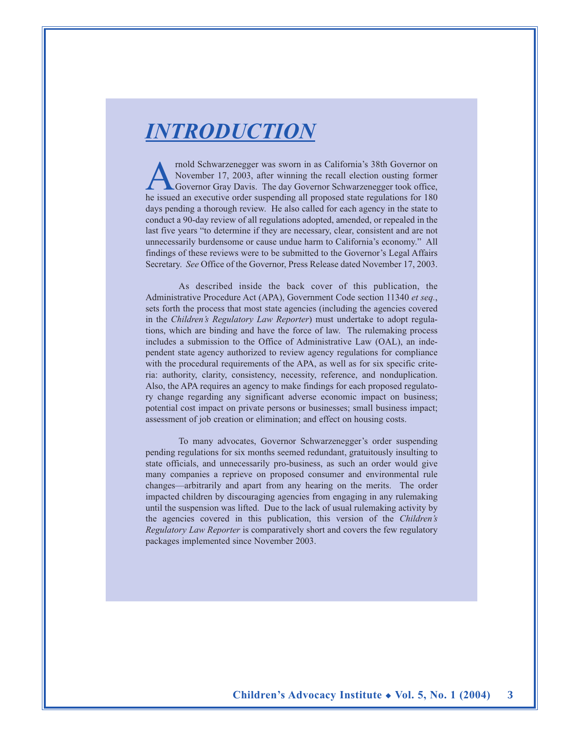# *INTRODUCTION*

Arnold Schwarzenegger was sworn in as California's 38th Governor on November 17, 2003, after winning the recall election ousting former Governor Gray Davis. The day Governor Schwarzenegger took office, he issued an executive order suspending all proposed state regulations for 180 days pending a thorough review. He also called for each agency in the state to conduct a 90-day review of all regulations adopted, amended, or repealed in the last five years "to determine if they are necessary, clear, consistent and are not unnecessarily burdensome or cause undue harm to California's economy." All findings of these reviews were to be submitted to the Governor's Legal Affairs Secretary. *See* Office of the Governor, Press Release dated November 17, 2003.

As described inside the back cover of this publication, the Administrative Procedure Act (APA), Government Code section 11340 *et seq.*, sets forth the process that most state agencies (including the agencies covered in the *Children's Regulatory Law Reporter*) must undertake to adopt regulations, which are binding and have the force of law. The rulemaking process includes a submission to the Office of Administrative Law (OAL), an independent state agency authorized to review agency regulations for compliance with the procedural requirements of the APA, as well as for six specific criteria: authority, clarity, consistency, necessity, reference, and nonduplication. Also, the APA requires an agency to make findings for each proposed regulatory change regarding any significant adverse economic impact on business; potential cost impact on private persons or businesses; small business impact; assessment of job creation or elimination; and effect on housing costs.

To many advocates, Governor Schwarzenegger's order suspending pending regulations for six months seemed redundant, gratuitously insulting to state officials, and unnecessarily pro-business, as such an order would give many companies a reprieve on proposed consumer and environmental rule changes—arbitrarily and apart from any hearing on the merits. The order impacted children by discouraging agencies from engaging in any rulemaking until the suspension was lifted. Due to the lack of usual rulemaking activity by the agencies covered in this publication, this version of the *Children's Regulatory Law Reporter* is comparatively short and covers the few regulatory packages implemented since November 2003.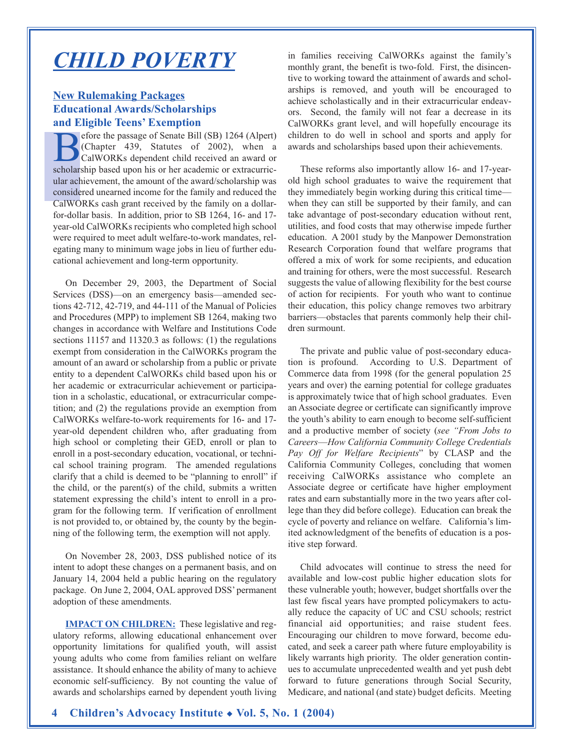# *CHILD POVERTY*

### New Rulemaking Packages Educational Awards/Scholarships and Eligible Teens' Exemption

Before the passage of Senate Bill (SB) 1264 (Alpert) (Chapter 439, Statutes of 2002), when a CalWORKs dependent child received an award or scholarship based upon his or her academic or extracurricular achievement, the amount of the award/scholarship was considered unearned income for the family and reduced the CalWORKs cash grant received by the family on a dollar-for-dollar basis. In addition, prior to SB 1264, 16- and 17-year-old CalWORKs recipients who completed high school were required to meet adult welfare-to-work mandates, relegating many to minimum wage jobs in lieu of further educational achievement and long-term opportunity.

On December 29, 2003, the Department of Social Services (DSS)—on an emergency basis—amended sections 42-712, 42-719, and 44-111 of the Manual of Policies and Procedures (MPP) to implement SB 1264, making two changes in accordance with Welfare and Institutions Code sections 11157 and 11320.3 as follows: (1) the regulations exempt from consideration in the CalWORKs program the amount of an award or scholarship from a public or private entity to a dependent CalWORKs child based upon his or her academic or extracurricular achievement or participation in a scholastic, educational, or extracurricular competition; and (2) the regulations provide an exemption from CalWORKs welfare-to-work requirements for 16- and 17-year-old dependent children who, after graduating from high school or completing their GED, enroll or plan to enroll in a post-secondary education, vocational, or technical school training program. The amended regulations clarify that a child is deemed to be "planning to enroll" if the child, or the parent(s) of the child, submits a written statement expressing the child's intent to enroll in a program for the following term. If verification of enrollment is not provided to, or obtained by, the county by the beginning of the following term, the exemption will not apply.

On November 28, 2003, DSS published notice of its intent to adopt these changes on a permanent basis, and on January 14, 2004 held a public hearing on the regulatory package. On June 2, 2004, OAL approved DSS' permanent adoption of these amendments.

**IMPACT ON CHILDREN:** These legislative and regulatory reforms, allowing educational enhancement over opportunity limitations for qualified youth, will assist young adults who come from families reliant on welfare assistance. It should enhance the ability of many to achieve economic self-sufficiency. By not counting the value of awards and scholarships earned by dependent youth living in families receiving CalWORKs against the family's monthly grant, the benefit is two-fold. First, the disincentive to working toward the attainment of awards and scholarships is removed, and youth will be encouraged to achieve scholastically and in their extracurricular endeavors. Second, the family will not fear a decrease in its CalWORKs grant level, and will hopefully encourage its children to do well in school and sports and apply for awards and scholarships based upon their achievements.

These reforms also importantly allow 16- and 17-year-old high school graduates to waive the requirement that they immediately begin working during this critical time—when they can still be supported by their family, and can take advantage of post-secondary education without rent, utilities, and food costs that may otherwise impede further education. A 2001 study by the Manpower Demonstration Research Corporation found that welfare programs that offered a mix of work for some recipients, and education and training for others, were the most successful. Research suggests the value of allowing flexibility for the best course of action for recipients. For youth who want to continue their education, this policy change removes two arbitrary barriers—obstacles that parents commonly help their children surmount.

The private and public value of post-secondary education is profound. According to U.S. Department of Commerce data from 1998 (for the general population 25 years and over) the earning potential for college graduates is approximately twice that of high school graduates. Even an Associate degree or certificate can significantly improve the youth's ability to earn enough to become self-sufficient and a productive member of society (*see "From Jobs to Careers—How California Community College Credentials Pay Off for Welfare Recipients*" by CLASP and the California Community Colleges, concluding that women receiving CalWORKs assistance who complete an Associate degree or certificate have higher employment rates and earn substantially more in the two years after college than they did before college). Education can break the cycle of poverty and reliance on welfare. California's limited acknowledgment of the benefits of education is a positive step forward.

Child advocates will continue to stress the need for available and low-cost public higher education slots for these vulnerable youth; however, budget shortfalls over the last few fiscal years have prompted policymakers to actually reduce the capacity of UC and CSU schools; restrict financial aid opportunities; and raise student fees. Encouraging our children to move forward, become educated, and seek a career path where future employability is likely warrants high priority. The older generation continues to accumulate unprecedented wealth and yet push debt forward to future generations through Social Security, Medicare, and national (and state) budget deficits. Meeting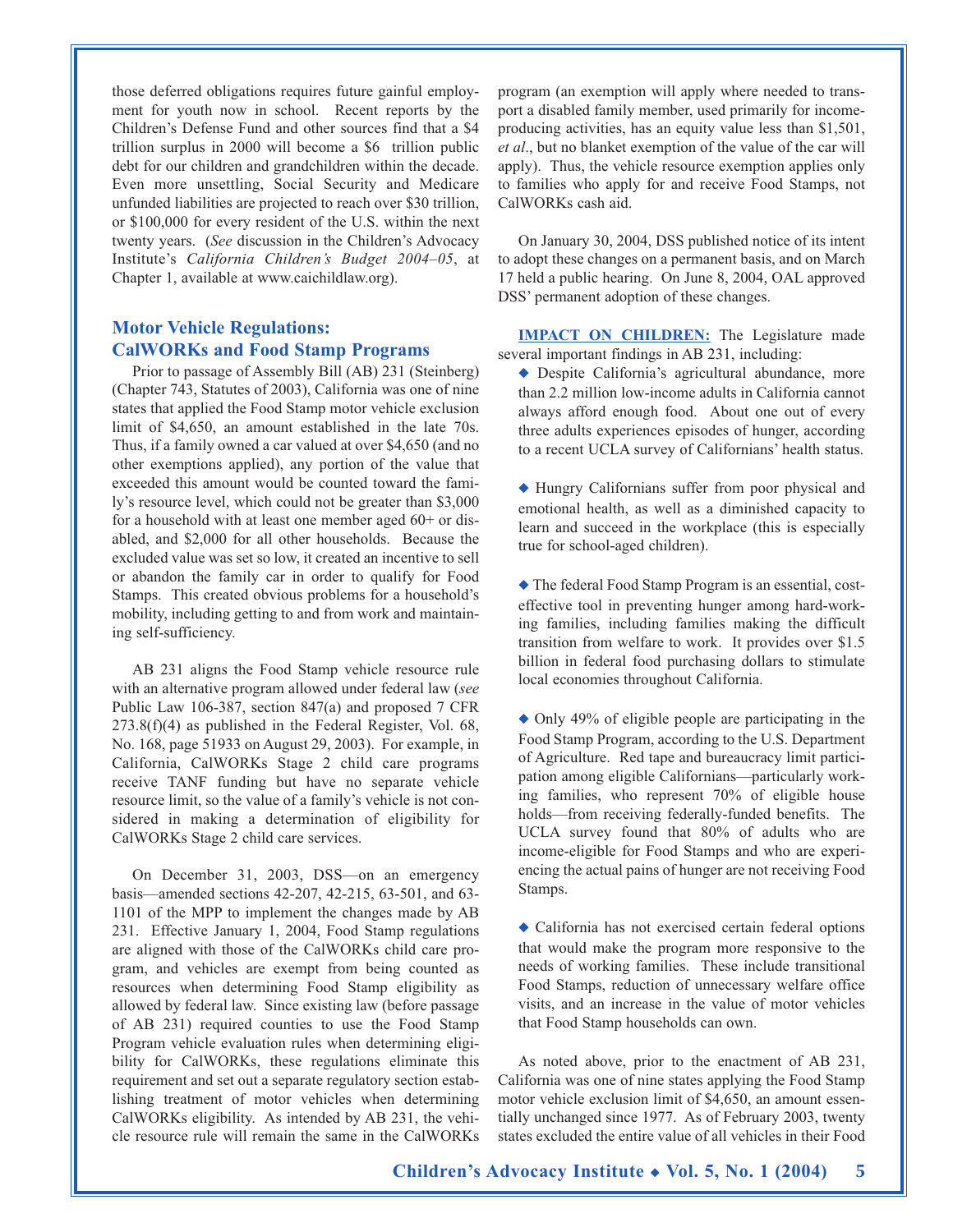those deferred obligations requires future gainful employment for youth now in school. Recent reports by the Children's Defense Fund and other sources find that a $4 trillion surplus in 2000 will become a $6 trillion public debt for our children and grandchildren within the decade. Even more unsettling, Social Security and Medicare unfunded liabilities are projected to reach over $30 trillion, or $100,000 for every resident of the U.S. within the next twenty years. (*See* discussion in the Children's Advocacy Institute's *California Children's Budget 2004–05*, at Chapter 1, available at www.caichildlaw.org).

### Motor Vehicle Regulations: CalWORKs and Food Stamp Programs

Prior to passage of Assembly Bill (AB) 231 (Steinberg) (Chapter 743, Statutes of 2003), California was one of nine states that applied the Food Stamp motor vehicle exclusion limit of $4,650, an amount established in the late 70s. Thus, if a family owned a car valued at over $4,650 (and no other exemptions applied), any portion of the value that exceeded this amount would be counted toward the family's resource level, which could not be greater than $3,000 for a household with at least one member aged 60+ or disabled, and $2,000 for all other households. Because the excluded value was set so low, it created an incentive to sell or abandon the family car in order to qualify for Food Stamps. This created obvious problems for a household's mobility, including getting to and from work and maintaining self-sufficiency.

AB 231 aligns the Food Stamp vehicle resource rule with an alternative program allowed under federal law (*see* Public Law 106-387, section 847(a) and proposed 7 CFR 273.8(f)(4) as published in the Federal Register, Vol. 68, No. 168, page 51933 on August 29, 2003). For example, in California, CalWORKs Stage 2 child care programs receive TANF funding but have no separate vehicle resource limit, so the value of a family's vehicle is not considered in making a determination of eligibility for CalWORKs Stage 2 child care services.

On December 31, 2003, DSS—on an emergency basis—amended sections 42-207, 42-215, 63-501, and 63-1101 of the MPP to implement the changes made by AB 231. Effective January 1, 2004, Food Stamp regulations are aligned with those of the CalWORKs child care program, and vehicles are exempt from being counted as resources when determining Food Stamp eligibility as allowed by federal law. Since existing law (before passage of AB 231) required counties to use the Food Stamp Program vehicle evaluation rules when determining eligibility for CalWORKs, these regulations eliminate this requirement and set out a separate regulatory section establishing treatment of motor vehicles when determining CalWORKs eligibility. As intended by AB 231, the vehicle resource rule will remain the same in the CalWORKs program (an exemption will apply where needed to transport a disabled family member, used primarily for income-producing activities, has an equity value less than $1,501, *et al*., but no blanket exemption of the value of the car will apply). Thus, the vehicle resource exemption applies only to families who apply for and receive Food Stamps, not CalWORKs cash aid.

On January 30, 2004, DSS published notice of its intent to adopt these changes on a permanent basis, and on March 17 held a public hearing. On June 8, 2004, OAL approved DSS' permanent adoption of these changes.

**IMPACT ON CHILDREN:** The Legislature made several important findings in AB 231, including:

- Despite California's agricultural abundance, more than 2.2 million low-income adults in California cannot always afford enough food. About one out of every three adults experiences episodes of hunger, according to a recent UCLA survey of Californians' health status.

- Hungry Californians suffer from poor physical and emotional health, as well as a diminished capacity to learn and succeed in the workplace (this is especially true for school-aged children).

- The federal Food Stamp Program is an essential, cost-effective tool in preventing hunger among hard-working families, including families making the difficult transition from welfare to work. It provides over $1.5 billion in federal food purchasing dollars to stimulate local economies throughout California.

- Only 49% of eligible people are participating in the Food Stamp Program, according to the U.S. Department of Agriculture. Red tape and bureaucracy limit participation among eligible Californians—particularly working families, who represent 70% of eligible households—from receiving federally-funded benefits. The UCLA survey found that 80% of adults who are income-eligible for Food Stamps and who are experiencing the actual pains of hunger are not receiving Food Stamps.

- California has not exercised certain federal options that would make the program more responsive to the needs of working families. These include transitional Food Stamps, reduction of unnecessary welfare office visits, and an increase in the value of motor vehicles that Food Stamp households can own.

As noted above, prior to the enactment of AB 231, California was one of nine states applying the Food Stamp motor vehicle exclusion limit of $4,650, an amount essentially unchanged since 1977. As of February 2003, twenty states excluded the entire value of all vehicles in their Food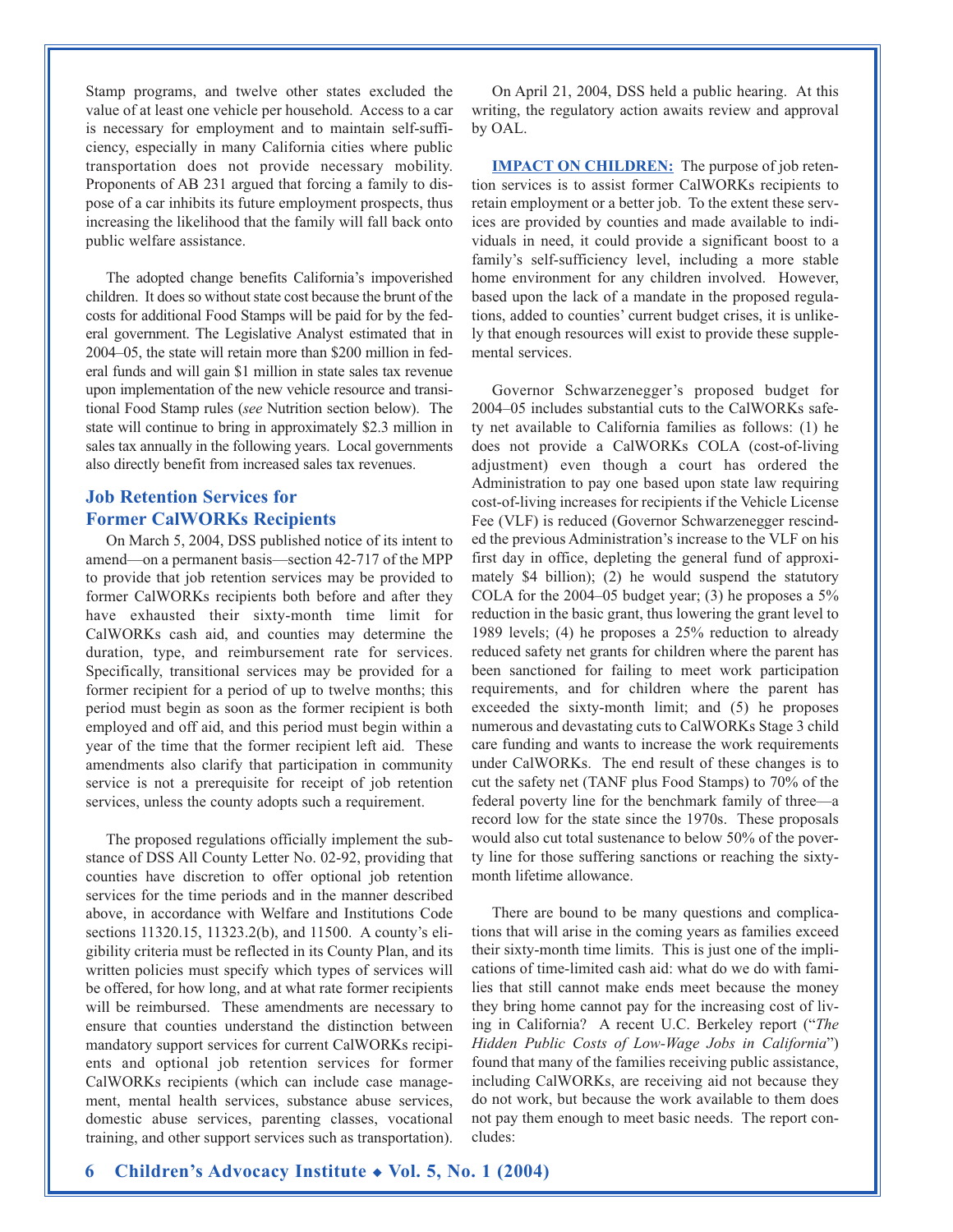Stamp programs, and twelve other states excluded the value of at least one vehicle per household. Access to a car is necessary for employment and to maintain self-sufficiency, especially in many California cities where public transportation does not provide necessary mobility. Proponents of AB 231 argued that forcing a family to dispose of a car inhibits its future employment prospects, thus increasing the likelihood that the family will fall back onto public welfare assistance.

The adopted change benefits California's impoverished children. It does so without state cost because the brunt of the costs for additional Food Stamps will be paid for by the federal government. The Legislative Analyst estimated that in 2004–05, the state will retain more than $200 million in federal funds and will gain $1 million in state sales tax revenue upon implementation of the new vehicle resource and transitional Food Stamp rules (*see* Nutrition section below). The state will continue to bring in approximately $2.3 million in sales tax annually in the following years. Local governments also directly benefit from increased sales tax revenues.

## Job Retention Services for Former CalWORKs Recipients

On March 5, 2004, DSS published notice of its intent to amend—on a permanent basis—section 42-717 of the MPP to provide that job retention services may be provided to former CalWORKs recipients both before and after they have exhausted their sixty-month time limit for CalWORKs cash aid, and counties may determine the duration, type, and reimbursement rate for services. Specifically, transitional services may be provided for a former recipient for a period of up to twelve months; this period must begin as soon as the former recipient is both employed and off aid, and this period must begin within a year of the time that the former recipient left aid. These amendments also clarify that participation in community service is not a prerequisite for receipt of job retention services, unless the county adopts such a requirement.

The proposed regulations officially implement the substance of DSS All County Letter No. 02-92, providing that counties have discretion to offer optional job retention services for the time periods and in the manner described above, in accordance with Welfare and Institutions Code sections 11320.15, 11323.2(b), and 11500. A county's eligibility criteria must be reflected in its County Plan, and its written policies must specify which types of services will be offered, for how long, and at what rate former recipients will be reimbursed. These amendments are necessary to ensure that counties understand the distinction between mandatory support services for current CalWORKs recipients and optional job retention services for former CalWORKs recipients (which can include case management, mental health services, substance abuse services, domestic abuse services, parenting classes, vocational training, and other support services such as transportation).

On April 21, 2004, DSS held a public hearing. At this writing, the regulatory action awaits review and approval by OAL.

**IMPACT ON CHILDREN:** The purpose of job retention services is to assist former CalWORKs recipients to retain employment or a better job. To the extent these services are provided by counties and made available to individuals in need, it could provide a significant boost to a family's self-sufficiency level, including a more stable home environment for any children involved. However, based upon the lack of a mandate in the proposed regulations, added to counties' current budget crises, it is unlikely that enough resources will exist to provide these supplemental services.

Governor Schwarzenegger's proposed budget for 2004–05 includes substantial cuts to the CalWORKs safety net available to California families as follows: (1) he does not provide a CalWORKs COLA (cost-of-living adjustment) even though a court has ordered the Administration to pay one based upon state law requiring cost-of-living increases for recipients if the Vehicle License Fee (VLF) is reduced (Governor Schwarzenegger rescinded the previous Administration's increase to the VLF on his first day in office, depleting the general fund of approximately $4 billion); (2) he would suspend the statutory COLA for the 2004–05 budget year; (3) he proposes a 5% reduction in the basic grant, thus lowering the grant level to 1989 levels; (4) he proposes a 25% reduction to already reduced safety net grants for children where the parent has been sanctioned for failing to meet work participation requirements, and for children where the parent has exceeded the sixty-month limit; and (5) he proposes numerous and devastating cuts to CalWORKs Stage 3 child care funding and wants to increase the work requirements under CalWORKs. The end result of these changes is to cut the safety net (TANF plus Food Stamps) to 70% of the federal poverty line for the benchmark family of three—a record low for the state since the 1970s. These proposals would also cut total sustenance to below 50% of the poverty line for those suffering sanctions or reaching the sixty-month lifetime allowance.

There are bound to be many questions and complications that will arise in the coming years as families exceed their sixty-month time limits. This is just one of the implications of time-limited cash aid: what do we do with families that still cannot make ends meet because the money they bring home cannot pay for the increasing cost of living in California? A recent U.C. Berkeley report ("*The Hidden Public Costs of Low-Wage Jobs in California*") found that many of the families receiving public assistance, including CalWORKs, are receiving aid not because they do not work, but because the work available to them does not pay them enough to meet basic needs. The report concludes: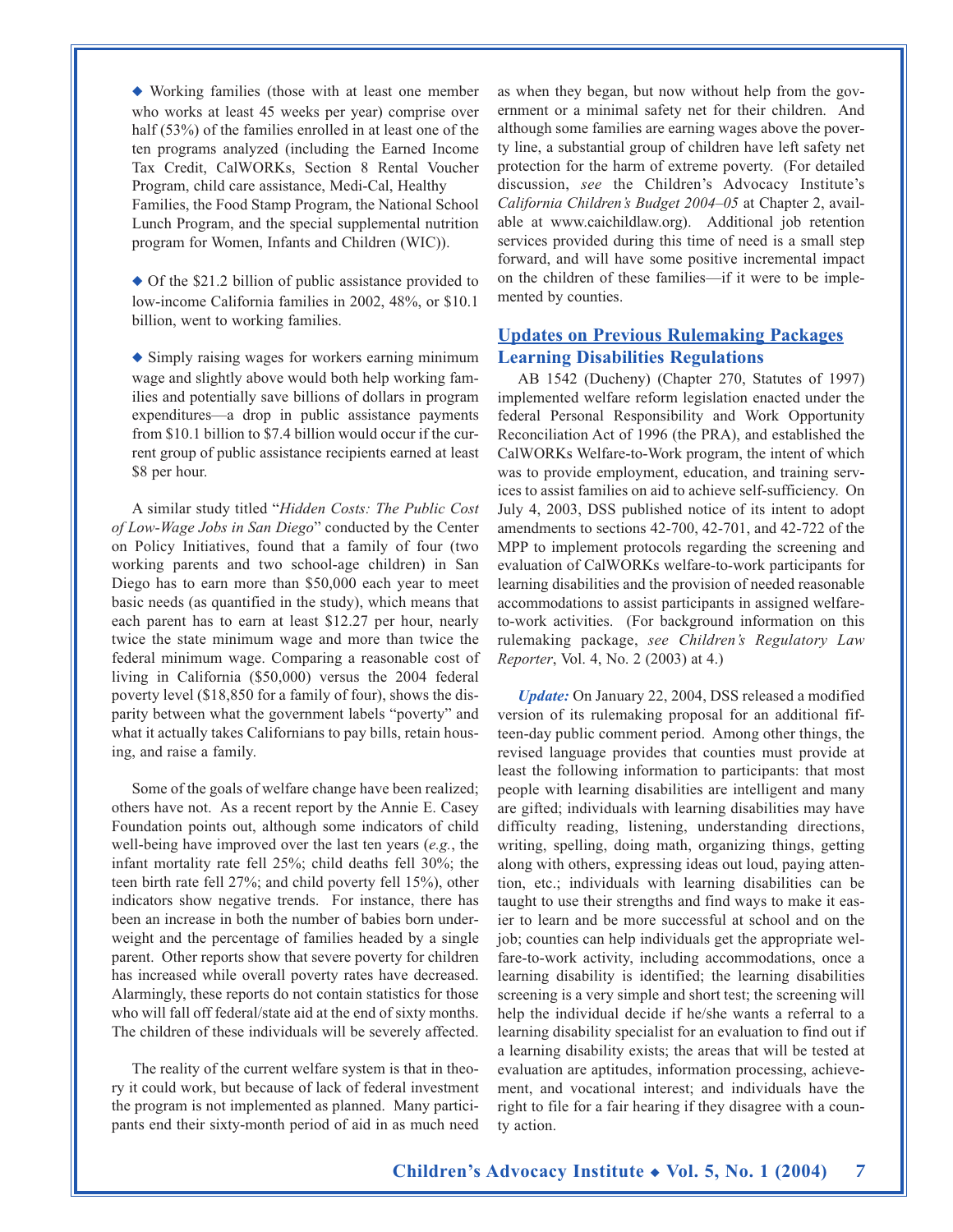◆ Working families (those with at least one member who works at least 45 weeks per year) comprise over half (53%) of the families enrolled in at least one of the ten programs analyzed (including the Earned Income Tax Credit, CalWORKs, Section 8 Rental Voucher Program, child care assistance, Medi-Cal, Healthy Families, the Food Stamp Program, the National School Lunch Program, and the special supplemental nutrition program for Women, Infants and Children (WIC)).

◆ Of the $21.2 billion of public assistance provided to low-income California families in 2002, 48%, or $10.1 billion, went to working families.

◆ Simply raising wages for workers earning minimum wage and slightly above would both help working families and potentially save billions of dollars in program expenditures—a drop in public assistance payments from $10.1 billion to $7.4 billion would occur if the current group of public assistance recipients earned at least $8 per hour.

A similar study titled "*Hidden Costs: The Public Cost of Low-Wage Jobs in San Diego*" conducted by the Center on Policy Initiatives, found that a family of four (two working parents and two school-age children) in San Diego has to earn more than $50,000 each year to meet basic needs (as quantified in the study), which means that each parent has to earn at least $12.27 per hour, nearly twice the state minimum wage and more than twice the federal minimum wage. Comparing a reasonable cost of living in California ($50,000) versus the 2004 federal poverty level ($18,850 for a family of four), shows the disparity between what the government labels "poverty" and what it actually takes Californians to pay bills, retain housing, and raise a family.

Some of the goals of welfare change have been realized; others have not. As a recent report by the Annie E. Casey Foundation points out, although some indicators of child well-being have improved over the last ten years (*e.g.*, the infant mortality rate fell 25%; child deaths fell 30%; the teen birth rate fell 27%; and child poverty fell 15%), other indicators show negative trends. For instance, there has been an increase in both the number of babies born underweight and the percentage of families headed by a single parent. Other reports show that severe poverty for children has increased while overall poverty rates have decreased. Alarmingly, these reports do not contain statistics for those who will fall off federal/state aid at the end of sixty months. The children of these individuals will be severely affected.

The reality of the current welfare system is that in theory it could work, but because of lack of federal investment the program is not implemented as planned. Many participants end their sixty-month period of aid in as much need as when they began, but now without help from the government or a minimal safety net for their children. And although some families are earning wages above the poverty line, a substantial group of children have left safety net protection for the harm of extreme poverty. (For detailed discussion, *see* the Children's Advocacy Institute's *California Children's Budget 2004–05* at Chapter 2, available at www.caichildlaw.org). Additional job retention services provided during this time of need is a small step forward, and will have some positive incremental impact on the children of these families—if it were to be implemented by counties.

## Updates on Previous Rulemaking Packages

### Learning Disabilities Regulations

AB 1542 (Ducheny) (Chapter 270, Statutes of 1997) implemented welfare reform legislation enacted under the federal Personal Responsibility and Work Opportunity Reconciliation Act of 1996 (the PRA), and established the CalWORKs Welfare-to-Work program, the intent of which was to provide employment, education, and training services to assist families on aid to achieve self-sufficiency. On July 4, 2003, DSS published notice of its intent to adopt amendments to sections 42-700, 42-701, and 42-722 of the MPP to implement protocols regarding the screening and evaluation of CalWORKs welfare-to-work participants for learning disabilities and the provision of needed reasonable accommodations to assist participants in assigned welfare-to-work activities. (For background information on this rulemaking package, *see Children's Regulatory Law Reporter*, Vol. 4, No. 2 (2003) at 4.)

***Update:*** On January 22, 2004, DSS released a modified version of its rulemaking proposal for an additional fifteen-day public comment period. Among other things, the revised language provides that counties must provide at least the following information to participants: that most people with learning disabilities are intelligent and many are gifted; individuals with learning disabilities may have difficulty reading, listening, understanding directions, writing, spelling, doing math, organizing things, getting along with others, expressing ideas out loud, paying attention, etc.; individuals with learning disabilities can be taught to use their strengths and find ways to make it easier to learn and be more successful at school and on the job; counties can help individuals get the appropriate welfare-to-work activity, including accommodations, once a learning disability is identified; the learning disabilities screening is a very simple and short test; the screening will help the individual decide if he/she wants a referral to a learning disability specialist for an evaluation to find out if a learning disability exists; the areas that will be tested at evaluation are aptitudes, information processing, achievement, and vocational interest; and individuals have the right to file for a fair hearing if they disagree with a county action.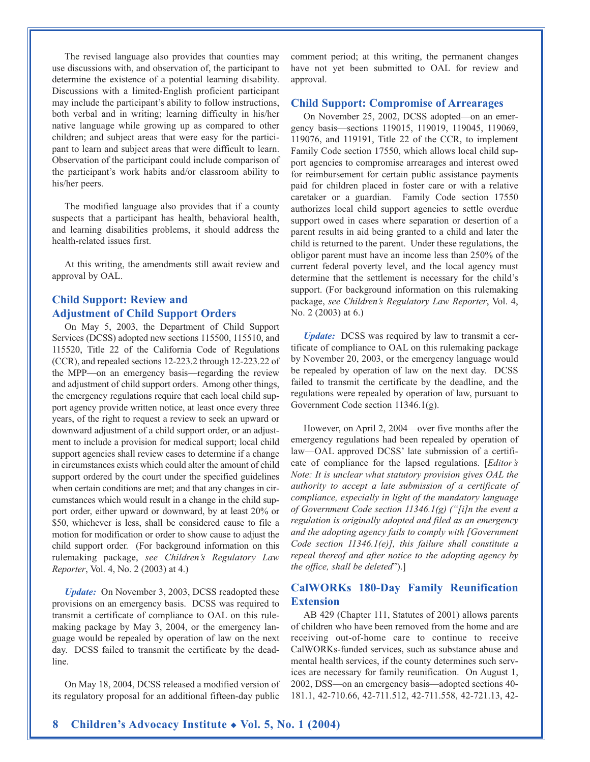The revised language also provides that counties may use discussions with, and observation of, the participant to determine the existence of a potential learning disability. Discussions with a limited-English proficient participant may include the participant's ability to follow instructions, both verbal and in writing; learning difficulty in his/her native language while growing up as compared to other children; and subject areas that were easy for the participant to learn and subject areas that were difficult to learn. Observation of the participant could include comparison of the participant's work habits and/or classroom ability to his/her peers.

The modified language also provides that if a county suspects that a participant has health, behavioral health, and learning disabilities problems, it should address the health-related issues first.

At this writing, the amendments still await review and approval by OAL.

## Child Support: Review and Adjustment of Child Support Orders

On May 5, 2003, the Department of Child Support Services (DCSS) adopted new sections 115500, 115510, and 115520, Title 22 of the California Code of Regulations (CCR), and repealed sections 12-223.2 through 12-223.22 of the MPP—on an emergency basis—regarding the review and adjustment of child support orders. Among other things, the emergency regulations require that each local child support agency provide written notice, at least once every three years, of the right to request a review to seek an upward or downward adjustment of a child support order, or an adjustment to include a provision for medical support; local child support agencies shall review cases to determine if a change in circumstances exists which could alter the amount of child support ordered by the court under the specified guidelines when certain conditions are met; and that any changes in circumstances which would result in a change in the child support order, either upward or downward, by at least 20% or $50, whichever is less, shall be considered cause to file a motion for modification or order to show cause to adjust the child support order. (For background information on this rulemaking package, *see Children's Regulatory Law Reporter*, Vol. 4, No. 2 (2003) at 4.)

*Update:* On November 3, 2003, DCSS readopted these provisions on an emergency basis. DCSS was required to transmit a certificate of compliance to OAL on this rulemaking package by May 3, 2004, or the emergency language would be repealed by operation of law on the next day. DCSS failed to transmit the certificate by the deadline.

On May 18, 2004, DCSS released a modified version of its regulatory proposal for an additional fifteen-day public comment period; at this writing, the permanent changes have not yet been submitted to OAL for review and approval.

## Child Support: Compromise of Arrearages

On November 25, 2002, DCSS adopted—on an emergency basis—sections 119015, 119019, 119045, 119069, 119076, and 119191, Title 22 of the CCR, to implement Family Code section 17550, which allows local child support agencies to compromise arrearages and interest owed for reimbursement for certain public assistance payments paid for children placed in foster care or with a relative caretaker or a guardian. Family Code section 17550 authorizes local child support agencies to settle overdue support owed in cases where separation or desertion of a parent results in aid being granted to a child and later the child is returned to the parent. Under these regulations, the obligor parent must have an income less than 250% of the current federal poverty level, and the local agency must determine that the settlement is necessary for the child's support. (For background information on this rulemaking package, *see Children's Regulatory Law Reporter*, Vol. 4, No. 2 (2003) at 6.)

*Update:* DCSS was required by law to transmit a certificate of compliance to OAL on this rulemaking package by November 20, 2003, or the emergency language would be repealed by operation of law on the next day. DCSS failed to transmit the certificate by the deadline, and the regulations were repealed by operation of law, pursuant to Government Code section 11346.1(g).

However, on April 2, 2004—over five months after the emergency regulations had been repealed by operation of law—OAL approved DCSS' late submission of a certificate of compliance for the lapsed regulations. [*Editor's Note: It is unclear what statutory provision gives OAL the authority to accept a late submission of a certificate of compliance, especially in light of the mandatory language of Government Code section 11346.1(g) ("[i]n the event a regulation is originally adopted and filed as an emergency and the adopting agency fails to comply with [Government Code section 11346.1(e)], this failure shall constitute a repeal thereof and after notice to the adopting agency by the office, shall be deleted*").]

## CalWORKs 180-Day Family Reunification Extension

AB 429 (Chapter 111, Statutes of 2001) allows parents of children who have been removed from the home and are receiving out-of-home care to continue to receive CalWORKs-funded services, such as substance abuse and mental health services, if the county determines such services are necessary for family reunification. On August 1, 2002, DSS—on an emergency basis—adopted sections 40-181.1, 42-710.66, 42-711.512, 42-711.558, 42-721.13, 42-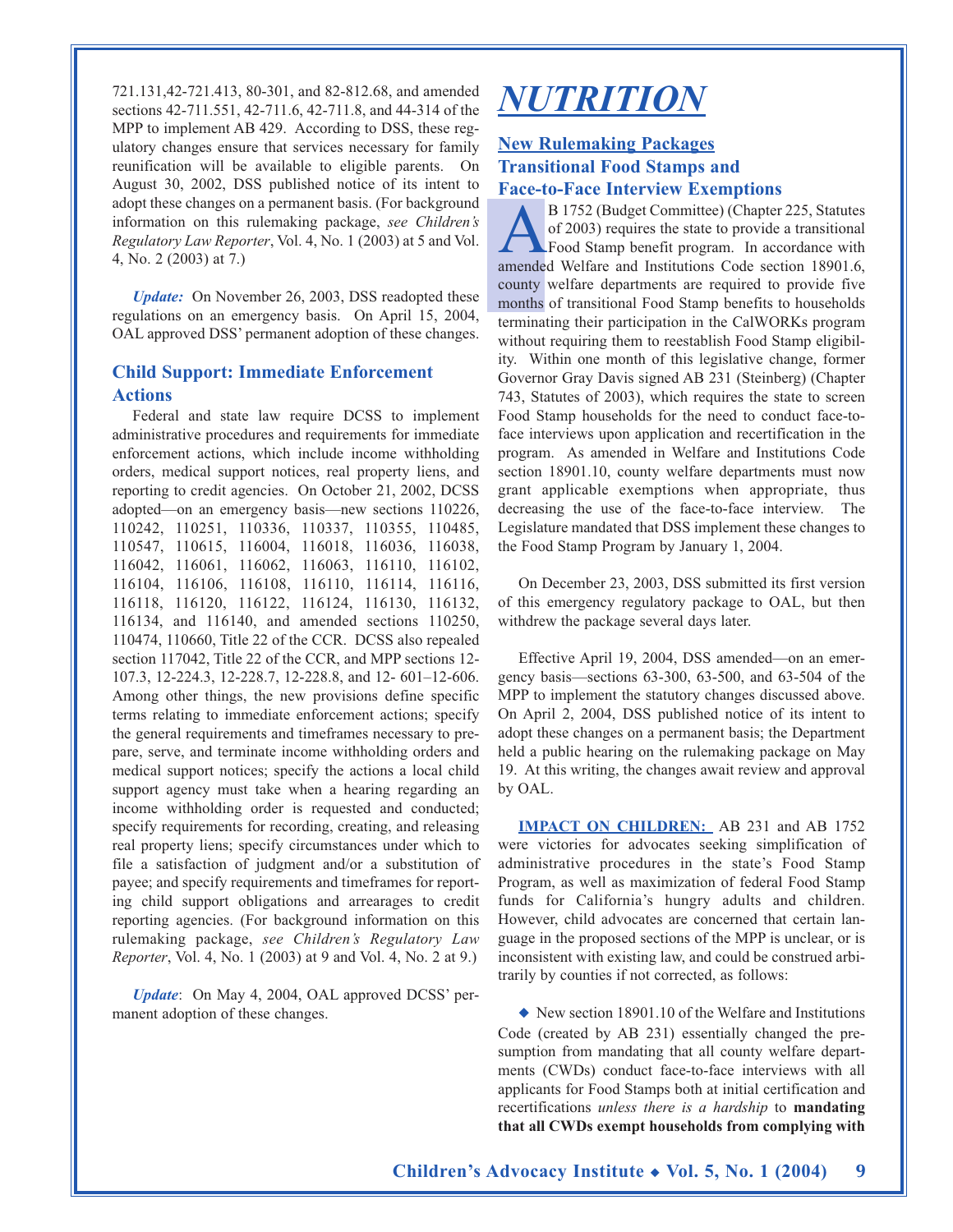721.131,42-721.413, 80-301, and 82-812.68, and amended sections 42-711.551, 42-711.6, 42-711.8, and 44-314 of the MPP to implement AB 429. According to DSS, these regulatory changes ensure that services necessary for family reunification will be available to eligible parents. On August 30, 2002, DSS published notice of its intent to adopt these changes on a permanent basis. (For background information on this rulemaking package, *see Children's Regulatory Law Reporter*, Vol. 4, No. 1 (2003) at 5 and Vol. 4, No. 2 (2003) at 7.)

***Update:*** On November 26, 2003, DSS readopted these regulations on an emergency basis. On April 15, 2004, OAL approved DSS' permanent adoption of these changes.

### Child Support: Immediate Enforcement Actions

Federal and state law require DCSS to implement administrative procedures and requirements for immediate enforcement actions, which include income withholding orders, medical support notices, real property liens, and reporting to credit agencies. On October 21, 2002, DCSS adopted—on an emergency basis—new sections 110226, 110242, 110251, 110336, 110337, 110355, 110485, 110547, 110615, 116004, 116018, 116036, 116038, 116042, 116061, 116062, 116063, 116110, 116102, 116104, 116106, 116108, 116110, 116114, 116116, 116118, 116120, 116122, 116124, 116130, 116132, 116134, and 116140, and amended sections 110250, 110474, 110660, Title 22 of the CCR. DCSS also repealed section 117042, Title 22 of the CCR, and MPP sections 12-107.3, 12-224.3, 12-228.7, 12-228.8, and 12- 601–12-606. Among other things, the new provisions define specific terms relating to immediate enforcement actions; specify the general requirements and timeframes necessary to prepare, serve, and terminate income withholding orders and medical support notices; specify the actions a local child support agency must take when a hearing regarding an income withholding order is requested and conducted; specify requirements for recording, creating, and releasing real property liens; specify circumstances under which to file a satisfaction of judgment and/or a substitution of payee; and specify requirements and timeframes for reporting child support obligations and arrearages to credit reporting agencies. (For background information on this rulemaking package, *see Children's Regulatory Law Reporter*, Vol. 4, No. 1 (2003) at 9 and Vol. 4, No. 2 at 9.)

***Update***: On May 4, 2004, OAL approved DCSS' permanent adoption of these changes.

# NUTRITION

### New Rulemaking Packages Transitional Food Stamps and Face-to-Face Interview Exemptions

AB 1752 (Budget Committee) (Chapter 225, Statutes of 2003) requires the state to provide a transitional Food Stamp benefit program. In accordance with amended Welfare and Institutions Code section 18901.6, county welfare departments are required to provide five months of transitional Food Stamp benefits to households terminating their participation in the CalWORKs program without requiring them to reestablish Food Stamp eligibility. Within one month of this legislative change, former Governor Gray Davis signed AB 231 (Steinberg) (Chapter 743, Statutes of 2003), which requires the state to screen Food Stamp households for the need to conduct face-to-face interviews upon application and recertification in the program. As amended in Welfare and Institutions Code section 18901.10, county welfare departments must now grant applicable exemptions when appropriate, thus decreasing the use of the face-to-face interview. The Legislature mandated that DSS implement these changes to the Food Stamp Program by January 1, 2004.

On December 23, 2003, DSS submitted its first version of this emergency regulatory package to OAL, but then withdrew the package several days later.

Effective April 19, 2004, DSS amended—on an emergency basis—sections 63-300, 63-500, and 63-504 of the MPP to implement the statutory changes discussed above. On April 2, 2004, DSS published notice of its intent to adopt these changes on a permanent basis; the Department held a public hearing on the rulemaking package on May 19. At this writing, the changes await review and approval by OAL.

**IMPACT ON CHILDREN:** AB 231 and AB 1752 were victories for advocates seeking simplification of administrative procedures in the state's Food Stamp Program, as well as maximization of federal Food Stamp funds for California's hungry adults and children. However, child advocates are concerned that certain language in the proposed sections of the MPP is unclear, or is inconsistent with existing law, and could be construed arbitrarily by counties if not corrected, as follows:

◆ New section 18901.10 of the Welfare and Institutions Code (created by AB 231) essentially changed the presumption from mandating that all county welfare departments (CWDs) conduct face-to-face interviews with all applicants for Food Stamps both at initial certification and recertifications *unless there is a hardship* to **mandating that all CWDs exempt households from complying with**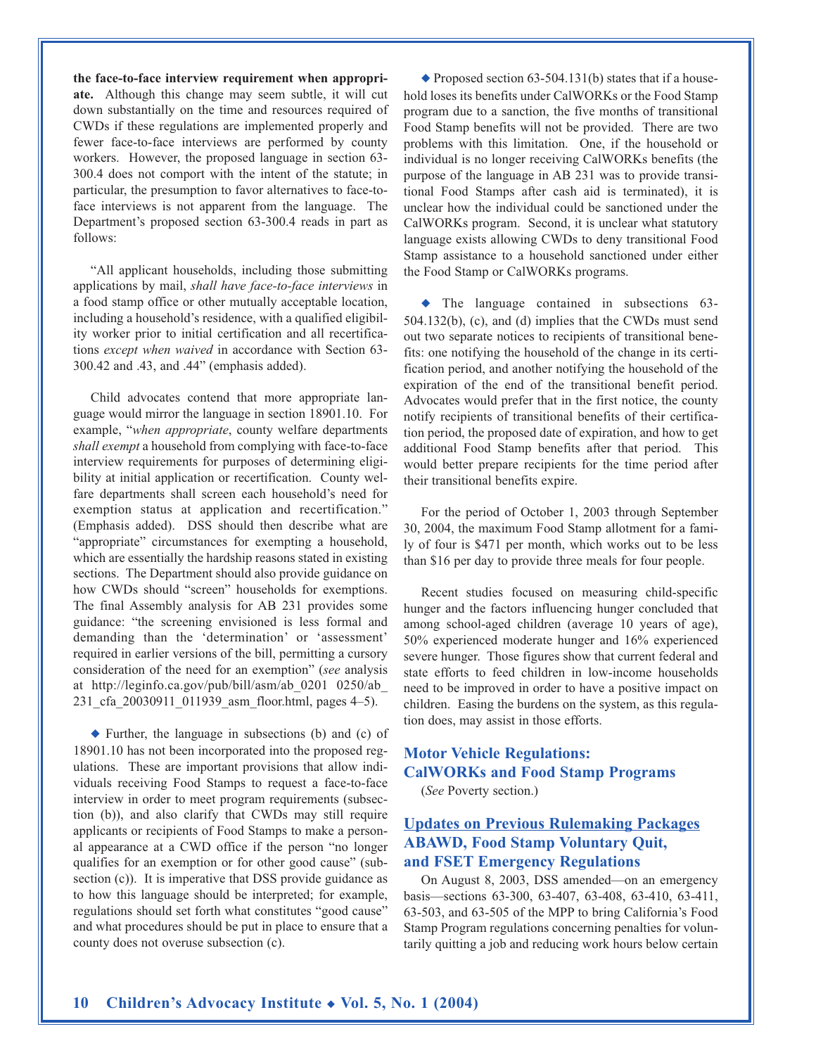**the face-to-face interview requirement when appropriate.** Although this change may seem subtle, it will cut down substantially on the time and resources required of CWDs if these regulations are implemented properly and fewer face-to-face interviews are performed by county workers. However, the proposed language in section 63-300.4 does not comport with the intent of the statute; in particular, the presumption to favor alternatives to face-to-face interviews is not apparent from the language. The Department's proposed section 63-300.4 reads in part as follows:

"All applicant households, including those submitting applications by mail, *shall have face-to-face interviews* in a food stamp office or other mutually acceptable location, including a household's residence, with a qualified eligibility worker prior to initial certification and all recertifications *except when waived* in accordance with Section 63-300.42 and .43, and .44" (emphasis added).

Child advocates contend that more appropriate language would mirror the language in section 18901.10. For example, "*when appropriate*, county welfare departments *shall exempt* a household from complying with face-to-face interview requirements for purposes of determining eligibility at initial application or recertification. County welfare departments shall screen each household's need for exemption status at application and recertification." (Emphasis added). DSS should then describe what are "appropriate" circumstances for exempting a household, which are essentially the hardship reasons stated in existing sections. The Department should also provide guidance on how CWDs should "screen" households for exemptions. The final Assembly analysis for AB 231 provides some guidance: "the screening envisioned is less formal and demanding than the 'determination' or 'assessment' required in earlier versions of the bill, permitting a cursory consideration of the need for an exemption" (*see* analysis at http://leginfo.ca.gov/pub/bill/asm/ab_0201 0250/ab_231_cfa_20030911_011939_asm_floor.html, pages 4–5).

◆ Further, the language in subsections (b) and (c) of 18901.10 has not been incorporated into the proposed regulations. These are important provisions that allow individuals receiving Food Stamps to request a face-to-face interview in order to meet program requirements (subsection (b)), and also clarify that CWDs may still require applicants or recipients of Food Stamps to make a personal appearance at a CWD office if the person "no longer qualifies for an exemption or for other good cause" (subsection (c)). It is imperative that DSS provide guidance as to how this language should be interpreted; for example, regulations should set forth what constitutes "good cause" and what procedures should be put in place to ensure that a county does not overuse subsection (c).

◆ Proposed section 63-504.131(b) states that if a household loses its benefits under CalWORKs or the Food Stamp program due to a sanction, the five months of transitional Food Stamp benefits will not be provided. There are two problems with this limitation. One, if the household or individual is no longer receiving CalWORKs benefits (the purpose of the language in AB 231 was to provide transitional Food Stamps after cash aid is terminated), it is unclear how the individual could be sanctioned under the CalWORKs program. Second, it is unclear what statutory language exists allowing CWDs to deny transitional Food Stamp assistance to a household sanctioned under either the Food Stamp or CalWORKs programs.

◆ The language contained in subsections 63-504.132(b), (c), and (d) implies that the CWDs must send out two separate notices to recipients of transitional benefits: one notifying the household of the change in its certification period, and another notifying the household of the expiration of the end of the transitional benefit period. Advocates would prefer that in the first notice, the county notify recipients of transitional benefits of their certification period, the proposed date of expiration, and how to get additional Food Stamp benefits after that period. This would better prepare recipients for the time period after their transitional benefits expire.

For the period of October 1, 2003 through September 30, 2004, the maximum Food Stamp allotment for a family of four is $471 per month, which works out to be less than $16 per day to provide three meals for four people.

Recent studies focused on measuring child-specific hunger and the factors influencing hunger concluded that among school-aged children (average 10 years of age), 50% experienced moderate hunger and 16% experienced severe hunger. Those figures show that current federal and state efforts to feed children in low-income households need to be improved in order to have a positive impact on children. Easing the burdens on the system, as this regulation does, may assist in those efforts.

### Motor Vehicle Regulations: CalWORKs and Food Stamp Programs

(*See* Poverty section.)

### Updates on Previous Rulemaking Packages ABAWD, Food Stamp Voluntary Quit, and FSET Emergency Regulations

On August 8, 2003, DSS amended—on an emergency basis—sections 63-300, 63-407, 63-408, 63-410, 63-411, 63-503, and 63-505 of the MPP to bring California's Food Stamp Program regulations concerning penalties for voluntarily quitting a job and reducing work hours below certain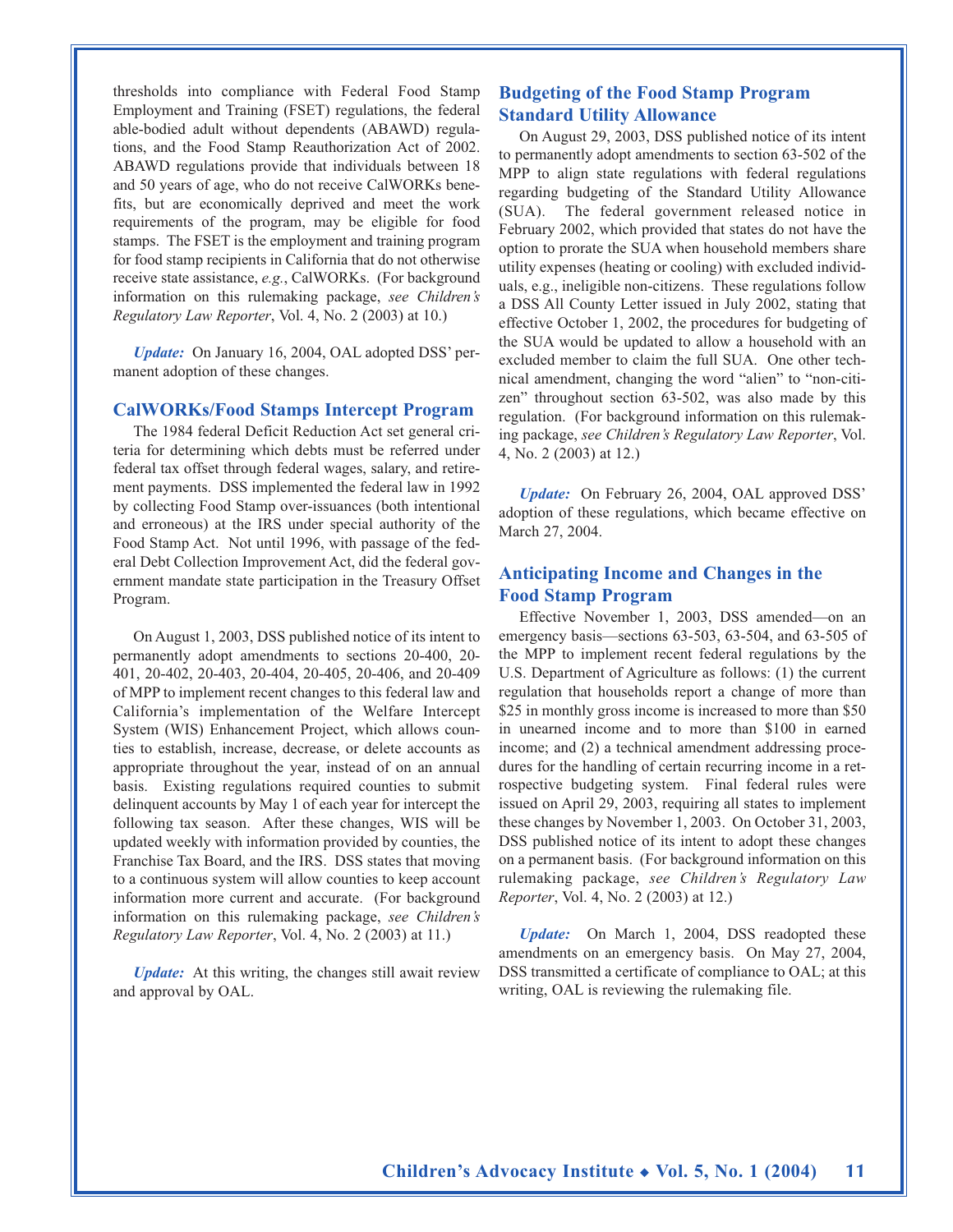thresholds into compliance with Federal Food Stamp Employment and Training (FSET) regulations, the federal able-bodied adult without dependents (ABAWD) regulations, and the Food Stamp Reauthorization Act of 2002. ABAWD regulations provide that individuals between 18 and 50 years of age, who do not receive CalWORKs benefits, but are economically deprived and meet the work requirements of the program, may be eligible for food stamps. The FSET is the employment and training program for food stamp recipients in California that do not otherwise receive state assistance, *e.g.*, CalWORKs. (For background information on this rulemaking package, *see Children's Regulatory Law Reporter*, Vol. 4, No. 2 (2003) at 10.)

***Update:*** On January 16, 2004, OAL adopted DSS' permanent adoption of these changes.

### CalWORKs/Food Stamps Intercept Program

The 1984 federal Deficit Reduction Act set general criteria for determining which debts must be referred under federal tax offset through federal wages, salary, and retirement payments. DSS implemented the federal law in 1992 by collecting Food Stamp over-issuances (both intentional and erroneous) at the IRS under special authority of the Food Stamp Act. Not until 1996, with passage of the federal Debt Collection Improvement Act, did the federal government mandate state participation in the Treasury Offset Program.

On August 1, 2003, DSS published notice of its intent to permanently adopt amendments to sections 20-400, 20-401, 20-402, 20-403, 20-404, 20-405, 20-406, and 20-409 of MPP to implement recent changes to this federal law and California's implementation of the Welfare Intercept System (WIS) Enhancement Project, which allows counties to establish, increase, decrease, or delete accounts as appropriate throughout the year, instead of on an annual basis. Existing regulations required counties to submit delinquent accounts by May 1 of each year for intercept the following tax season. After these changes, WIS will be updated weekly with information provided by counties, the Franchise Tax Board, and the IRS. DSS states that moving to a continuous system will allow counties to keep account information more current and accurate. (For background information on this rulemaking package, *see Children's Regulatory Law Reporter*, Vol. 4, No. 2 (2003) at 11.)

***Update:*** At this writing, the changes still await review and approval by OAL.

### Budgeting of the Food Stamp Program Standard Utility Allowance

On August 29, 2003, DSS published notice of its intent to permanently adopt amendments to section 63-502 of the MPP to align state regulations with federal regulations regarding budgeting of the Standard Utility Allowance (SUA). The federal government released notice in February 2002, which provided that states do not have the option to prorate the SUA when household members share utility expenses (heating or cooling) with excluded individuals, e.g., ineligible non-citizens. These regulations follow a DSS All County Letter issued in July 2002, stating that effective October 1, 2002, the procedures for budgeting of the SUA would be updated to allow a household with an excluded member to claim the full SUA. One other technical amendment, changing the word "alien" to "non-citizen" throughout section 63-502, was also made by this regulation. (For background information on this rulemaking package, *see Children's Regulatory Law Reporter*, Vol. 4, No. 2 (2003) at 12.)

***Update:*** On February 26, 2004, OAL approved DSS' adoption of these regulations, which became effective on March 27, 2004.

### Anticipating Income and Changes in the Food Stamp Program

Effective November 1, 2003, DSS amended—on an emergency basis—sections 63-503, 63-504, and 63-505 of the MPP to implement recent federal regulations by the U.S. Department of Agriculture as follows: (1) the current regulation that households report a change of more than $25 in monthly gross income is increased to more than $50 in unearned income and to more than $100 in earned income; and (2) a technical amendment addressing procedures for the handling of certain recurring income in a retrospective budgeting system. Final federal rules were issued on April 29, 2003, requiring all states to implement these changes by November 1, 2003. On October 31, 2003, DSS published notice of its intent to adopt these changes on a permanent basis. (For background information on this rulemaking package, *see Children's Regulatory Law Reporter*, Vol. 4, No. 2 (2003) at 12.)

***Update:*** On March 1, 2004, DSS readopted these amendments on an emergency basis. On May 27, 2004, DSS transmitted a certificate of compliance to OAL; at this writing, OAL is reviewing the rulemaking file.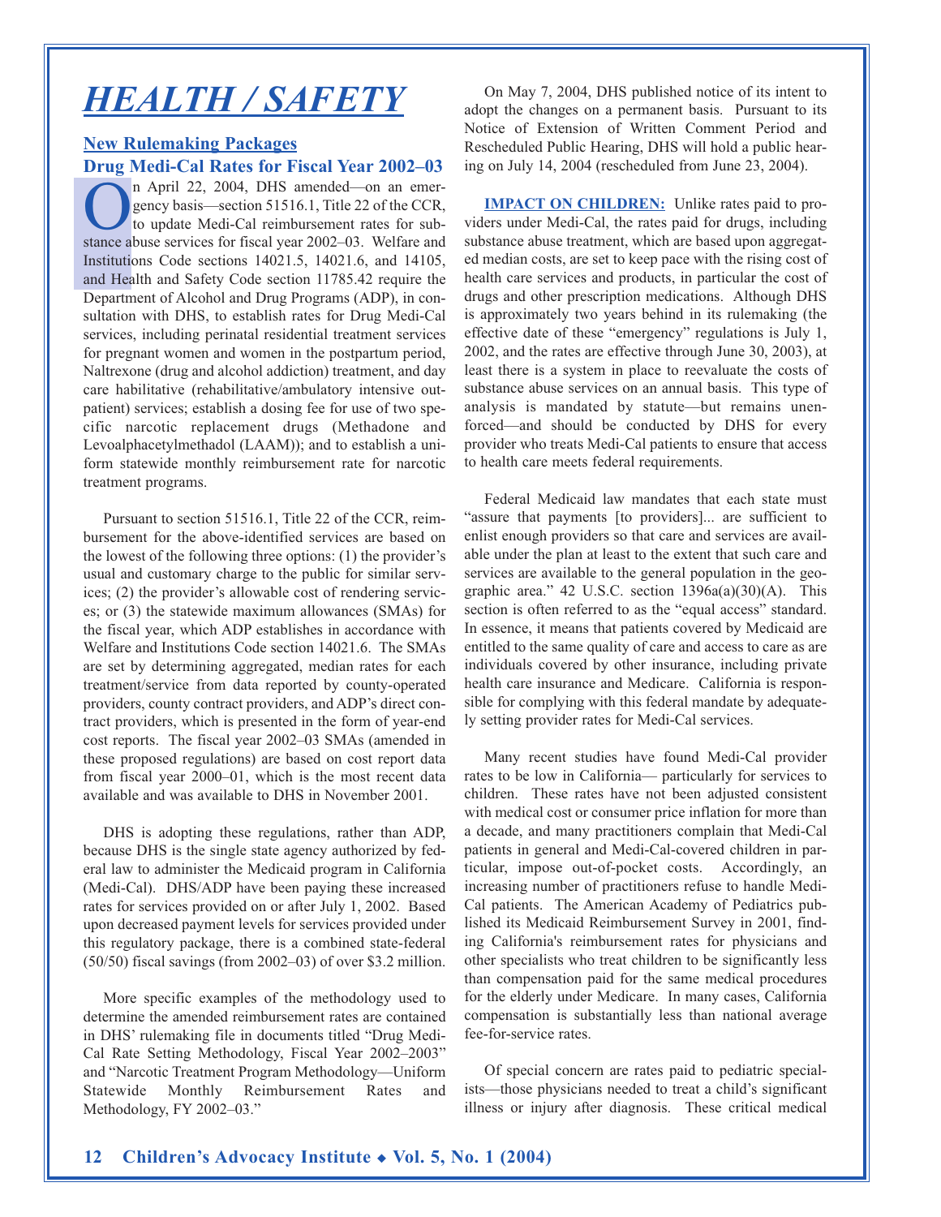# HEALTH / SAFETY

## New Rulemaking Packages

### Drug Medi-Cal Rates for Fiscal Year 2002–03

On April 22, 2004, DHS amended—on an emergency basis—section 51516.1, Title 22 of the CCR, to update Medi-Cal reimbursement rates for substance abuse services for fiscal year 2002–03. Welfare and Institutions Code sections 14021.5, 14021.6, and 14105, and Health and Safety Code section 11785.42 require the Department of Alcohol and Drug Programs (ADP), in consultation with DHS, to establish rates for Drug Medi-Cal services, including perinatal residential treatment services for pregnant women and women in the postpartum period, Naltrexone (drug and alcohol addiction) treatment, and day care habilitative (rehabilitative/ambulatory intensive outpatient) services; establish a dosing fee for use of two specific narcotic replacement drugs (Methadone and Levoalphacetylmethadol (LAAM)); and to establish a uniform statewide monthly reimbursement rate for narcotic treatment programs.

Pursuant to section 51516.1, Title 22 of the CCR, reimbursement for the above-identified services are based on the lowest of the following three options: (1) the provider's usual and customary charge to the public for similar services; (2) the provider's allowable cost of rendering services; or (3) the statewide maximum allowances (SMAs) for the fiscal year, which ADP establishes in accordance with Welfare and Institutions Code section 14021.6. The SMAs are set by determining aggregated, median rates for each treatment/service from data reported by county-operated providers, county contract providers, and ADP's direct contract providers, which is presented in the form of year-end cost reports. The fiscal year 2002–03 SMAs (amended in these proposed regulations) are based on cost report data from fiscal year 2000–01, which is the most recent data available and was available to DHS in November 2001.

DHS is adopting these regulations, rather than ADP, because DHS is the single state agency authorized by federal law to administer the Medicaid program in California (Medi-Cal). DHS/ADP have been paying these increased rates for services provided on or after July 1, 2002. Based upon decreased payment levels for services provided under this regulatory package, there is a combined state-federal (50/50) fiscal savings (from 2002–03) of over $3.2 million.

More specific examples of the methodology used to determine the amended reimbursement rates are contained in DHS' rulemaking file in documents titled "Drug Medi-Cal Rate Setting Methodology, Fiscal Year 2002–2003" and "Narcotic Treatment Program Methodology—Uniform Statewide Monthly Reimbursement Rates and Methodology, FY 2002–03."

On May 7, 2004, DHS published notice of its intent to adopt the changes on a permanent basis. Pursuant to its Notice of Extension of Written Comment Period and Rescheduled Public Hearing, DHS will hold a public hearing on July 14, 2004 (rescheduled from June 23, 2004).

**IMPACT ON CHILDREN:** Unlike rates paid to providers under Medi-Cal, the rates paid for drugs, including substance abuse treatment, which are based upon aggregated median costs, are set to keep pace with the rising cost of health care services and products, in particular the cost of drugs and other prescription medications. Although DHS is approximately two years behind in its rulemaking (the effective date of these "emergency" regulations is July 1, 2002, and the rates are effective through June 30, 2003), at least there is a system in place to reevaluate the costs of substance abuse services on an annual basis. This type of analysis is mandated by statute—but remains unenforced—and should be conducted by DHS for every provider who treats Medi-Cal patients to ensure that access to health care meets federal requirements.

Federal Medicaid law mandates that each state must "assure that payments [to providers]... are sufficient to enlist enough providers so that care and services are available under the plan at least to the extent that such care and services are available to the general population in the geographic area." 42 U.S.C. section 1396a(a)(30)(A). This section is often referred to as the "equal access" standard. In essence, it means that patients covered by Medicaid are entitled to the same quality of care and access to care as are individuals covered by other insurance, including private health care insurance and Medicare. California is responsible for complying with this federal mandate by adequately setting provider rates for Medi-Cal services.

Many recent studies have found Medi-Cal provider rates to be low in California— particularly for services to children. These rates have not been adjusted consistent with medical cost or consumer price inflation for more than a decade, and many practitioners complain that Medi-Cal patients in general and Medi-Cal-covered children in particular, impose out-of-pocket costs. Accordingly, an increasing number of practitioners refuse to handle Medi-Cal patients. The American Academy of Pediatrics published its Medicaid Reimbursement Survey in 2001, finding California's reimbursement rates for physicians and other specialists who treat children to be significantly less than compensation paid for the same medical procedures for the elderly under Medicare. In many cases, California compensation is substantially less than national average fee-for-service rates.

Of special concern are rates paid to pediatric specialists—those physicians needed to treat a child's significant illness or injury after diagnosis. These critical medical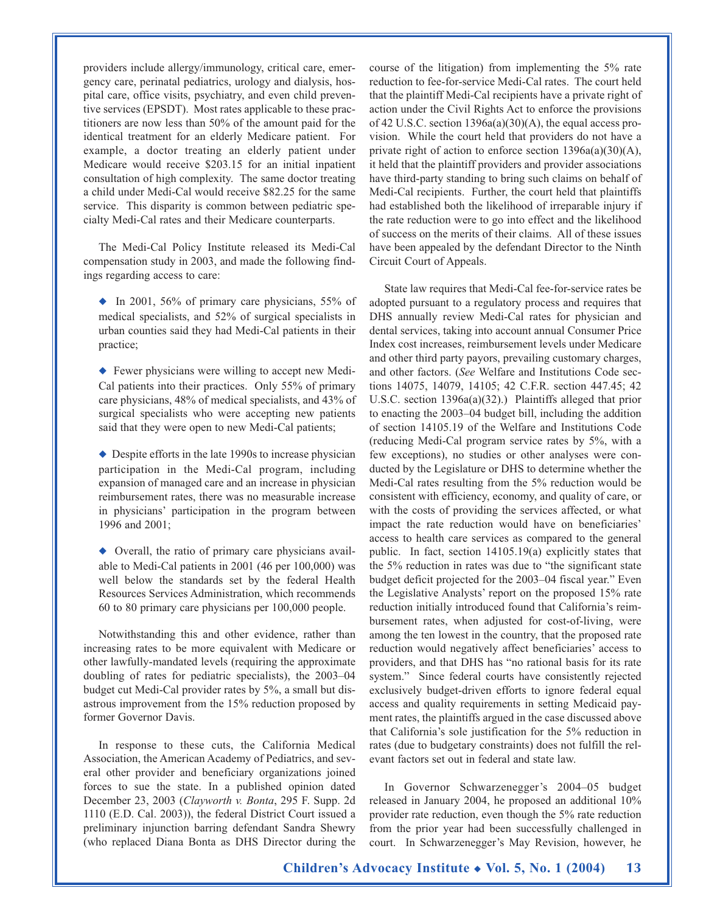providers include allergy/immunology, critical care, emergency care, perinatal pediatrics, urology and dialysis, hospital care, office visits, psychiatry, and even child preventive services (EPSDT). Most rates applicable to these practitioners are now less than 50% of the amount paid for the identical treatment for an elderly Medicare patient. For example, a doctor treating an elderly patient under Medicare would receive $203.15 for an initial inpatient consultation of high complexity. The same doctor treating a child under Medi-Cal would receive $82.25 for the same service. This disparity is common between pediatric specialty Medi-Cal rates and their Medicare counterparts.

The Medi-Cal Policy Institute released its Medi-Cal compensation study in 2003, and made the following findings regarding access to care:

- In 2001, 56% of primary care physicians, 55% of medical specialists, and 52% of surgical specialists in urban counties said they had Medi-Cal patients in their practice;

- Fewer physicians were willing to accept new Medi-Cal patients into their practices. Only 55% of primary care physicians, 48% of medical specialists, and 43% of surgical specialists who were accepting new patients said that they were open to new Medi-Cal patients;

- Despite efforts in the late 1990s to increase physician participation in the Medi-Cal program, including expansion of managed care and an increase in physician reimbursement rates, there was no measurable increase in physicians' participation in the program between 1996 and 2001;

- Overall, the ratio of primary care physicians available to Medi-Cal patients in 2001 (46 per 100,000) was well below the standards set by the federal Health Resources Services Administration, which recommends 60 to 80 primary care physicians per 100,000 people.

Notwithstanding this and other evidence, rather than increasing rates to be more equivalent with Medicare or other lawfully-mandated levels (requiring the approximate doubling of rates for pediatric specialists), the 2003–04 budget cut Medi-Cal provider rates by 5%, a small but disastrous improvement from the 15% reduction proposed by former Governor Davis.

In response to these cuts, the California Medical Association, the American Academy of Pediatrics, and several other provider and beneficiary organizations joined forces to sue the state. In a published opinion dated December 23, 2003 (*Clayworth v. Bonta*, 295 F. Supp. 2d 1110 (E.D. Cal. 2003)), the federal District Court issued a preliminary injunction barring defendant Sandra Shewry (who replaced Diana Bonta as DHS Director during the course of the litigation) from implementing the 5% rate reduction to fee-for-service Medi-Cal rates. The court held that the plaintiff Medi-Cal recipients have a private right of action under the Civil Rights Act to enforce the provisions of 42 U.S.C. section 1396a(a)(30)(A), the equal access provision. While the court held that providers do not have a private right of action to enforce section 1396a(a)(30)(A), it held that the plaintiff providers and provider associations have third-party standing to bring such claims on behalf of Medi-Cal recipients. Further, the court held that plaintiffs had established both the likelihood of irreparable injury if the rate reduction were to go into effect and the likelihood of success on the merits of their claims. All of these issues have been appealed by the defendant Director to the Ninth Circuit Court of Appeals.

State law requires that Medi-Cal fee-for-service rates be adopted pursuant to a regulatory process and requires that DHS annually review Medi-Cal rates for physician and dental services, taking into account annual Consumer Price Index cost increases, reimbursement levels under Medicare and other third party payors, prevailing customary charges, and other factors. (*See* Welfare and Institutions Code sections 14075, 14079, 14105; 42 C.F.R. section 447.45; 42 U.S.C. section 1396a(a)(32).) Plaintiffs alleged that prior to enacting the 2003–04 budget bill, including the addition of section 14105.19 of the Welfare and Institutions Code (reducing Medi-Cal program service rates by 5%, with a few exceptions), no studies or other analyses were conducted by the Legislature or DHS to determine whether the Medi-Cal rates resulting from the 5% reduction would be consistent with efficiency, economy, and quality of care, or with the costs of providing the services affected, or what impact the rate reduction would have on beneficiaries' access to health care services as compared to the general public. In fact, section 14105.19(a) explicitly states that the 5% reduction in rates was due to "the significant state budget deficit projected for the 2003–04 fiscal year." Even the Legislative Analysts' report on the proposed 15% rate reduction initially introduced found that California's reimbursement rates, when adjusted for cost-of-living, were among the ten lowest in the country, that the proposed rate reduction would negatively affect beneficiaries' access to providers, and that DHS has "no rational basis for its rate system." Since federal courts have consistently rejected exclusively budget-driven efforts to ignore federal equal access and quality requirements in setting Medicaid payment rates, the plaintiffs argued in the case discussed above that California's sole justification for the 5% reduction in rates (due to budgetary constraints) does not fulfill the relevant factors set out in federal and state law.

In Governor Schwarzenegger's 2004–05 budget released in January 2004, he proposed an additional 10% provider rate reduction, even though the 5% rate reduction from the prior year had been successfully challenged in court. In Schwarzenegger's May Revision, however, he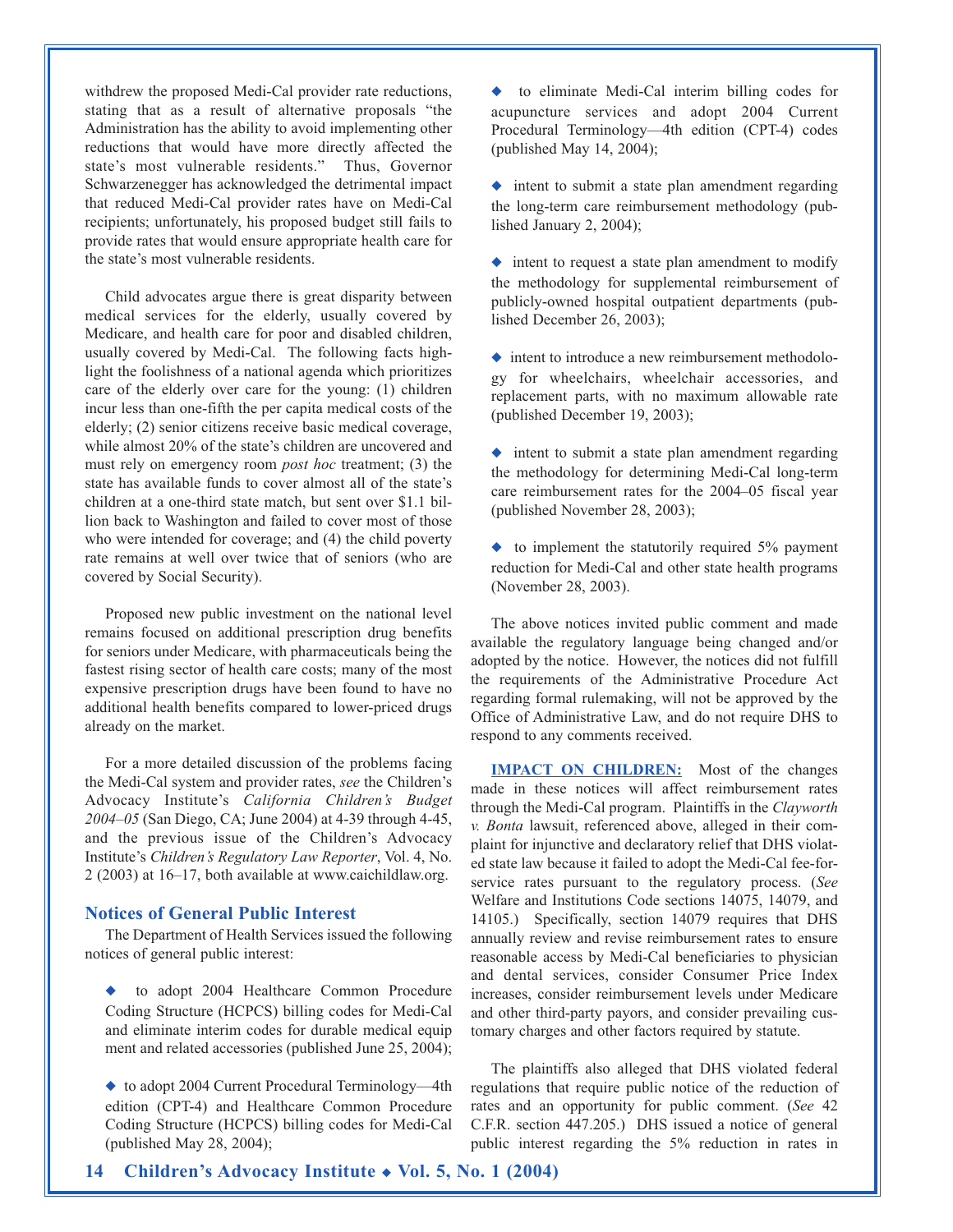withdrew the proposed Medi-Cal provider rate reductions, stating that as a result of alternative proposals "the Administration has the ability to avoid implementing other reductions that would have more directly affected the state's most vulnerable residents." Thus, Governor Schwarzenegger has acknowledged the detrimental impact that reduced Medi-Cal provider rates have on Medi-Cal recipients; unfortunately, his proposed budget still fails to provide rates that would ensure appropriate health care for the state's most vulnerable residents.

Child advocates argue there is great disparity between medical services for the elderly, usually covered by Medicare, and health care for poor and disabled children, usually covered by Medi-Cal. The following facts highlight the foolishness of a national agenda which prioritizes care of the elderly over care for the young: (1) children incur less than one-fifth the per capita medical costs of the elderly; (2) senior citizens receive basic medical coverage, while almost 20% of the state's children are uncovered and must rely on emergency room *post hoc* treatment; (3) the state has available funds to cover almost all of the state's children at a one-third state match, but sent over $1.1 billion back to Washington and failed to cover most of those who were intended for coverage; and (4) the child poverty rate remains at well over twice that of seniors (who are covered by Social Security).

Proposed new public investment on the national level remains focused on additional prescription drug benefits for seniors under Medicare, with pharmaceuticals being the fastest rising sector of health care costs; many of the most expensive prescription drugs have been found to have no additional health benefits compared to lower-priced drugs already on the market.

For a more detailed discussion of the problems facing the Medi-Cal system and provider rates, *see* the Children's Advocacy Institute's *California Children's Budget 2004–05* (San Diego, CA; June 2004) at 4-39 through 4-45, and the previous issue of the Children's Advocacy Institute's *Children's Regulatory Law Reporter*, Vol. 4, No. 2 (2003) at 16–17, both available at www.caichildlaw.org.

### Notices of General Public Interest

The Department of Health Services issued the following notices of general public interest:

- to adopt 2004 Healthcare Common Procedure Coding Structure (HCPCS) billing codes for Medi-Cal and eliminate interim codes for durable medical equipment and related accessories (published June 25, 2004);
- to adopt 2004 Current Procedural Terminology—4th edition (CPT-4) and Healthcare Common Procedure Coding Structure (HCPCS) billing codes for Medi-Cal (published May 28, 2004);
- to eliminate Medi-Cal interim billing codes for acupuncture services and adopt 2004 Current Procedural Terminology—4th edition (CPT-4) codes (published May 14, 2004);
- intent to submit a state plan amendment regarding the long-term care reimbursement methodology (published January 2, 2004);
- intent to request a state plan amendment to modify the methodology for supplemental reimbursement of publicly-owned hospital outpatient departments (published December 26, 2003);
- intent to introduce a new reimbursement methodology for wheelchairs, wheelchair accessories, and replacement parts, with no maximum allowable rate (published December 19, 2003);
- intent to submit a state plan amendment regarding the methodology for determining Medi-Cal long-term care reimbursement rates for the 2004–05 fiscal year (published November 28, 2003);
- to implement the statutorily required 5% payment reduction for Medi-Cal and other state health programs (November 28, 2003).

The above notices invited public comment and made available the regulatory language being changed and/or adopted by the notice. However, the notices did not fulfill the requirements of the Administrative Procedure Act regarding formal rulemaking, will not be approved by the Office of Administrative Law, and do not require DHS to respond to any comments received.

**IMPACT ON CHILDREN:** Most of the changes made in these notices will affect reimbursement rates through the Medi-Cal program. Plaintiffs in the *Clayworth v. Bonta* lawsuit, referenced above, alleged in their complaint for injunctive and declaratory relief that DHS violated state law because it failed to adopt the Medi-Cal fee-for-service rates pursuant to the regulatory process. (*See* Welfare and Institutions Code sections 14075, 14079, and 14105.) Specifically, section 14079 requires that DHS annually review and revise reimbursement rates to ensure reasonable access by Medi-Cal beneficiaries to physician and dental services, consider Consumer Price Index increases, consider reimbursement levels under Medicare and other third-party payors, and consider prevailing customary charges and other factors required by statute.

The plaintiffs also alleged that DHS violated federal regulations that require public notice of the reduction of rates and an opportunity for public comment. (*See* 42 C.F.R. section 447.205.) DHS issued a notice of general public interest regarding the 5% reduction in rates in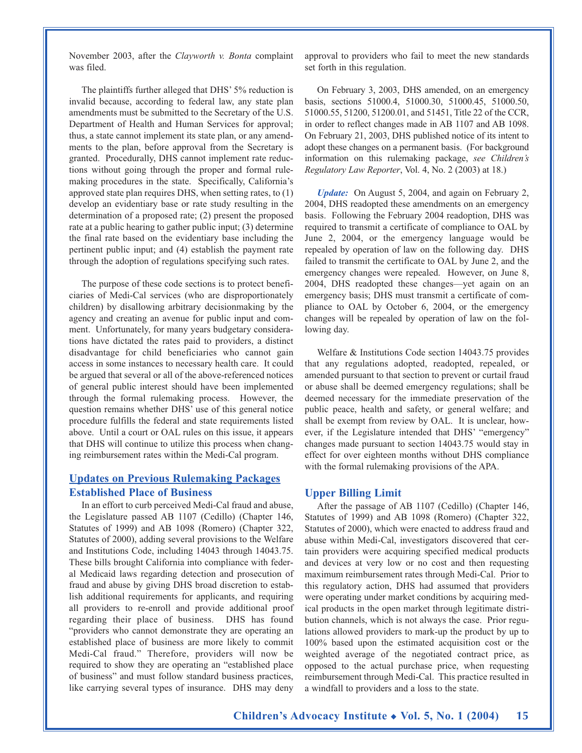November 2003, after the *Clayworth v. Bonta* complaint was filed.

The plaintiffs further alleged that DHS' 5% reduction is invalid because, according to federal law, any state plan amendments must be submitted to the Secretary of the U.S. Department of Health and Human Services for approval; thus, a state cannot implement its state plan, or any amendments to the plan, before approval from the Secretary is granted. Procedurally, DHS cannot implement rate reductions without going through the proper and formal rulemaking procedures in the state. Specifically, California's approved state plan requires DHS, when setting rates, to (1) develop an evidentiary base or rate study resulting in the determination of a proposed rate; (2) present the proposed rate at a public hearing to gather public input; (3) determine the final rate based on the evidentiary base including the pertinent public input; and (4) establish the payment rate through the adoption of regulations specifying such rates.

The purpose of these code sections is to protect beneficiaries of Medi-Cal services (who are disproportionately children) by disallowing arbitrary decisionmaking by the agency and creating an avenue for public input and comment. Unfortunately, for many years budgetary considerations have dictated the rates paid to providers, a distinct disadvantage for child beneficiaries who cannot gain access in some instances to necessary health care. It could be argued that several or all of the above-referenced notices of general public interest should have been implemented through the formal rulemaking process. However, the question remains whether DHS' use of this general notice procedure fulfills the federal and state requirements listed above. Until a court or OAL rules on this issue, it appears that DHS will continue to utilize this process when changing reimbursement rates within the Medi-Cal program.

## Updates on Previous Rulemaking Packages

### Established Place of Business

In an effort to curb perceived Medi-Cal fraud and abuse, the Legislature passed AB 1107 (Cedillo) (Chapter 146, Statutes of 1999) and AB 1098 (Romero) (Chapter 322, Statutes of 2000), adding several provisions to the Welfare and Institutions Code, including 14043 through 14043.75. These bills brought California into compliance with federal Medicaid laws regarding detection and prosecution of fraud and abuse by giving DHS broad discretion to establish additional requirements for applicants, and requiring all providers to re-enroll and provide additional proof regarding their place of business. DHS has found "providers who cannot demonstrate they are operating an established place of business are more likely to commit Medi-Cal fraud." Therefore, providers will now be required to show they are operating an "established place of business" and must follow standard business practices, like carrying several types of insurance. DHS may deny approval to providers who fail to meet the new standards set forth in this regulation.

On February 3, 2003, DHS amended, on an emergency basis, sections 51000.4, 51000.30, 51000.45, 51000.50, 51000.55, 51200, 51200.01, and 51451, Title 22 of the CCR, in order to reflect changes made in AB 1107 and AB 1098. On February 21, 2003, DHS published notice of its intent to adopt these changes on a permanent basis. (For background information on this rulemaking package, *see Children's Regulatory Law Reporter*, Vol. 4, No. 2 (2003) at 18.)

***Update:*** On August 5, 2004, and again on February 2, 2004, DHS readopted these amendments on an emergency basis. Following the February 2004 readoption, DHS was required to transmit a certificate of compliance to OAL by June 2, 2004, or the emergency language would be repealed by operation of law on the following day. DHS failed to transmit the certificate to OAL by June 2, and the emergency changes were repealed. However, on June 8, 2004, DHS readopted these changes—yet again on an emergency basis; DHS must transmit a certificate of compliance to OAL by October 6, 2004, or the emergency changes will be repealed by operation of law on the following day.

Welfare & Institutions Code section 14043.75 provides that any regulations adopted, readopted, repealed, or amended pursuant to that section to prevent or curtail fraud or abuse shall be deemed emergency regulations; shall be deemed necessary for the immediate preservation of the public peace, health and safety, or general welfare; and shall be exempt from review by OAL. It is unclear, however, if the Legislature intended that DHS' "emergency" changes made pursuant to section 14043.75 would stay in effect for over eighteen months without DHS compliance with the formal rulemaking provisions of the APA.

### Upper Billing Limit

After the passage of AB 1107 (Cedillo) (Chapter 146, Statutes of 1999) and AB 1098 (Romero) (Chapter 322, Statutes of 2000), which were enacted to address fraud and abuse within Medi-Cal, investigators discovered that certain providers were acquiring specified medical products and devices at very low or no cost and then requesting maximum reimbursement rates through Medi-Cal. Prior to this regulatory action, DHS had assumed that providers were operating under market conditions by acquiring medical products in the open market through legitimate distribution channels, which is not always the case. Prior regulations allowed providers to mark-up the product by up to 100% based upon the estimated acquisition cost or the weighted average of the negotiated contract price, as opposed to the actual purchase price, when requesting reimbursement through Medi-Cal. This practice resulted in a windfall to providers and a loss to the state.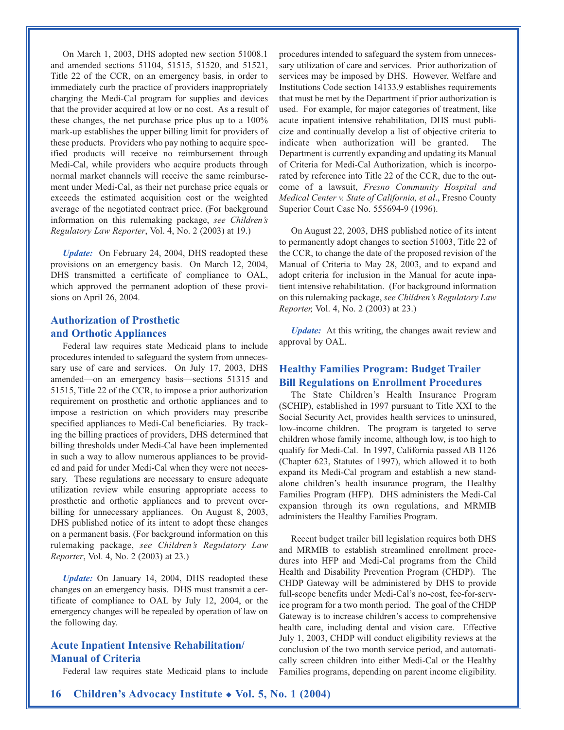On March 1, 2003, DHS adopted new section 51008.1 and amended sections 51104, 51515, 51520, and 51521, Title 22 of the CCR, on an emergency basis, in order to immediately curb the practice of providers inappropriately charging the Medi-Cal program for supplies and devices that the provider acquired at low or no cost. As a result of these changes, the net purchase price plus up to a 100% mark-up establishes the upper billing limit for providers of these products. Providers who pay nothing to acquire specified products will receive no reimbursement through Medi-Cal, while providers who acquire products through normal market channels will receive the same reimbursement under Medi-Cal, as their net purchase price equals or exceeds the estimated acquisition cost or the weighted average of the negotiated contract price. (For background information on this rulemaking package, *see Children's Regulatory Law Reporter*, Vol. 4, No. 2 (2003) at 19.)

***Update:*** On February 24, 2004, DHS readopted these provisions on an emergency basis. On March 12, 2004, DHS transmitted a certificate of compliance to OAL, which approved the permanent adoption of these provisions on April 26, 2004.

### Authorization of Prosthetic and Orthotic Appliances

Federal law requires state Medicaid plans to include procedures intended to safeguard the system from unnecessary use of care and services. On July 17, 2003, DHS amended—on an emergency basis—sections 51315 and 51515, Title 22 of the CCR, to impose a prior authorization requirement on prosthetic and orthotic appliances and to impose a restriction on which providers may prescribe specified appliances to Medi-Cal beneficiaries. By tracking the billing practices of providers, DHS determined that billing thresholds under Medi-Cal have been implemented in such a way to allow numerous appliances to be provided and paid for under Medi-Cal when they were not necessary. These regulations are necessary to ensure adequate utilization review while ensuring appropriate access to prosthetic and orthotic appliances and to prevent overbilling for unnecessary appliances. On August 8, 2003, DHS published notice of its intent to adopt these changes on a permanent basis. (For background information on this rulemaking package, *see Children's Regulatory Law Reporter*, Vol. 4, No. 2 (2003) at 23.)

***Update:*** On January 14, 2004, DHS readopted these changes on an emergency basis. DHS must transmit a certificate of compliance to OAL by July 12, 2004, or the emergency changes will be repealed by operation of law on the following day.

### Acute Inpatient Intensive Rehabilitation/ Manual of Criteria

Federal law requires state Medicaid plans to include procedures intended to safeguard the system from unnecessary utilization of care and services. Prior authorization of services may be imposed by DHS. However, Welfare and Institutions Code section 14133.9 establishes requirements that must be met by the Department if prior authorization is used. For example, for major categories of treatment, like acute inpatient intensive rehabilitation, DHS must publicize and continually develop a list of objective criteria to indicate when authorization will be granted. The Department is currently expanding and updating its Manual of Criteria for Medi-Cal Authorization, which is incorporated by reference into Title 22 of the CCR, due to the outcome of a lawsuit, *Fresno Community Hospital and Medical Center v. State of California, et al*., Fresno County Superior Court Case No. 555694-9 (1996).

On August 22, 2003, DHS published notice of its intent to permanently adopt changes to section 51003, Title 22 of the CCR, to change the date of the proposed revision of the Manual of Criteria to May 28, 2003, and to expand and adopt criteria for inclusion in the Manual for acute inpatient intensive rehabilitation. (For background information on this rulemaking package, *see Children's Regulatory Law Reporter,* Vol. 4, No. 2 (2003) at 23.)

***Update:*** At this writing, the changes await review and approval by OAL.

### Healthy Families Program: Budget Trailer Bill Regulations on Enrollment Procedures

The State Children's Health Insurance Program (SCHIP), established in 1997 pursuant to Title XXI to the Social Security Act, provides health services to uninsured, low-income children. The program is targeted to serve children whose family income, although low, is too high to qualify for Medi-Cal. In 1997, California passed AB 1126 (Chapter 623, Statutes of 1997), which allowed it to both expand its Medi-Cal program and establish a new standalone children's health insurance program, the Healthy Families Program (HFP). DHS administers the Medi-Cal expansion through its own regulations, and MRMIB administers the Healthy Families Program.

Recent budget trailer bill legislation requires both DHS and MRMIB to establish streamlined enrollment procedures into HFP and Medi-Cal programs from the Child Health and Disability Prevention Program (CHDP). The CHDP Gateway will be administered by DHS to provide full-scope benefits under Medi-Cal's no-cost, fee-for-service program for a two month period. The goal of the CHDP Gateway is to increase children's access to comprehensive health care, including dental and vision care. Effective July 1, 2003, CHDP will conduct eligibility reviews at the conclusion of the two month service period, and automatically screen children into either Medi-Cal or the Healthy Families programs, depending on parent income eligibility.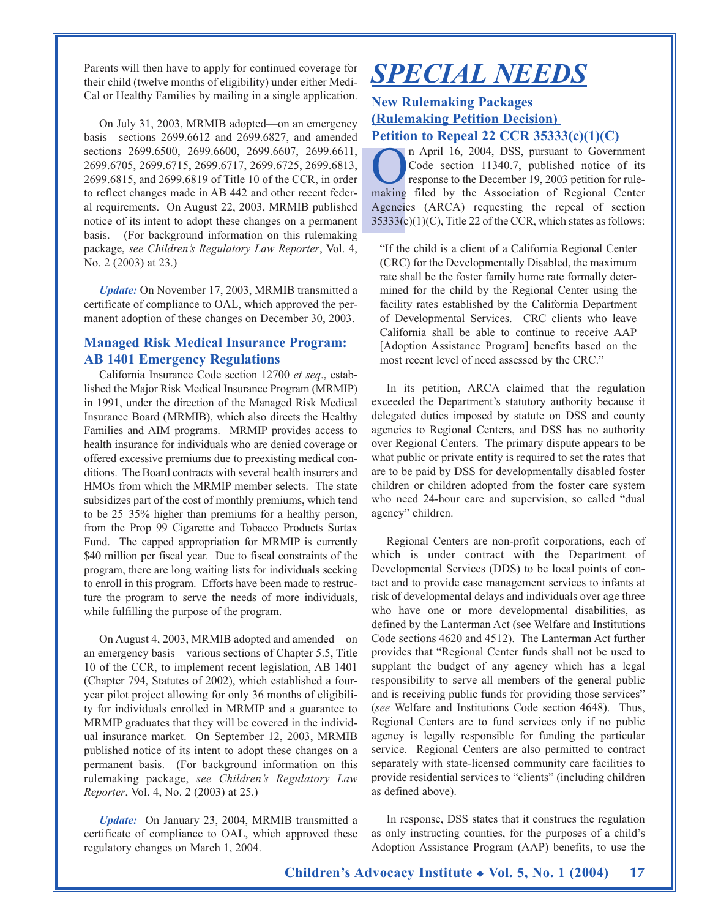Parents will then have to apply for continued coverage for their child (twelve months of eligibility) under either Medi-Cal or Healthy Families by mailing in a single application.

On July 31, 2003, MRMIB adopted—on an emergency basis—sections 2699.6612 and 2699.6827, and amended sections 2699.6500, 2699.6600, 2699.6607, 2699.6611, 2699.6705, 2699.6715, 2699.6717, 2699.6725, 2699.6813, 2699.6815, and 2699.6819 of Title 10 of the CCR, in order to reflect changes made in AB 442 and other recent federal requirements. On August 22, 2003, MRMIB published notice of its intent to adopt these changes on a permanent basis. (For background information on this rulemaking package, *see Children's Regulatory Law Reporter*, Vol. 4, No. 2 (2003) at 23.)

***Update:*** On November 17, 2003, MRMIB transmitted a certificate of compliance to OAL, which approved the permanent adoption of these changes on December 30, 2003.

### Managed Risk Medical Insurance Program: AB 1401 Emergency Regulations

California Insurance Code section 12700 *et seq*., established the Major Risk Medical Insurance Program (MRMIP) in 1991, under the direction of the Managed Risk Medical Insurance Board (MRMIB), which also directs the Healthy Families and AIM programs. MRMIP provides access to health insurance for individuals who are denied coverage or offered excessive premiums due to preexisting medical conditions. The Board contracts with several health insurers and HMOs from which the MRMIP member selects. The state subsidizes part of the cost of monthly premiums, which tend to be 25–35% higher than premiums for a healthy person, from the Prop 99 Cigarette and Tobacco Products Surtax Fund. The capped appropriation for MRMIP is currently $40 million per fiscal year. Due to fiscal constraints of the program, there are long waiting lists for individuals seeking to enroll in this program. Efforts have been made to restructure the program to serve the needs of more individuals, while fulfilling the purpose of the program.

On August 4, 2003, MRMIB adopted and amended—on an emergency basis—various sections of Chapter 5.5, Title 10 of the CCR, to implement recent legislation, AB 1401 (Chapter 794, Statutes of 2002), which established a four-year pilot project allowing for only 36 months of eligibility for individuals enrolled in MRMIP and a guarantee to MRMIP graduates that they will be covered in the individual insurance market. On September 12, 2003, MRMIB published notice of its intent to adopt these changes on a permanent basis. (For background information on this rulemaking package, *see Children's Regulatory Law Reporter*, Vol. 4, No. 2 (2003) at 25.)

***Update:*** On January 23, 2004, MRMIB transmitted a certificate of compliance to OAL, which approved these regulatory changes on March 1, 2004.

# *SPECIAL NEEDS*

### New Rulemaking Packages (Rulemaking Petition Decision) Petition to Repeal 22 CCR 35333(c)(1)(C)

On April 16, 2004, DSS, pursuant to Government Code section 11340.7, published notice of its response to the December 19, 2003 petition for rulemaking filed by the Association of Regional Center Agencies (ARCA) requesting the repeal of section 35333(c)(1)(C), Title 22 of the CCR, which states as follows:

> "If the child is a client of a California Regional Center (CRC) for the Developmentally Disabled, the maximum rate shall be the foster family home rate formally determined for the child by the Regional Center using the facility rates established by the California Department of Developmental Services. CRC clients who leave California shall be able to continue to receive AAP [Adoption Assistance Program] benefits based on the most recent level of need assessed by the CRC."

In its petition, ARCA claimed that the regulation exceeded the Department's statutory authority because it delegated duties imposed by statute on DSS and county agencies to Regional Centers, and DSS has no authority over Regional Centers. The primary dispute appears to be what public or private entity is required to set the rates that are to be paid by DSS for developmentally disabled foster children or children adopted from the foster care system who need 24-hour care and supervision, so called "dual agency" children.

Regional Centers are non-profit corporations, each of which is under contract with the Department of Developmental Services (DDS) to be local points of contact and to provide case management services to infants at risk of developmental delays and individuals over age three who have one or more developmental disabilities, as defined by the Lanterman Act (see Welfare and Institutions Code sections 4620 and 4512). The Lanterman Act further provides that "Regional Center funds shall not be used to supplant the budget of any agency which has a legal responsibility to serve all members of the general public and is receiving public funds for providing those services" (*see* Welfare and Institutions Code section 4648). Thus, Regional Centers are to fund services only if no public agency is legally responsible for funding the particular service. Regional Centers are also permitted to contract separately with state-licensed community care facilities to provide residential services to "clients" (including children as defined above).

In response, DSS states that it construes the regulation as only instructing counties, for the purposes of a child's Adoption Assistance Program (AAP) benefits, to use the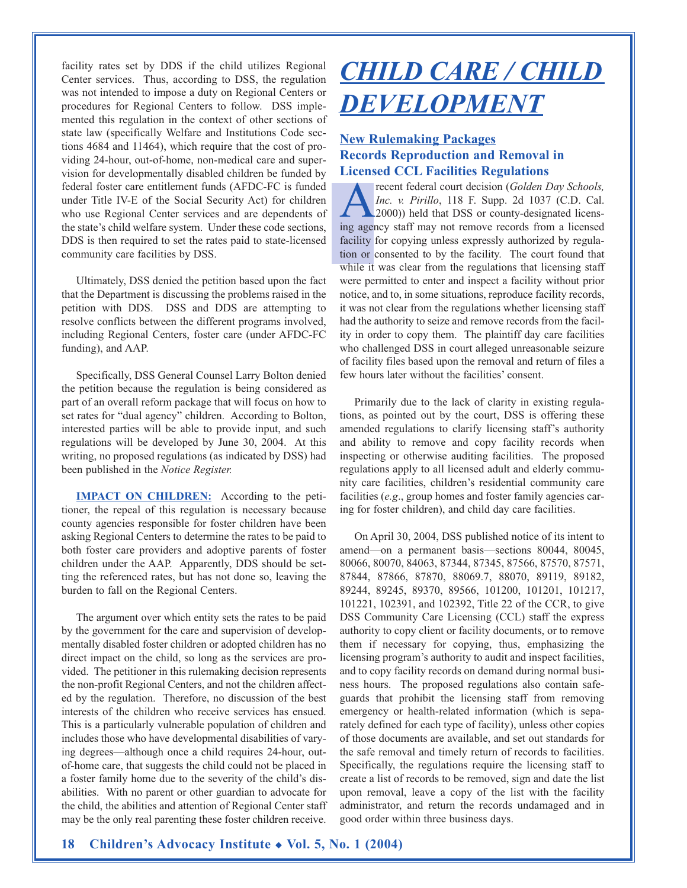facility rates set by DDS if the child utilizes Regional Center services. Thus, according to DSS, the regulation was not intended to impose a duty on Regional Centers or procedures for Regional Centers to follow. DSS implemented this regulation in the context of other sections of state law (specifically Welfare and Institutions Code sections 4684 and 11464), which require that the cost of providing 24-hour, out-of-home, non-medical care and supervision for developmentally disabled children be funded by federal foster care entitlement funds (AFDC-FC is funded under Title IV-E of the Social Security Act) for children who use Regional Center services and are dependents of the state's child welfare system. Under these code sections, DDS is then required to set the rates paid to state-licensed community care facilities by DSS.

Ultimately, DSS denied the petition based upon the fact that the Department is discussing the problems raised in the petition with DDS. DSS and DDS are attempting to resolve conflicts between the different programs involved, including Regional Centers, foster care (under AFDC-FC funding), and AAP.

Specifically, DSS General Counsel Larry Bolton denied the petition because the regulation is being considered as part of an overall reform package that will focus on how to set rates for "dual agency" children. According to Bolton, interested parties will be able to provide input, and such regulations will be developed by June 30, 2004. At this writing, no proposed regulations (as indicated by DSS) had been published in the *Notice Register.*

**IMPACT ON CHILDREN:** According to the petitioner, the repeal of this regulation is necessary because county agencies responsible for foster children have been asking Regional Centers to determine the rates to be paid to both foster care providers and adoptive parents of foster children under the AAP. Apparently, DDS should be setting the referenced rates, but has not done so, leaving the burden to fall on the Regional Centers.

The argument over which entity sets the rates to be paid by the government for the care and supervision of developmentally disabled foster children or adopted children has no direct impact on the child, so long as the services are provided. The petitioner in this rulemaking decision represents the non-profit Regional Centers, and not the children affected by the regulation. Therefore, no discussion of the best interests of the children who receive services has ensued. This is a particularly vulnerable population of children and includes those who have developmental disabilities of varying degrees—although once a child requires 24-hour, out-of-home care, that suggests the child could not be placed in a foster family home due to the severity of the child's disabilities. With no parent or other guardian to advocate for the child, the abilities and attention of Regional Center staff may be the only real parenting these foster children receive.

# CHILD CARE / CHILD DEVELOPMENT

## New Rulemaking Packages
### Records Reproduction and Removal in Licensed CCL Facilities Regulations

A recent federal court decision (*Golden Day Schools, Inc. v. Pirillo*, 118 F. Supp. 2d 1037 (C.D. Cal. 2000)) held that DSS or county-designated licensing agency staff may not remove records from a licensed facility for copying unless expressly authorized by regulation or consented to by the facility. The court found that while it was clear from the regulations that licensing staff were permitted to enter and inspect a facility without prior notice, and to, in some situations, reproduce facility records, it was not clear from the regulations whether licensing staff had the authority to seize and remove records from the facility in order to copy them. The plaintiff day care facilities who challenged DSS in court alleged unreasonable seizure of facility files based upon the removal and return of files a few hours later without the facilities' consent.

Primarily due to the lack of clarity in existing regulations, as pointed out by the court, DSS is offering these amended regulations to clarify licensing staff's authority and ability to remove and copy facility records when inspecting or otherwise auditing facilities. The proposed regulations apply to all licensed adult and elderly community care facilities, children's residential community care facilities (*e.g.*, group homes and foster family agencies caring for foster children), and child day care facilities.

On April 30, 2004, DSS published notice of its intent to amend—on a permanent basis—sections 80044, 80045, 80066, 80070, 84063, 87344, 87345, 87566, 87570, 87571, 87844, 87866, 87870, 88069.7, 88070, 89119, 89182, 89244, 89245, 89370, 89566, 101200, 101201, 101217, 101221, 102391, and 102392, Title 22 of the CCR, to give DSS Community Care Licensing (CCL) staff the express authority to copy client or facility documents, or to remove them if necessary for copying, thus, emphasizing the licensing program's authority to audit and inspect facilities, and to copy facility records on demand during normal business hours. The proposed regulations also contain safeguards that prohibit the licensing staff from removing emergency or health-related information (which is separately defined for each type of facility), unless other copies of those documents are available, and set out standards for the safe removal and timely return of records to facilities. Specifically, the regulations require the licensing staff to create a list of records to be removed, sign and date the list upon removal, leave a copy of the list with the facility administrator, and return the records undamaged and in good order within three business days.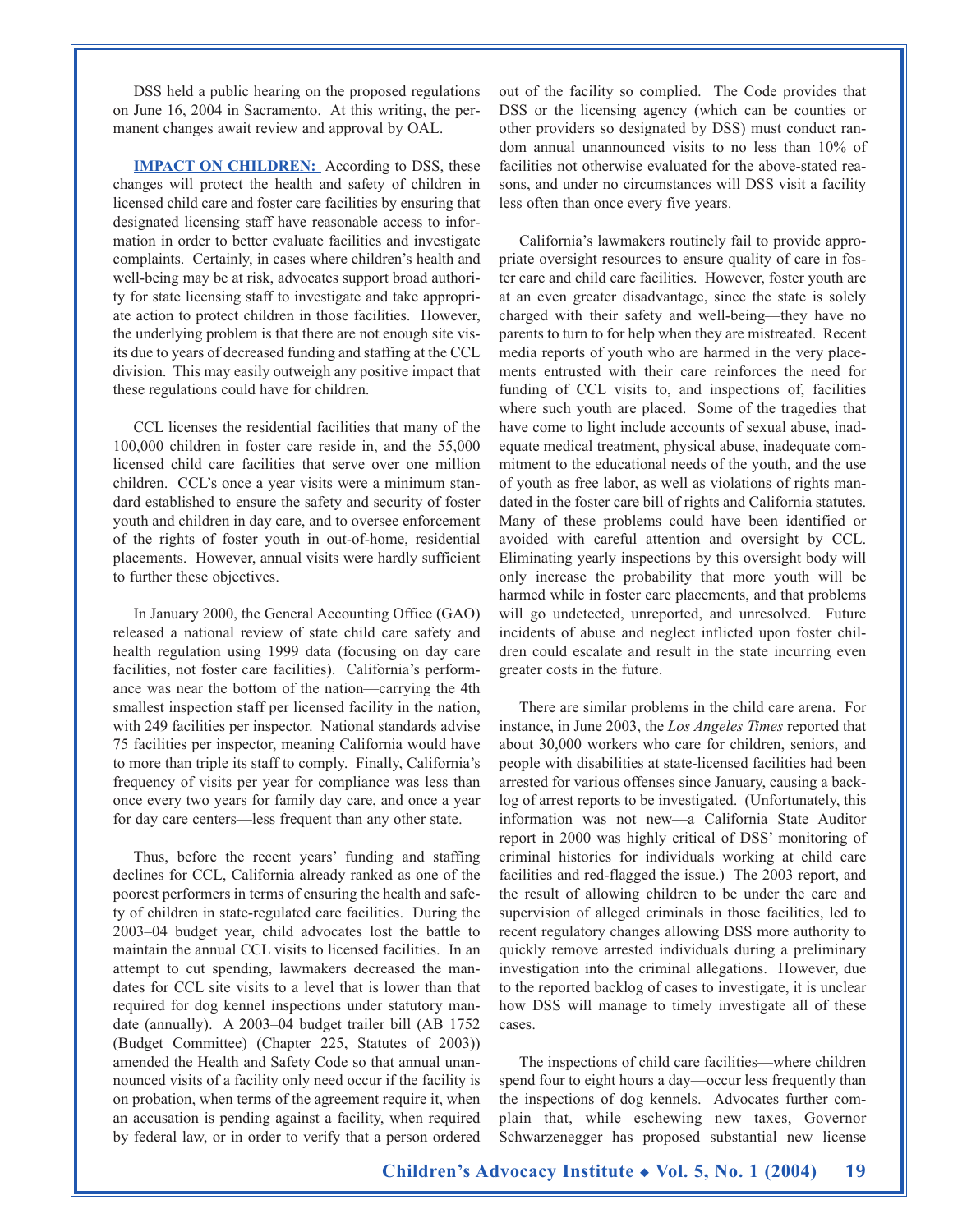DSS held a public hearing on the proposed regulations on June 16, 2004 in Sacramento. At this writing, the permanent changes await review and approval by OAL.

**IMPACT ON CHILDREN:** According to DSS, these changes will protect the health and safety of children in licensed child care and foster care facilities by ensuring that designated licensing staff have reasonable access to information in order to better evaluate facilities and investigate complaints. Certainly, in cases where children's health and well-being may be at risk, advocates support broad authority for state licensing staff to investigate and take appropriate action to protect children in those facilities. However, the underlying problem is that there are not enough site visits due to years of decreased funding and staffing at the CCL division. This may easily outweigh any positive impact that these regulations could have for children.

CCL licenses the residential facilities that many of the 100,000 children in foster care reside in, and the 55,000 licensed child care facilities that serve over one million children. CCL's once a year visits were a minimum standard established to ensure the safety and security of foster youth and children in day care, and to oversee enforcement of the rights of foster youth in out-of-home, residential placements. However, annual visits were hardly sufficient to further these objectives.

In January 2000, the General Accounting Office (GAO) released a national review of state child care safety and health regulation using 1999 data (focusing on day care facilities, not foster care facilities). California's performance was near the bottom of the nation—carrying the 4th smallest inspection staff per licensed facility in the nation, with 249 facilities per inspector. National standards advise 75 facilities per inspector, meaning California would have to more than triple its staff to comply. Finally, California's frequency of visits per year for compliance was less than once every two years for family day care, and once a year for day care centers—less frequent than any other state.

Thus, before the recent years' funding and staffing declines for CCL, California already ranked as one of the poorest performers in terms of ensuring the health and safety of children in state-regulated care facilities. During the 2003–04 budget year, child advocates lost the battle to maintain the annual CCL visits to licensed facilities. In an attempt to cut spending, lawmakers decreased the mandates for CCL site visits to a level that is lower than that required for dog kennel inspections under statutory mandate (annually). A 2003–04 budget trailer bill (AB 1752 (Budget Committee) (Chapter 225, Statutes of 2003)) amended the Health and Safety Code so that annual unannounced visits of a facility only need occur if the facility is on probation, when terms of the agreement require it, when an accusation is pending against a facility, when required by federal law, or in order to verify that a person ordered out of the facility so complied. The Code provides that DSS or the licensing agency (which can be counties or other providers so designated by DSS) must conduct random annual unannounced visits to no less than 10% of facilities not otherwise evaluated for the above-stated reasons, and under no circumstances will DSS visit a facility less often than once every five years.

California's lawmakers routinely fail to provide appropriate oversight resources to ensure quality of care in foster care and child care facilities. However, foster youth are at an even greater disadvantage, since the state is solely charged with their safety and well-being—they have no parents to turn to for help when they are mistreated. Recent media reports of youth who are harmed in the very placements entrusted with their care reinforces the need for funding of CCL visits to, and inspections of, facilities where such youth are placed. Some of the tragedies that have come to light include accounts of sexual abuse, inadequate medical treatment, physical abuse, inadequate commitment to the educational needs of the youth, and the use of youth as free labor, as well as violations of rights mandated in the foster care bill of rights and California statutes. Many of these problems could have been identified or avoided with careful attention and oversight by CCL. Eliminating yearly inspections by this oversight body will only increase the probability that more youth will be harmed while in foster care placements, and that problems will go undetected, unreported, and unresolved. Future incidents of abuse and neglect inflicted upon foster children could escalate and result in the state incurring even greater costs in the future.

There are similar problems in the child care arena. For instance, in June 2003, the *Los Angeles Times* reported that about 30,000 workers who care for children, seniors, and people with disabilities at state-licensed facilities had been arrested for various offenses since January, causing a backlog of arrest reports to be investigated. (Unfortunately, this information was not new—a California State Auditor report in 2000 was highly critical of DSS' monitoring of criminal histories for individuals working at child care facilities and red-flagged the issue.) The 2003 report, and the result of allowing children to be under the care and supervision of alleged criminals in those facilities, led to recent regulatory changes allowing DSS more authority to quickly remove arrested individuals during a preliminary investigation into the criminal allegations. However, due to the reported backlog of cases to investigate, it is unclear how DSS will manage to timely investigate all of these cases.

The inspections of child care facilities—where children spend four to eight hours a day—occur less frequently than the inspections of dog kennels. Advocates further complain that, while eschewing new taxes, Governor Schwarzenegger has proposed substantial new license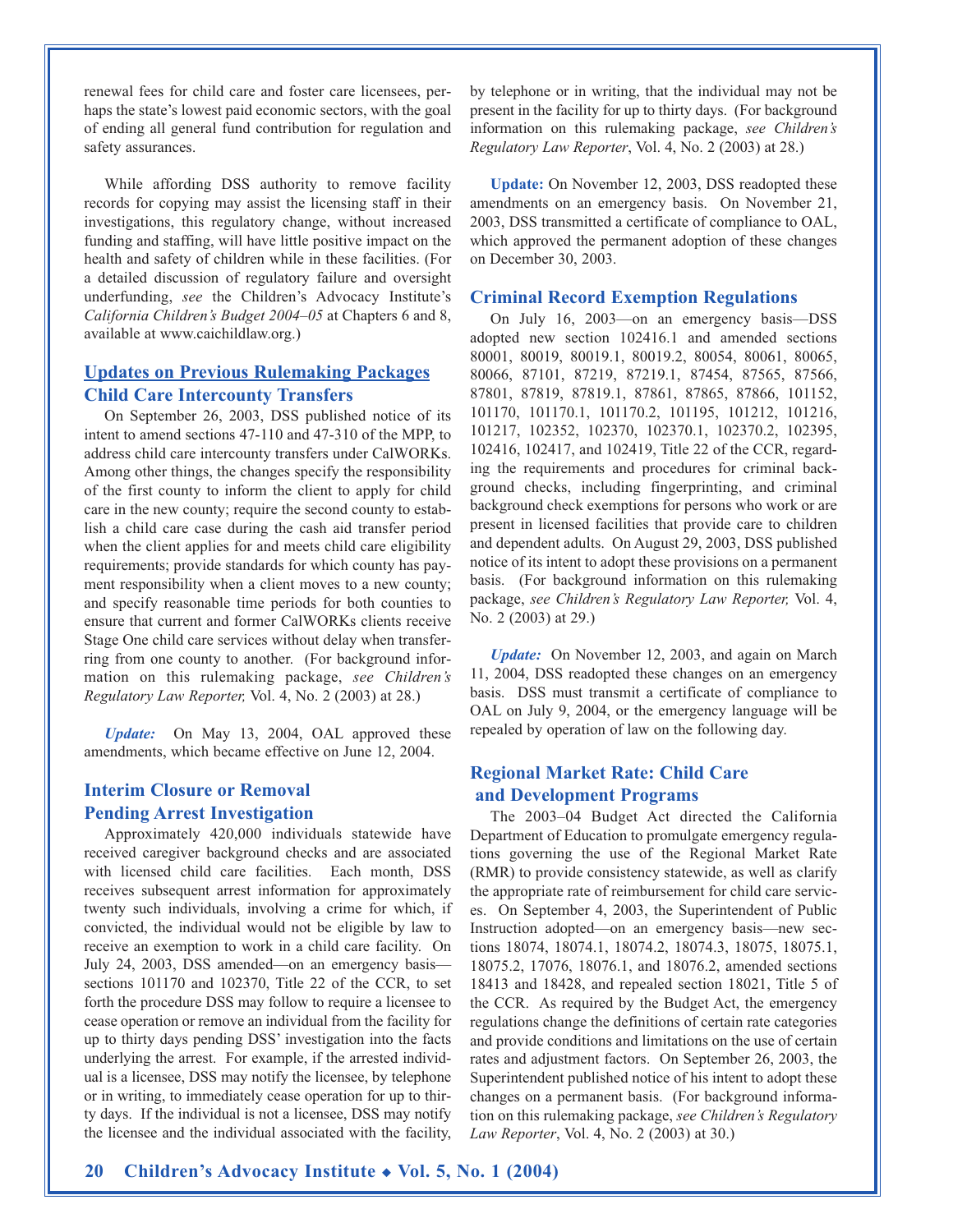renewal fees for child care and foster care licensees, perhaps the state's lowest paid economic sectors, with the goal of ending all general fund contribution for regulation and safety assurances.

While affording DSS authority to remove facility records for copying may assist the licensing staff in their investigations, this regulatory change, without increased funding and staffing, will have little positive impact on the health and safety of children while in these facilities. (For a detailed discussion of regulatory failure and oversight underfunding, *see* the Children's Advocacy Institute's *California Children's Budget 2004–05* at Chapters 6 and 8, available at www.caichildlaw.org.)

## Updates on Previous Rulemaking Packages

### Child Care Intercounty Transfers

On September 26, 2003, DSS published notice of its intent to amend sections 47-110 and 47-310 of the MPP, to address child care intercounty transfers under CalWORKs. Among other things, the changes specify the responsibility of the first county to inform the client to apply for child care in the new county; require the second county to establish a child care case during the cash aid transfer period when the client applies for and meets child care eligibility requirements; provide standards for which county has payment responsibility when a client moves to a new county; and specify reasonable time periods for both counties to ensure that current and former CalWORKs clients receive Stage One child care services without delay when transferring from one county to another. (For background information on this rulemaking package, *see Children's Regulatory Law Reporter,* Vol. 4, No. 2 (2003) at 28.)

***Update:*** On May 13, 2004, OAL approved these amendments, which became effective on June 12, 2004.

### Interim Closure or Removal Pending Arrest Investigation

Approximately 420,000 individuals statewide have received caregiver background checks and are associated with licensed child care facilities. Each month, DSS receives subsequent arrest information for approximately twenty such individuals, involving a crime for which, if convicted, the individual would not be eligible by law to receive an exemption to work in a child care facility. On July 24, 2003, DSS amended—on an emergency basis—sections 101170 and 102370, Title 22 of the CCR, to set forth the procedure DSS may follow to require a licensee to cease operation or remove an individual from the facility for up to thirty days pending DSS' investigation into the facts underlying the arrest. For example, if the arrested individual is a licensee, DSS may notify the licensee, by telephone or in writing, to immediately cease operation for up to thirty days. If the individual is not a licensee, DSS may notify the licensee and the individual associated with the facility, by telephone or in writing, that the individual may not be present in the facility for up to thirty days. (For background information on this rulemaking package, *see Children's Regulatory Law Reporter*, Vol. 4, No. 2 (2003) at 28.)

**Update:** On November 12, 2003, DSS readopted these amendments on an emergency basis. On November 21, 2003, DSS transmitted a certificate of compliance to OAL, which approved the permanent adoption of these changes on December 30, 2003.

### Criminal Record Exemption Regulations

On July 16, 2003—on an emergency basis—DSS adopted new section 102416.1 and amended sections 80001, 80019, 80019.1, 80019.2, 80054, 80061, 80065, 80066, 87101, 87219, 87219.1, 87454, 87565, 87566, 87801, 87819, 87819.1, 87861, 87865, 87866, 101152, 101170, 101170.1, 101170.2, 101195, 101212, 101216, 101217, 102352, 102370, 102370.1, 102370.2, 102395, 102416, 102417, and 102419, Title 22 of the CCR, regarding the requirements and procedures for criminal background checks, including fingerprinting, and criminal background check exemptions for persons who work or are present in licensed facilities that provide care to children and dependent adults. On August 29, 2003, DSS published notice of its intent to adopt these provisions on a permanent basis. (For background information on this rulemaking package, *see Children's Regulatory Law Reporter,* Vol. 4, No. 2 (2003) at 29.)

***Update:*** On November 12, 2003, and again on March 11, 2004, DSS readopted these changes on an emergency basis. DSS must transmit a certificate of compliance to OAL on July 9, 2004, or the emergency language will be repealed by operation of law on the following day.

### Regional Market Rate: Child Care and Development Programs

The 2003–04 Budget Act directed the California Department of Education to promulgate emergency regulations governing the use of the Regional Market Rate (RMR) to provide consistency statewide, as well as clarify the appropriate rate of reimbursement for child care services. On September 4, 2003, the Superintendent of Public Instruction adopted—on an emergency basis—new sections 18074, 18074.1, 18074.2, 18074.3, 18075, 18075.1, 18075.2, 17076, 18076.1, and 18076.2, amended sections 18413 and 18428, and repealed section 18021, Title 5 of the CCR. As required by the Budget Act, the emergency regulations change the definitions of certain rate categories and provide conditions and limitations on the use of certain rates and adjustment factors. On September 26, 2003, the Superintendent published notice of his intent to adopt these changes on a permanent basis. (For background information on this rulemaking package, *see Children's Regulatory Law Reporter*, Vol. 4, No. 2 (2003) at 30.)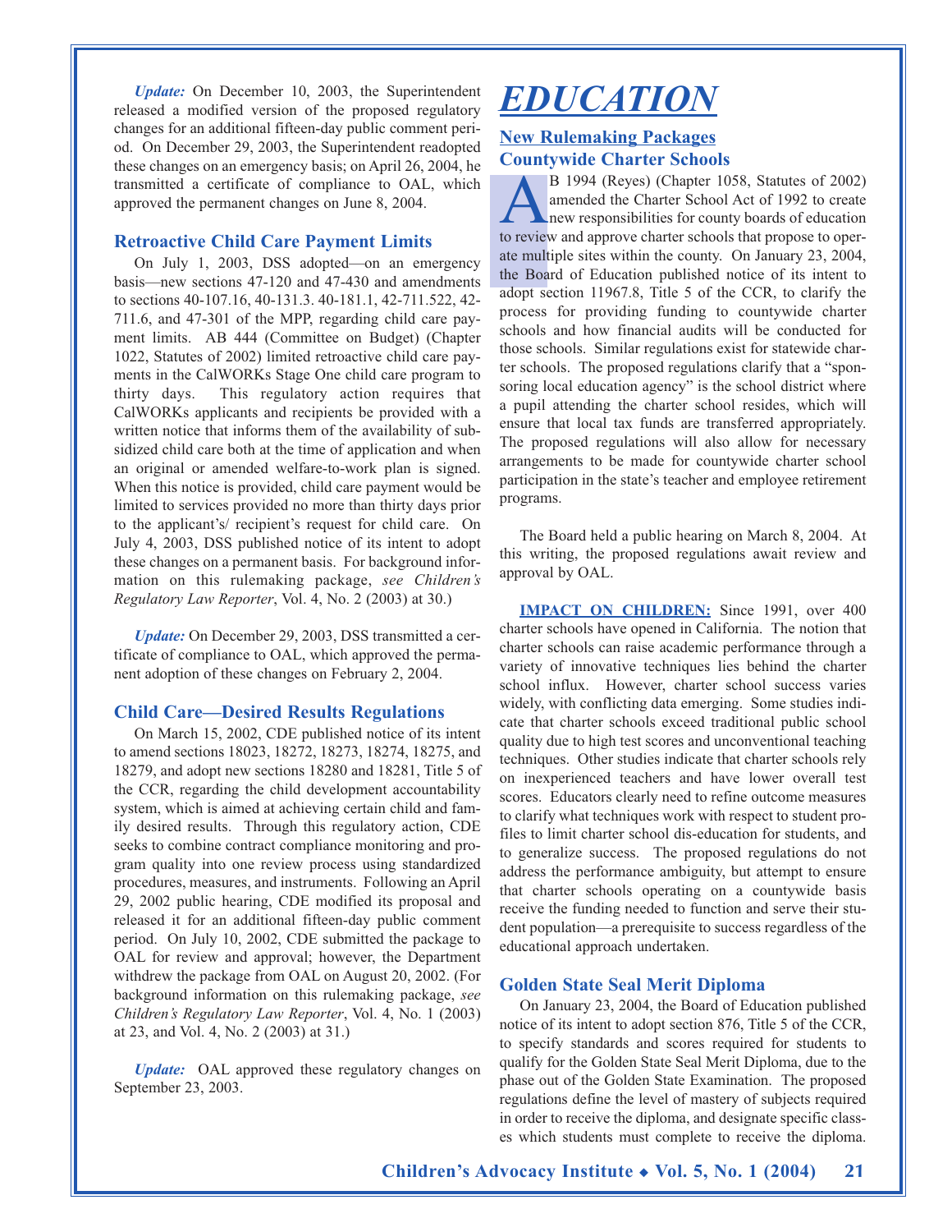*Update:* On December 10, 2003, the Superintendent released a modified version of the proposed regulatory changes for an additional fifteen-day public comment period. On December 29, 2003, the Superintendent readopted these changes on an emergency basis; on April 26, 2004, he transmitted a certificate of compliance to OAL, which approved the permanent changes on June 8, 2004.

### Retroactive Child Care Payment Limits

On July 1, 2003, DSS adopted—on an emergency basis—new sections 47-120 and 47-430 and amendments to sections 40-107.16, 40-131.3. 40-181.1, 42-711.522, 42-711.6, and 47-301 of the MPP, regarding child care payment limits. AB 444 (Committee on Budget) (Chapter 1022, Statutes of 2002) limited retroactive child care payments in the CalWORKs Stage One child care program to thirty days. This regulatory action requires that CalWORKs applicants and recipients be provided with a written notice that informs them of the availability of subsidized child care both at the time of application and when an original or amended welfare-to-work plan is signed. When this notice is provided, child care payment would be limited to services provided no more than thirty days prior to the applicant's/ recipient's request for child care. On July 4, 2003, DSS published notice of its intent to adopt these changes on a permanent basis. For background information on this rulemaking package, *see Children's Regulatory Law Reporter*, Vol. 4, No. 2 (2003) at 30.)

*Update:* On December 29, 2003, DSS transmitted a certificate of compliance to OAL, which approved the permanent adoption of these changes on February 2, 2004.

### Child Care—Desired Results Regulations

On March 15, 2002, CDE published notice of its intent to amend sections 18023, 18272, 18273, 18274, 18275, and 18279, and adopt new sections 18280 and 18281, Title 5 of the CCR, regarding the child development accountability system, which is aimed at achieving certain child and family desired results. Through this regulatory action, CDE seeks to combine contract compliance monitoring and program quality into one review process using standardized procedures, measures, and instruments. Following an April 29, 2002 public hearing, CDE modified its proposal and released it for an additional fifteen-day public comment period. On July 10, 2002, CDE submitted the package to OAL for review and approval; however, the Department withdrew the package from OAL on August 20, 2002. (For background information on this rulemaking package, *see Children's Regulatory Law Reporter*, Vol. 4, No. 1 (2003) at 23, and Vol. 4, No. 2 (2003) at 31.)

*Update:* OAL approved these regulatory changes on September 23, 2003.

# EDUCATION

## New Rulemaking Packages

### Countywide Charter Schools

AB 1994 (Reyes) (Chapter 1058, Statutes of 2002) amended the Charter School Act of 1992 to create new responsibilities for county boards of education to review and approve charter schools that propose to operate multiple sites within the county. On January 23, 2004, the Board of Education published notice of its intent to adopt section 11967.8, Title 5 of the CCR, to clarify the process for providing funding to countywide charter schools and how financial audits will be conducted for those schools. Similar regulations exist for statewide charter schools. The proposed regulations clarify that a "sponsoring local education agency" is the school district where a pupil attending the charter school resides, which will ensure that local tax funds are transferred appropriately. The proposed regulations will also allow for necessary arrangements to be made for countywide charter school participation in the state's teacher and employee retirement programs.

The Board held a public hearing on March 8, 2004. At this writing, the proposed regulations await review and approval by OAL.

**IMPACT ON CHILDREN:** Since 1991, over 400 charter schools have opened in California. The notion that charter schools can raise academic performance through a variety of innovative techniques lies behind the charter school influx. However, charter school success varies widely, with conflicting data emerging. Some studies indicate that charter schools exceed traditional public school quality due to high test scores and unconventional teaching techniques. Other studies indicate that charter schools rely on inexperienced teachers and have lower overall test scores. Educators clearly need to refine outcome measures to clarify what techniques work with respect to student profiles to limit charter school dis-education for students, and to generalize success. The proposed regulations do not address the performance ambiguity, but attempt to ensure that charter schools operating on a countywide basis receive the funding needed to function and serve their student population—a prerequisite to success regardless of the educational approach undertaken.

### Golden State Seal Merit Diploma

On January 23, 2004, the Board of Education published notice of its intent to adopt section 876, Title 5 of the CCR, to specify standards and scores required for students to qualify for the Golden State Seal Merit Diploma, due to the phase out of the Golden State Examination. The proposed regulations define the level of mastery of subjects required in order to receive the diploma, and designate specific classes which students must complete to receive the diploma.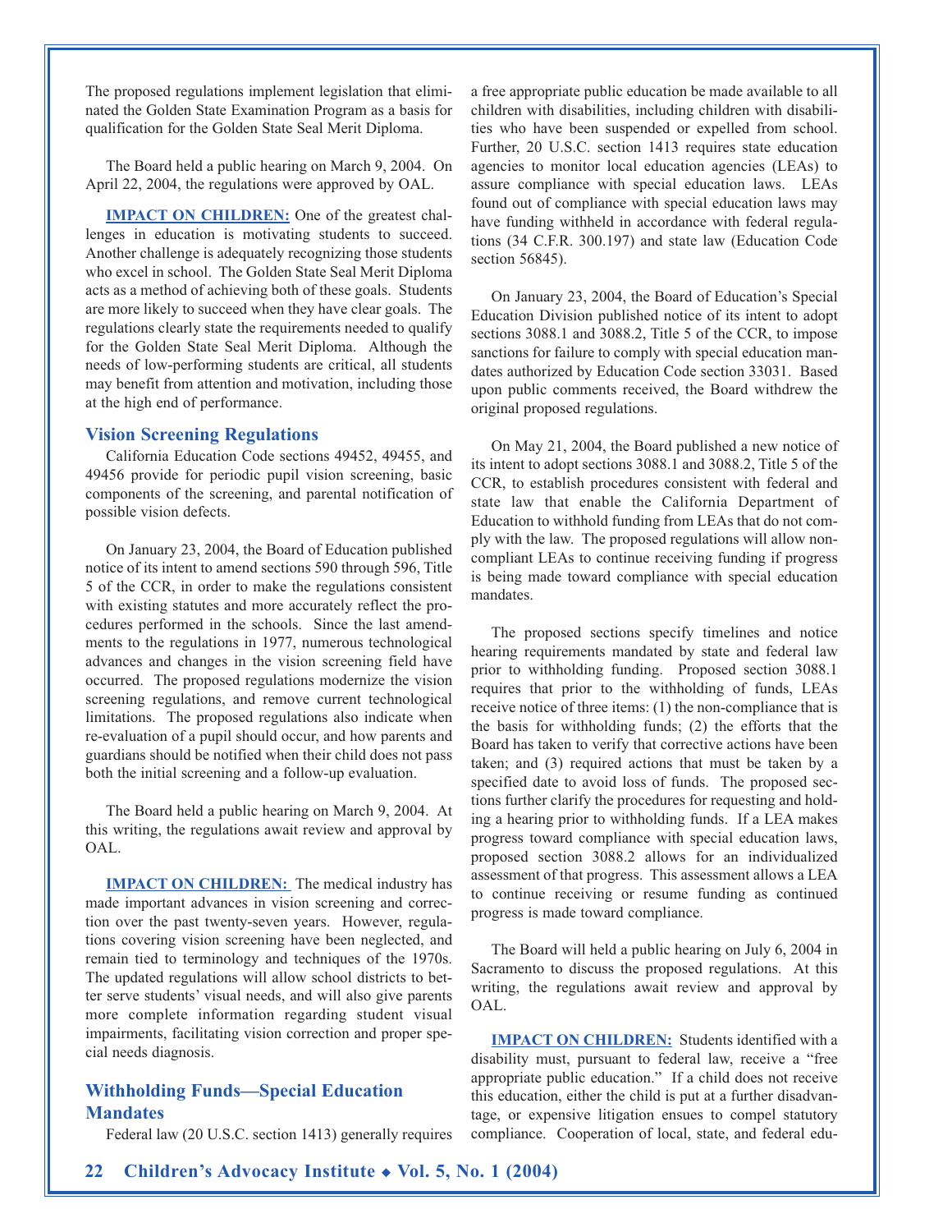The proposed regulations implement legislation that eliminated the Golden State Examination Program as a basis for qualification for the Golden State Seal Merit Diploma.

The Board held a public hearing on March 9, 2004. On April 22, 2004, the regulations were approved by OAL.

**IMPACT ON CHILDREN:** One of the greatest challenges in education is motivating students to succeed. Another challenge is adequately recognizing those students who excel in school. The Golden State Seal Merit Diploma acts as a method of achieving both of these goals. Students are more likely to succeed when they have clear goals. The regulations clearly state the requirements needed to qualify for the Golden State Seal Merit Diploma. Although the needs of low-performing students are critical, all students may benefit from attention and motivation, including those at the high end of performance.

### Vision Screening Regulations

California Education Code sections 49452, 49455, and 49456 provide for periodic pupil vision screening, basic components of the screening, and parental notification of possible vision defects.

On January 23, 2004, the Board of Education published notice of its intent to amend sections 590 through 596, Title 5 of the CCR, in order to make the regulations consistent with existing statutes and more accurately reflect the procedures performed in the schools. Since the last amendments to the regulations in 1977, numerous technological advances and changes in the vision screening field have occurred. The proposed regulations modernize the vision screening regulations, and remove current technological limitations. The proposed regulations also indicate when re-evaluation of a pupil should occur, and how parents and guardians should be notified when their child does not pass both the initial screening and a follow-up evaluation.

The Board held a public hearing on March 9, 2004. At this writing, the regulations await review and approval by OAL.

**IMPACT ON CHILDREN:** The medical industry has made important advances in vision screening and correction over the past twenty-seven years. However, regulations covering vision screening have been neglected, and remain tied to terminology and techniques of the 1970s. The updated regulations will allow school districts to better serve students' visual needs, and will also give parents more complete information regarding student visual impairments, facilitating vision correction and proper special needs diagnosis.

### Withholding Funds—Special Education Mandates

Federal law (20 U.S.C. section 1413) generally requires a free appropriate public education be made available to all children with disabilities, including children with disabilities who have been suspended or expelled from school. Further, 20 U.S.C. section 1413 requires state education agencies to monitor local education agencies (LEAs) to assure compliance with special education laws. LEAs found out of compliance with special education laws may have funding withheld in accordance with federal regulations (34 C.F.R. 300.197) and state law (Education Code section 56845).

On January 23, 2004, the Board of Education's Special Education Division published notice of its intent to adopt sections 3088.1 and 3088.2, Title 5 of the CCR, to impose sanctions for failure to comply with special education mandates authorized by Education Code section 33031. Based upon public comments received, the Board withdrew the original proposed regulations.

On May 21, 2004, the Board published a new notice of its intent to adopt sections 3088.1 and 3088.2, Title 5 of the CCR, to establish procedures consistent with federal and state law that enable the California Department of Education to withhold funding from LEAs that do not comply with the law. The proposed regulations will allow non-compliant LEAs to continue receiving funding if progress is being made toward compliance with special education mandates.

The proposed sections specify timelines and notice hearing requirements mandated by state and federal law prior to withholding funding. Proposed section 3088.1 requires that prior to the withholding of funds, LEAs receive notice of three items: (1) the non-compliance that is the basis for withholding funds; (2) the efforts that the Board has taken to verify that corrective actions have been taken; and (3) required actions that must be taken by a specified date to avoid loss of funds. The proposed sections further clarify the procedures for requesting and holding a hearing prior to withholding funds. If a LEA makes progress toward compliance with special education laws, proposed section 3088.2 allows for an individualized assessment of that progress. This assessment allows a LEA to continue receiving or resume funding as continued progress is made toward compliance.

The Board will held a public hearing on July 6, 2004 in Sacramento to discuss the proposed regulations. At this writing, the regulations await review and approval by OAL.

**IMPACT ON CHILDREN:** Students identified with a disability must, pursuant to federal law, receive a "free appropriate public education." If a child does not receive this education, either the child is put at a further disadvantage, or expensive litigation ensues to compel statutory compliance. Cooperation of local, state, and federal edu-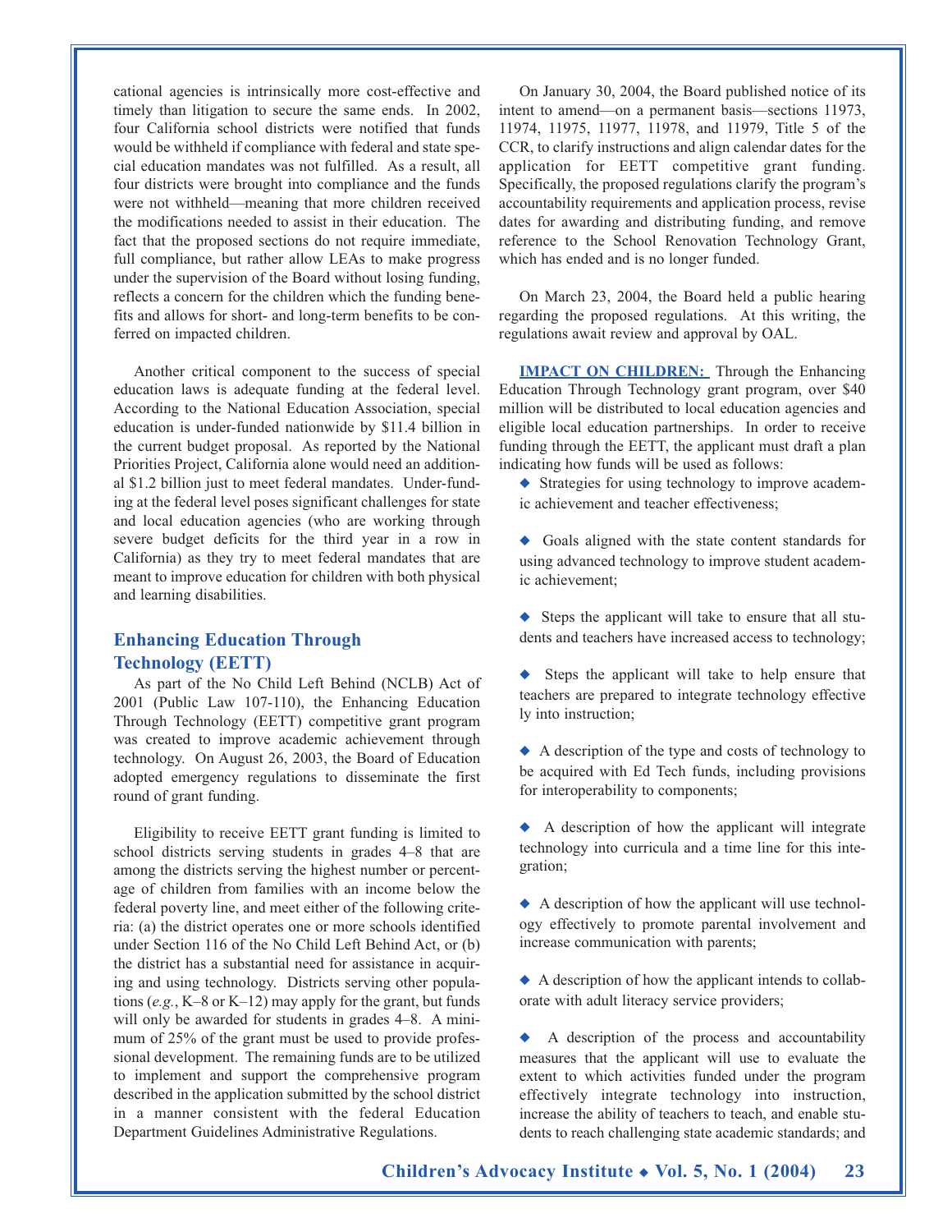cational agencies is intrinsically more cost-effective and timely than litigation to secure the same ends. In 2002, four California school districts were notified that funds would be withheld if compliance with federal and state special education mandates was not fulfilled. As a result, all four districts were brought into compliance and the funds were not withheld—meaning that more children received the modifications needed to assist in their education. The fact that the proposed sections do not require immediate, full compliance, but rather allow LEAs to make progress under the supervision of the Board without losing funding, reflects a concern for the children which the funding benefits and allows for short- and long-term benefits to be conferred on impacted children.

Another critical component to the success of special education laws is adequate funding at the federal level. According to the National Education Association, special education is under-funded nationwide by $11.4 billion in the current budget proposal. As reported by the National Priorities Project, California alone would need an additional $1.2 billion just to meet federal mandates. Under-funding at the federal level poses significant challenges for state and local education agencies (who are working through severe budget deficits for the third year in a row in California) as they try to meet federal mandates that are meant to improve education for children with both physical and learning disabilities.

### Enhancing Education Through Technology (EETT)

As part of the No Child Left Behind (NCLB) Act of 2001 (Public Law 107-110), the Enhancing Education Through Technology (EETT) competitive grant program was created to improve academic achievement through technology. On August 26, 2003, the Board of Education adopted emergency regulations to disseminate the first round of grant funding.

Eligibility to receive EETT grant funding is limited to school districts serving students in grades 4–8 that are among the districts serving the highest number or percentage of children from families with an income below the federal poverty line, and meet either of the following criteria: (a) the district operates one or more schools identified under Section 116 of the No Child Left Behind Act, or (b) the district has a substantial need for assistance in acquiring and using technology. Districts serving other populations (*e.g.*, K–8 or K–12) may apply for the grant, but funds will only be awarded for students in grades 4–8. A minimum of 25% of the grant must be used to provide professional development. The remaining funds are to be utilized to implement and support the comprehensive program described in the application submitted by the school district in a manner consistent with the federal Education Department Guidelines Administrative Regulations.

On January 30, 2004, the Board published notice of its intent to amend—on a permanent basis—sections 11973, 11974, 11975, 11977, 11978, and 11979, Title 5 of the CCR, to clarify instructions and align calendar dates for the application for EETT competitive grant funding. Specifically, the proposed regulations clarify the program's accountability requirements and application process, revise dates for awarding and distributing funding, and remove reference to the School Renovation Technology Grant, which has ended and is no longer funded.

On March 23, 2004, the Board held a public hearing regarding the proposed regulations. At this writing, the regulations await review and approval by OAL.

**IMPACT ON CHILDREN:** Through the Enhancing Education Through Technology grant program, over $40 million will be distributed to local education agencies and eligible local education partnerships. In order to receive funding through the EETT, the applicant must draft a plan indicating how funds will be used as follows:

- Strategies for using technology to improve academic achievement and teacher effectiveness;
- Goals aligned with the state content standards for using advanced technology to improve student academic achievement;
- Steps the applicant will take to ensure that all students and teachers have increased access to technology;
- Steps the applicant will take to help ensure that teachers are prepared to integrate technology effectively into instruction;
- A description of the type and costs of technology to be acquired with Ed Tech funds, including provisions for interoperability to components;
- A description of how the applicant will integrate technology into curricula and a time line for this integration;
- A description of how the applicant will use technology effectively to promote parental involvement and increase communication with parents;
- A description of how the applicant intends to collaborate with adult literacy service providers;
- A description of the process and accountability measures that the applicant will use to evaluate the extent to which activities funded under the program effectively integrate technology into instruction, increase the ability of teachers to teach, and enable students to reach challenging state academic standards; and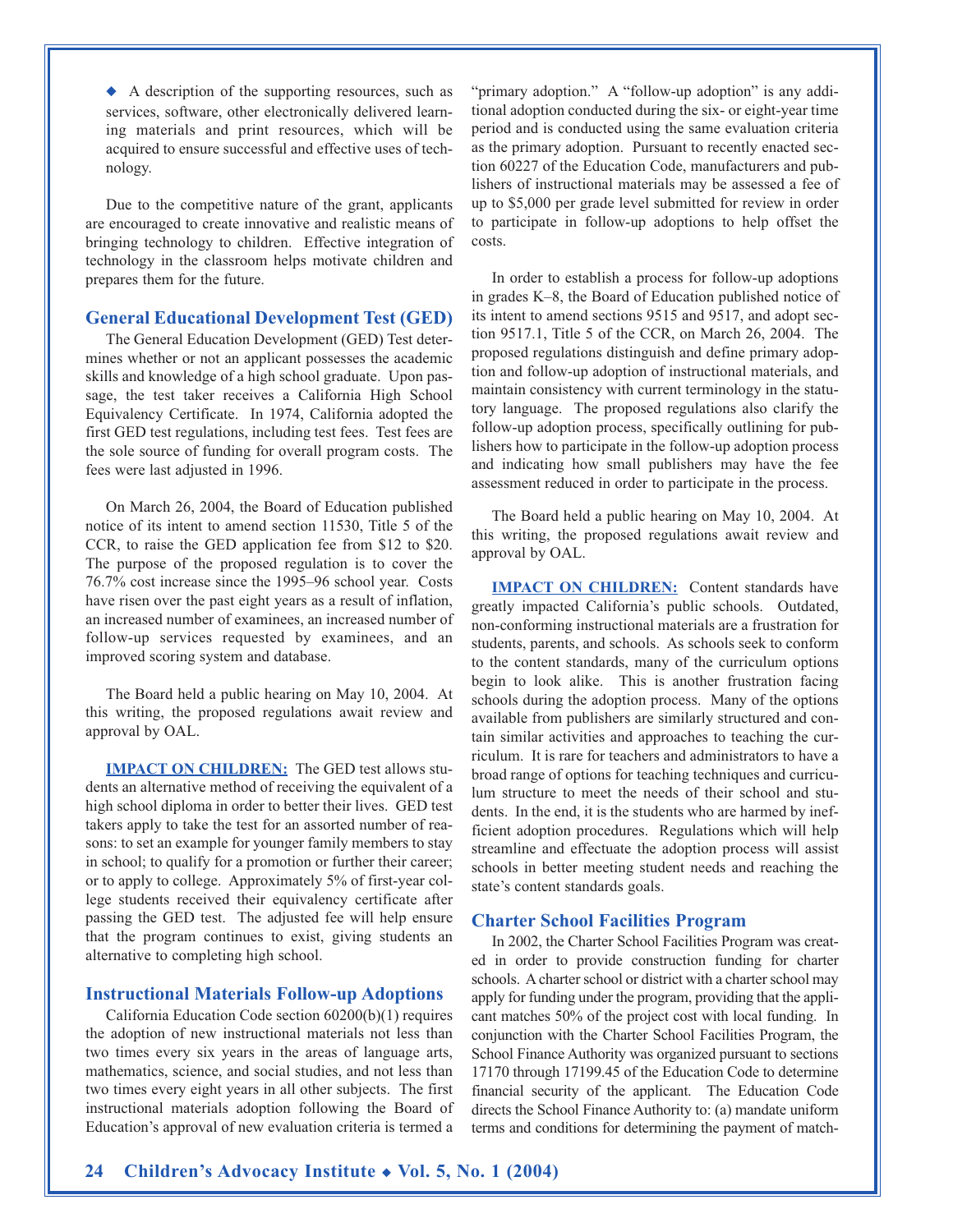◆ A description of the supporting resources, such as services, software, other electronically delivered learning materials and print resources, which will be acquired to ensure successful and effective uses of technology.

Due to the competitive nature of the grant, applicants are encouraged to create innovative and realistic means of bringing technology to children. Effective integration of technology in the classroom helps motivate children and prepares them for the future.

## General Educational Development Test (GED)

The General Education Development (GED) Test determines whether or not an applicant possesses the academic skills and knowledge of a high school graduate. Upon passage, the test taker receives a California High School Equivalency Certificate. In 1974, California adopted the first GED test regulations, including test fees. Test fees are the sole source of funding for overall program costs. The fees were last adjusted in 1996.

On March 26, 2004, the Board of Education published notice of its intent to amend section 11530, Title 5 of the CCR, to raise the GED application fee from $12 to $20. The purpose of the proposed regulation is to cover the 76.7% cost increase since the 1995–96 school year. Costs have risen over the past eight years as a result of inflation, an increased number of examinees, an increased number of follow-up services requested by examinees, and an improved scoring system and database.

The Board held a public hearing on May 10, 2004. At this writing, the proposed regulations await review and approval by OAL.

**IMPACT ON CHILDREN:** The GED test allows students an alternative method of receiving the equivalent of a high school diploma in order to better their lives. GED test takers apply to take the test for an assorted number of reasons: to set an example for younger family members to stay in school; to qualify for a promotion or further their career; or to apply to college. Approximately 5% of first-year college students received their equivalency certificate after passing the GED test. The adjusted fee will help ensure that the program continues to exist, giving students an alternative to completing high school.

## Instructional Materials Follow-up Adoptions

California Education Code section 60200(b)(1) requires the adoption of new instructional materials not less than two times every six years in the areas of language arts, mathematics, science, and social studies, and not less than two times every eight years in all other subjects. The first instructional materials adoption following the Board of Education's approval of new evaluation criteria is termed a "primary adoption." A "follow-up adoption" is any additional adoption conducted during the six- or eight-year time period and is conducted using the same evaluation criteria as the primary adoption. Pursuant to recently enacted section 60227 of the Education Code, manufacturers and publishers of instructional materials may be assessed a fee of up to $5,000 per grade level submitted for review in order to participate in follow-up adoptions to help offset the costs.

In order to establish a process for follow-up adoptions in grades K–8, the Board of Education published notice of its intent to amend sections 9515 and 9517, and adopt section 9517.1, Title 5 of the CCR, on March 26, 2004. The proposed regulations distinguish and define primary adoption and follow-up adoption of instructional materials, and maintain consistency with current terminology in the statutory language. The proposed regulations also clarify the follow-up adoption process, specifically outlining for publishers how to participate in the follow-up adoption process and indicating how small publishers may have the fee assessment reduced in order to participate in the process.

The Board held a public hearing on May 10, 2004. At this writing, the proposed regulations await review and approval by OAL.

**IMPACT ON CHILDREN:** Content standards have greatly impacted California's public schools. Outdated, non-conforming instructional materials are a frustration for students, parents, and schools. As schools seek to conform to the content standards, many of the curriculum options begin to look alike. This is another frustration facing schools during the adoption process. Many of the options available from publishers are similarly structured and contain similar activities and approaches to teaching the curriculum. It is rare for teachers and administrators to have a broad range of options for teaching techniques and curriculum structure to meet the needs of their school and students. In the end, it is the students who are harmed by inefficient adoption procedures. Regulations which will help streamline and effectuate the adoption process will assist schools in better meeting student needs and reaching the state's content standards goals.

## Charter School Facilities Program

In 2002, the Charter School Facilities Program was created in order to provide construction funding for charter schools. A charter school or district with a charter school may apply for funding under the program, providing that the applicant matches 50% of the project cost with local funding. In conjunction with the Charter School Facilities Program, the School Finance Authority was organized pursuant to sections 17170 through 17199.45 of the Education Code to determine financial security of the applicant. The Education Code directs the School Finance Authority to: (a) mandate uniform terms and conditions for determining the payment of match-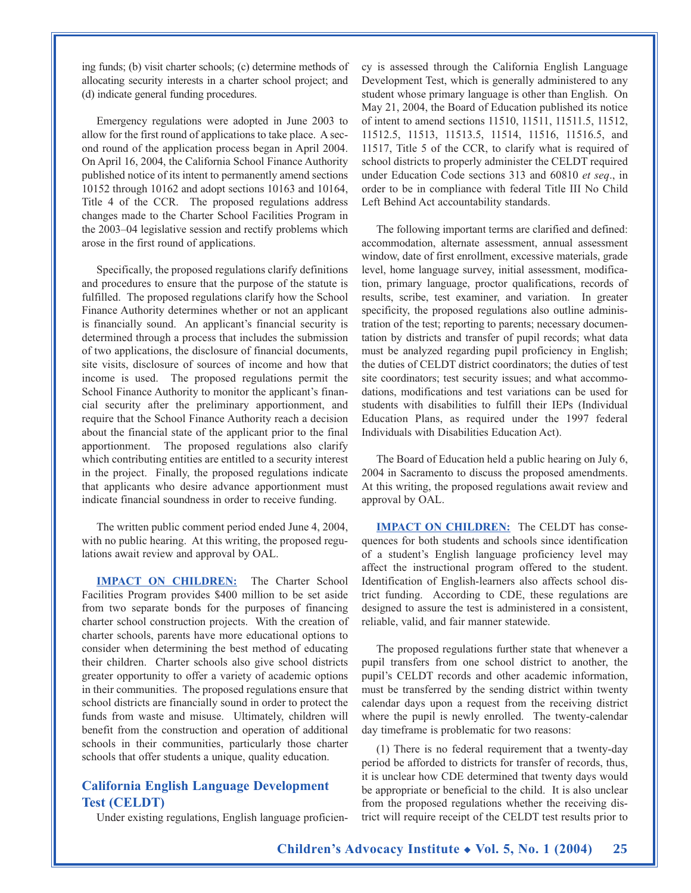ing funds; (b) visit charter schools; (c) determine methods of allocating security interests in a charter school project; and (d) indicate general funding procedures.

Emergency regulations were adopted in June 2003 to allow for the first round of applications to take place. A second round of the application process began in April 2004. On April 16, 2004, the California School Finance Authority published notice of its intent to permanently amend sections 10152 through 10162 and adopt sections 10163 and 10164, Title 4 of the CCR. The proposed regulations address changes made to the Charter School Facilities Program in the 2003–04 legislative session and rectify problems which arose in the first round of applications.

Specifically, the proposed regulations clarify definitions and procedures to ensure that the purpose of the statute is fulfilled. The proposed regulations clarify how the School Finance Authority determines whether or not an applicant is financially sound. An applicant's financial security is determined through a process that includes the submission of two applications, the disclosure of financial documents, site visits, disclosure of sources of income and how that income is used. The proposed regulations permit the School Finance Authority to monitor the applicant's financial security after the preliminary apportionment, and require that the School Finance Authority reach a decision about the financial state of the applicant prior to the final apportionment. The proposed regulations also clarify which contributing entities are entitled to a security interest in the project. Finally, the proposed regulations indicate that applicants who desire advance apportionment must indicate financial soundness in order to receive funding.

The written public comment period ended June 4, 2004, with no public hearing. At this writing, the proposed regulations await review and approval by OAL.

**IMPACT ON CHILDREN:** The Charter School Facilities Program provides $400 million to be set aside from two separate bonds for the purposes of financing charter school construction projects. With the creation of charter schools, parents have more educational options to consider when determining the best method of educating their children. Charter schools also give school districts greater opportunity to offer a variety of academic options in their communities. The proposed regulations ensure that school districts are financially sound in order to protect the funds from waste and misuse. Ultimately, children will benefit from the construction and operation of additional schools in their communities, particularly those charter schools that offer students a unique, quality education.

## California English Language Development Test (CELDT)

Under existing regulations, English language proficiency is assessed through the California English Language Development Test, which is generally administered to any student whose primary language is other than English. On May 21, 2004, the Board of Education published its notice of intent to amend sections 11510, 11511, 11511.5, 11512, 11512.5, 11513, 11513.5, 11514, 11516, 11516.5, and 11517, Title 5 of the CCR, to clarify what is required of school districts to properly administer the CELDT required under Education Code sections 313 and 60810 *et seq*., in order to be in compliance with federal Title III No Child Left Behind Act accountability standards.

The following important terms are clarified and defined: accommodation, alternate assessment, annual assessment window, date of first enrollment, excessive materials, grade level, home language survey, initial assessment, modification, primary language, proctor qualifications, records of results, scribe, test examiner, and variation. In greater specificity, the proposed regulations also outline administration of the test; reporting to parents; necessary documentation by districts and transfer of pupil records; what data must be analyzed regarding pupil proficiency in English; the duties of CELDT district coordinators; the duties of test site coordinators; test security issues; and what accommodations, modifications and test variations can be used for students with disabilities to fulfill their IEPs (Individual Education Plans, as required under the 1997 federal Individuals with Disabilities Education Act).

The Board of Education held a public hearing on July 6, 2004 in Sacramento to discuss the proposed amendments. At this writing, the proposed regulations await review and approval by OAL.

**IMPACT ON CHILDREN:** The CELDT has consequences for both students and schools since identification of a student's English language proficiency level may affect the instructional program offered to the student. Identification of English-learners also affects school district funding. According to CDE, these regulations are designed to assure the test is administered in a consistent, reliable, valid, and fair manner statewide.

The proposed regulations further state that whenever a pupil transfers from one school district to another, the pupil's CELDT records and other academic information, must be transferred by the sending district within twenty calendar days upon a request from the receiving district where the pupil is newly enrolled. The twenty-calendar day timeframe is problematic for two reasons:

(1) There is no federal requirement that a twenty-day period be afforded to districts for transfer of records, thus, it is unclear how CDE determined that twenty days would be appropriate or beneficial to the child. It is also unclear from the proposed regulations whether the receiving district will require receipt of the CELDT test results prior to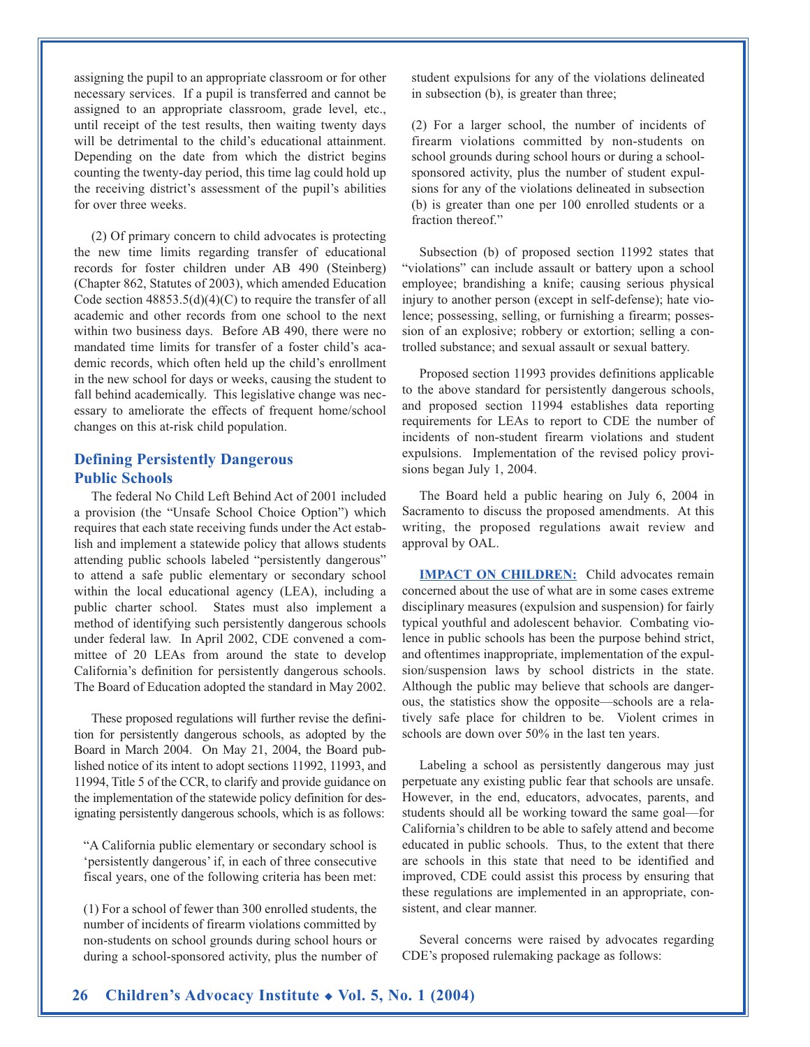assigning the pupil to an appropriate classroom or for other necessary services. If a pupil is transferred and cannot be assigned to an appropriate classroom, grade level, etc., until receipt of the test results, then waiting twenty days will be detrimental to the child's educational attainment. Depending on the date from which the district begins counting the twenty-day period, this time lag could hold up the receiving district's assessment of the pupil's abilities for over three weeks.

(2) Of primary concern to child advocates is protecting the new time limits regarding transfer of educational records for foster children under AB 490 (Steinberg) (Chapter 862, Statutes of 2003), which amended Education Code section 48853.5(d)(4)(C) to require the transfer of all academic and other records from one school to the next within two business days. Before AB 490, there were no mandated time limits for transfer of a foster child's academic records, which often held up the child's enrollment in the new school for days or weeks, causing the student to fall behind academically. This legislative change was necessary to ameliorate the effects of frequent home/school changes on this at-risk child population.

## Defining Persistently Dangerous Public Schools

The federal No Child Left Behind Act of 2001 included a provision (the "Unsafe School Choice Option") which requires that each state receiving funds under the Act establish and implement a statewide policy that allows students attending public schools labeled "persistently dangerous" to attend a safe public elementary or secondary school within the local educational agency (LEA), including a public charter school. States must also implement a method of identifying such persistently dangerous schools under federal law. In April 2002, CDE convened a committee of 20 LEAs from around the state to develop California's definition for persistently dangerous schools. The Board of Education adopted the standard in May 2002.

These proposed regulations will further revise the definition for persistently dangerous schools, as adopted by the Board in March 2004. On May 21, 2004, the Board published notice of its intent to adopt sections 11992, 11993, and 11994, Title 5 of the CCR, to clarify and provide guidance on the implementation of the statewide policy definition for designating persistently dangerous schools, which is as follows:

> "A California public elementary or secondary school is 'persistently dangerous' if, in each of three consecutive fiscal years, one of the following criteria has been met:
>
> (1) For a school of fewer than 300 enrolled students, the number of incidents of firearm violations committed by non-students on school grounds during school hours or during a school-sponsored activity, plus the number of student expulsions for any of the violations delineated in subsection (b), is greater than three;
>
> (2) For a larger school, the number of incidents of firearm violations committed by non-students on school grounds during school hours or during a school-sponsored activity, plus the number of student expulsions for any of the violations delineated in subsection (b) is greater than one per 100 enrolled students or a fraction thereof."

Subsection (b) of proposed section 11992 states that "violations" can include assault or battery upon a school employee; brandishing a knife; causing serious physical injury to another person (except in self-defense); hate violence; possessing, selling, or furnishing a firearm; possession of an explosive; robbery or extortion; selling a controlled substance; and sexual assault or sexual battery.

Proposed section 11993 provides definitions applicable to the above standard for persistently dangerous schools, and proposed section 11994 establishes data reporting requirements for LEAs to report to CDE the number of incidents of non-student firearm violations and student expulsions. Implementation of the revised policy provisions began July 1, 2004.

The Board held a public hearing on July 6, 2004 in Sacramento to discuss the proposed amendments. At this writing, the proposed regulations await review and approval by OAL.

**IMPACT ON CHILDREN:** Child advocates remain concerned about the use of what are in some cases extreme disciplinary measures (expulsion and suspension) for fairly typical youthful and adolescent behavior. Combating violence in public schools has been the purpose behind strict, and oftentimes inappropriate, implementation of the expulsion/suspension laws by school districts in the state. Although the public may believe that schools are dangerous, the statistics show the opposite—schools are a relatively safe place for children to be. Violent crimes in schools are down over 50% in the last ten years.

Labeling a school as persistently dangerous may just perpetuate any existing public fear that schools are unsafe. However, in the end, educators, advocates, parents, and students should all be working toward the same goal—for California's children to be able to safely attend and become educated in public schools. Thus, to the extent that there are schools in this state that need to be identified and improved, CDE could assist this process by ensuring that these regulations are implemented in an appropriate, consistent, and clear manner.

Several concerns were raised by advocates regarding CDE's proposed rulemaking package as follows: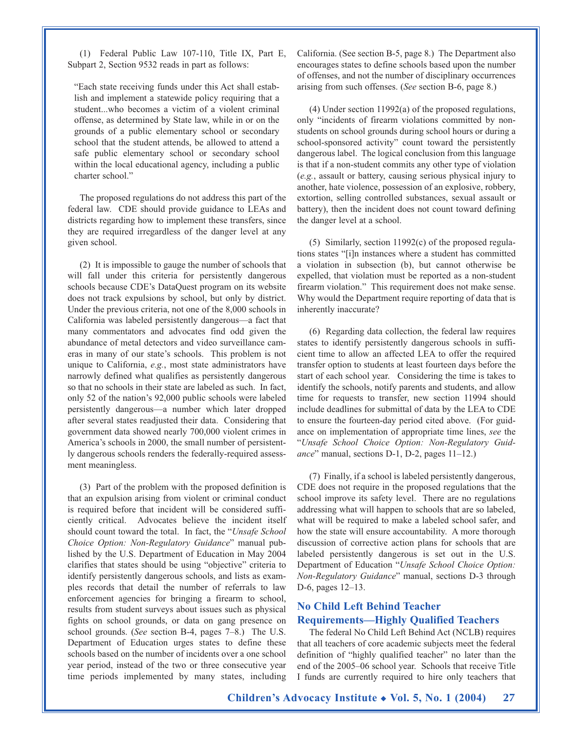(1) Federal Public Law 107-110, Title IX, Part E, Subpart 2, Section 9532 reads in part as follows:

> "Each state receiving funds under this Act shall establish and implement a statewide policy requiring that a student...who becomes a victim of a violent criminal offense, as determined by State law, while in or on the grounds of a public elementary school or secondary school that the student attends, be allowed to attend a safe public elementary school or secondary school within the local educational agency, including a public charter school."

The proposed regulations do not address this part of the federal law. CDE should provide guidance to LEAs and districts regarding how to implement these transfers, since they are required irregardless of the danger level at any given school.

(2) It is impossible to gauge the number of schools that will fall under this criteria for persistently dangerous schools because CDE's DataQuest program on its website does not track expulsions by school, but only by district. Under the previous criteria, not one of the 8,000 schools in California was labeled persistently dangerous—a fact that many commentators and advocates find odd given the abundance of metal detectors and video surveillance cameras in many of our state's schools. This problem is not unique to California, *e.g.*, most state administrators have narrowly defined what qualifies as persistently dangerous so that no schools in their state are labeled as such. In fact, only 52 of the nation's 92,000 public schools were labeled persistently dangerous—a number which later dropped after several states readjusted their data. Considering that government data showed nearly 700,000 violent crimes in America's schools in 2000, the small number of persistently dangerous schools renders the federally-required assessment meaningless.

(3) Part of the problem with the proposed definition is that an expulsion arising from violent or criminal conduct is required before that incident will be considered sufficiently critical. Advocates believe the incident itself should count toward the total. In fact, the "*Unsafe School Choice Option: Non-Regulatory Guidance*" manual published by the U.S. Department of Education in May 2004 clarifies that states should be using "objective" criteria to identify persistently dangerous schools, and lists as examples records that detail the number of referrals to law enforcement agencies for bringing a firearm to school, results from student surveys about issues such as physical fights on school grounds, or data on gang presence on school grounds. (*See* section B-4, pages 7–8.) The U.S. Department of Education urges states to define these schools based on the number of incidents over a one school year period, instead of the two or three consecutive year time periods implemented by many states, including California. (See section B-5, page 8.) The Department also encourages states to define schools based upon the number of offenses, and not the number of disciplinary occurrences arising from such offenses. (*See* section B-6, page 8.)

(4) Under section 11992(a) of the proposed regulations, only "incidents of firearm violations committed by non-students on school grounds during school hours or during a school-sponsored activity" count toward the persistently dangerous label. The logical conclusion from this language is that if a non-student commits any other type of violation (*e.g.*, assault or battery, causing serious physical injury to another, hate violence, possession of an explosive, robbery, extortion, selling controlled substances, sexual assault or battery), then the incident does not count toward defining the danger level at a school.

(5) Similarly, section 11992(c) of the proposed regulations states "[i]n instances where a student has committed a violation in subsection (b), but cannot otherwise be expelled, that violation must be reported as a non-student firearm violation." This requirement does not make sense. Why would the Department require reporting of data that is inherently inaccurate?

(6) Regarding data collection, the federal law requires states to identify persistently dangerous schools in sufficient time to allow an affected LEA to offer the required transfer option to students at least fourteen days before the start of each school year. Considering the time is takes to identify the schools, notify parents and students, and allow time for requests to transfer, new section 11994 should include deadlines for submittal of data by the LEA to CDE to ensure the fourteen-day period cited above. (For guidance on implementation of appropriate time lines, *see* the "*Unsafe School Choice Option: Non-Regulatory Guidance*" manual, sections D-1, D-2, pages 11–12.)

(7) Finally, if a school is labeled persistently dangerous, CDE does not require in the proposed regulations that the school improve its safety level. There are no regulations addressing what will happen to schools that are so labeled, what will be required to make a labeled school safer, and how the state will ensure accountability. A more thorough discussion of corrective action plans for schools that are labeled persistently dangerous is set out in the U.S. Department of Education "*Unsafe School Choice Option: Non-Regulatory Guidance*" manual, sections D-3 through D-6, pages 12–13.

## No Child Left Behind Teacher Requirements—Highly Qualified Teachers

The federal No Child Left Behind Act (NCLB) requires that all teachers of core academic subjects meet the federal definition of "highly qualified teacher" no later than the end of the 2005–06 school year. Schools that receive Title I funds are currently required to hire only teachers that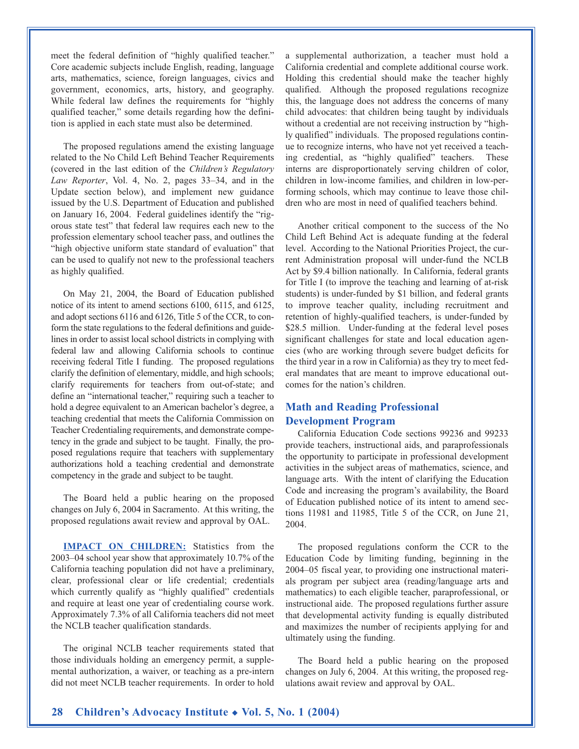meet the federal definition of "highly qualified teacher." Core academic subjects include English, reading, language arts, mathematics, science, foreign languages, civics and government, economics, arts, history, and geography. While federal law defines the requirements for "highly qualified teacher," some details regarding how the definition is applied in each state must also be determined.

The proposed regulations amend the existing language related to the No Child Left Behind Teacher Requirements (covered in the last edition of the *Children's Regulatory Law Reporter*, Vol. 4, No. 2, pages 33–34, and in the Update section below), and implement new guidance issued by the U.S. Department of Education and published on January 16, 2004. Federal guidelines identify the "rigorous state test" that federal law requires each new to the profession elementary school teacher pass, and outlines the "high objective uniform state standard of evaluation" that can be used to qualify not new to the professional teachers as highly qualified.

On May 21, 2004, the Board of Education published notice of its intent to amend sections 6100, 6115, and 6125, and adopt sections 6116 and 6126, Title 5 of the CCR, to conform the state regulations to the federal definitions and guidelines in order to assist local school districts in complying with federal law and allowing California schools to continue receiving federal Title I funding. The proposed regulations clarify the definition of elementary, middle, and high schools; clarify requirements for teachers from out-of-state; and define an "international teacher," requiring such a teacher to hold a degree equivalent to an American bachelor's degree, a teaching credential that meets the California Commission on Teacher Credentialing requirements, and demonstrate competency in the grade and subject to be taught. Finally, the proposed regulations require that teachers with supplementary authorizations hold a teaching credential and demonstrate competency in the grade and subject to be taught.

The Board held a public hearing on the proposed changes on July 6, 2004 in Sacramento. At this writing, the proposed regulations await review and approval by OAL.

**IMPACT ON CHILDREN:** Statistics from the 2003–04 school year show that approximately 10.7% of the California teaching population did not have a preliminary, clear, professional clear or life credential; credentials which currently qualify as "highly qualified" credentials and require at least one year of credentialing course work. Approximately 7.3% of all California teachers did not meet the NCLB teacher qualification standards.

The original NCLB teacher requirements stated that those individuals holding an emergency permit, a supplemental authorization, a waiver, or teaching as a pre-intern did not meet NCLB teacher requirements. In order to hold a supplemental authorization, a teacher must hold a California credential and complete additional course work. Holding this credential should make the teacher highly qualified. Although the proposed regulations recognize this, the language does not address the concerns of many child advocates: that children being taught by individuals without a credential are not receiving instruction by "highly qualified" individuals. The proposed regulations continue to recognize interns, who have not yet received a teaching credential, as "highly qualified" teachers. These interns are disproportionately serving children of color, children in low-income families, and children in low-performing schools, which may continue to leave those children who are most in need of qualified teachers behind.

Another critical component to the success of the No Child Left Behind Act is adequate funding at the federal level. According to the National Priorities Project, the current Administration proposal will under-fund the NCLB Act by $9.4 billion nationally. In California, federal grants for Title I (to improve the teaching and learning of at-risk students) is under-funded by $1 billion, and federal grants to improve teacher quality, including recruitment and retention of highly-qualified teachers, is under-funded by $28.5 million. Under-funding at the federal level poses significant challenges for state and local education agencies (who are working through severe budget deficits for the third year in a row in California) as they try to meet federal mandates that are meant to improve educational outcomes for the nation's children.

## Math and Reading Professional Development Program

California Education Code sections 99236 and 99233 provide teachers, instructional aids, and paraprofessionals the opportunity to participate in professional development activities in the subject areas of mathematics, science, and language arts. With the intent of clarifying the Education Code and increasing the program's availability, the Board of Education published notice of its intent to amend sections 11981 and 11985, Title 5 of the CCR, on June 21, 2004.

The proposed regulations conform the CCR to the Education Code by limiting funding, beginning in the 2004–05 fiscal year, to providing one instructional materials program per subject area (reading/language arts and mathematics) to each eligible teacher, paraprofessional, or instructional aide. The proposed regulations further assure that developmental activity funding is equally distributed and maximizes the number of recipients applying for and ultimately using the funding.

The Board held a public hearing on the proposed changes on July 6, 2004. At this writing, the proposed regulations await review and approval by OAL.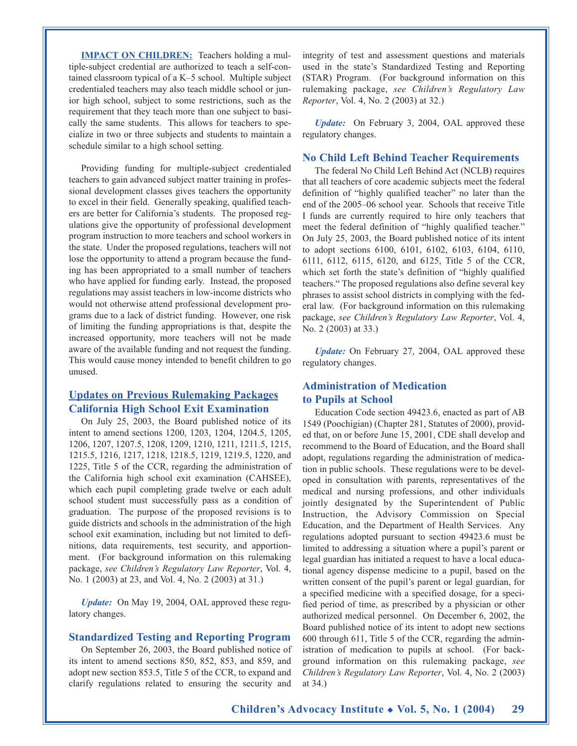**IMPACT ON CHILDREN:** Teachers holding a multiple-subject credential are authorized to teach a self-contained classroom typical of a K–5 school. Multiple subject credentialed teachers may also teach middle school or junior high school, subject to some restrictions, such as the requirement that they teach more than one subject to basically the same students. This allows for teachers to specialize in two or three subjects and students to maintain a schedule similar to a high school setting.

Providing funding for multiple-subject credentialed teachers to gain advanced subject matter training in professional development classes gives teachers the opportunity to excel in their field. Generally speaking, qualified teachers are better for California's students. The proposed regulations give the opportunity of professional development program instruction to more teachers and school workers in the state. Under the proposed regulations, teachers will not lose the opportunity to attend a program because the funding has been appropriated to a small number of teachers who have applied for funding early. Instead, the proposed regulations may assist teachers in low-income districts who would not otherwise attend professional development programs due to a lack of district funding. However, one risk of limiting the funding appropriations is that, despite the increased opportunity, more teachers will not be made aware of the available funding and not request the funding. This would cause money intended to benefit children to go unused.

## Updates on Previous Rulemaking Packages

### California High School Exit Examination

On July 25, 2003, the Board published notice of its intent to amend sections 1200, 1203, 1204, 1204.5, 1205, 1206, 1207, 1207.5, 1208, 1209, 1210, 1211, 1211.5, 1215, 1215.5, 1216, 1217, 1218, 1218.5, 1219, 1219.5, 1220, and 1225, Title 5 of the CCR, regarding the administration of the California high school exit examination (CAHSEE), which each pupil completing grade twelve or each adult school student must successfully pass as a condition of graduation. The purpose of the proposed revisions is to guide districts and schools in the administration of the high school exit examination, including but not limited to definitions, data requirements, test security, and apportionment. (For background information on this rulemaking package, *see Children's Regulatory Law Reporter*, Vol. 4, No. 1 (2003) at 23, and Vol. 4, No. 2 (2003) at 31.)

***Update:*** On May 19, 2004, OAL approved these regulatory changes.

### Standardized Testing and Reporting Program

On September 26, 2003, the Board published notice of its intent to amend sections 850, 852, 853, and 859, and adopt new section 853.5, Title 5 of the CCR, to expand and clarify regulations related to ensuring the security and integrity of test and assessment questions and materials used in the state's Standardized Testing and Reporting (STAR) Program. (For background information on this rulemaking package, *see Children's Regulatory Law Reporter*, Vol. 4, No. 2 (2003) at 32.)

***Update:*** On February 3, 2004, OAL approved these regulatory changes.

### No Child Left Behind Teacher Requirements

The federal No Child Left Behind Act (NCLB) requires that all teachers of core academic subjects meet the federal definition of "highly qualified teacher" no later than the end of the 2005–06 school year. Schools that receive Title I funds are currently required to hire only teachers that meet the federal definition of "highly qualified teacher." On July 25, 2003, the Board published notice of its intent to adopt sections 6100, 6101, 6102, 6103, 6104, 6110, 6111, 6112, 6115, 6120, and 6125, Title 5 of the CCR, which set forth the state's definition of "highly qualified teachers." The proposed regulations also define several key phrases to assist school districts in complying with the federal law. (For background information on this rulemaking package, *see Children's Regulatory Law Reporter*, Vol. 4, No. 2 (2003) at 33.)

***Update:*** On February 27, 2004, OAL approved these regulatory changes.

### Administration of Medication to Pupils at School

Education Code section 49423.6, enacted as part of AB 1549 (Poochigian) (Chapter 281, Statutes of 2000), provided that, on or before June 15, 2001, CDE shall develop and recommend to the Board of Education, and the Board shall adopt, regulations regarding the administration of medication in public schools. These regulations were to be developed in consultation with parents, representatives of the medical and nursing professions, and other individuals jointly designated by the Superintendent of Public Instruction, the Advisory Commission on Special Education, and the Department of Health Services. Any regulations adopted pursuant to section 49423.6 must be limited to addressing a situation where a pupil's parent or legal guardian has initiated a request to have a local educational agency dispense medicine to a pupil, based on the written consent of the pupil's parent or legal guardian, for a specified medicine with a specified dosage, for a specified period of time, as prescribed by a physician or other authorized medical personnel. On December 6, 2002, the Board published notice of its intent to adopt new sections 600 through 611, Title 5 of the CCR, regarding the administration of medication to pupils at school. (For background information on this rulemaking package, *see Children's Regulatory Law Reporter*, Vol. 4, No. 2 (2003) at 34.)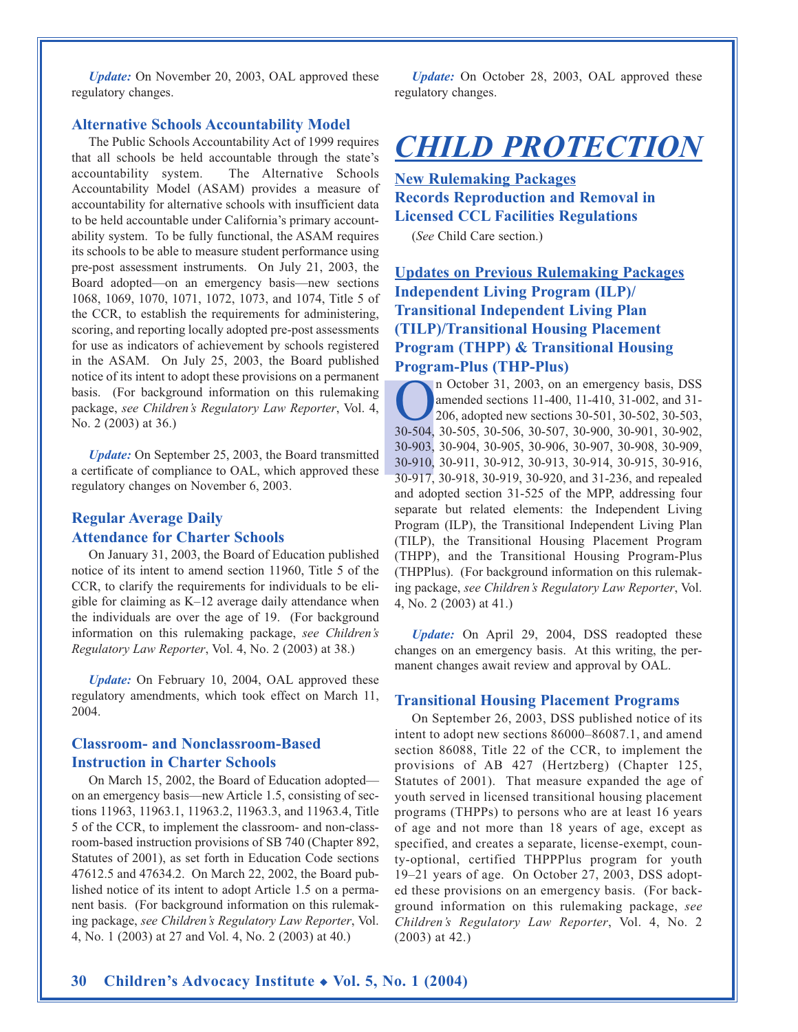*Update:* On November 20, 2003, OAL approved these regulatory changes.

### Alternative Schools Accountability Model

The Public Schools Accountability Act of 1999 requires that all schools be held accountable through the state's accountability system. The Alternative Schools Accountability Model (ASAM) provides a measure of accountability for alternative schools with insufficient data to be held accountable under California's primary accountability system. To be fully functional, the ASAM requires its schools to be able to measure student performance using pre-post assessment instruments. On July 21, 2003, the Board adopted—on an emergency basis—new sections 1068, 1069, 1070, 1071, 1072, 1073, and 1074, Title 5 of the CCR, to establish the requirements for administering, scoring, and reporting locally adopted pre-post assessments for use as indicators of achievement by schools registered in the ASAM. On July 25, 2003, the Board published notice of its intent to adopt these provisions on a permanent basis. (For background information on this rulemaking package, *see Children's Regulatory Law Reporter*, Vol. 4, No. 2 (2003) at 36.)

*Update:* On September 25, 2003, the Board transmitted a certificate of compliance to OAL, which approved these regulatory changes on November 6, 2003.

### Regular Average Daily Attendance for Charter Schools

On January 31, 2003, the Board of Education published notice of its intent to amend section 11960, Title 5 of the CCR, to clarify the requirements for individuals to be eligible for claiming as K–12 average daily attendance when the individuals are over the age of 19. (For background information on this rulemaking package, *see Children's Regulatory Law Reporter*, Vol. 4, No. 2 (2003) at 38.)

*Update:* On February 10, 2004, OAL approved these regulatory amendments, which took effect on March 11, 2004.

### Classroom- and Nonclassroom-Based Instruction in Charter Schools

On March 15, 2002, the Board of Education adopted—on an emergency basis—new Article 1.5, consisting of sections 11963, 11963.1, 11963.2, 11963.3, and 11963.4, Title 5 of the CCR, to implement the classroom- and non-classroom-based instruction provisions of SB 740 (Chapter 892, Statutes of 2001), as set forth in Education Code sections 47612.5 and 47634.2. On March 22, 2002, the Board published notice of its intent to adopt Article 1.5 on a permanent basis. (For background information on this rulemaking package, *see Children's Regulatory Law Reporter*, Vol. 4, No. 1 (2003) at 27 and Vol. 4, No. 2 (2003) at 40.)

*Update:* On October 28, 2003, OAL approved these regulatory changes.

# CHILD PROTECTION

## New Rulemaking Packages

### Records Reproduction and Removal in Licensed CCL Facilities Regulations

(*See* Child Care section.)

## Updates on Previous Rulemaking Packages

### Independent Living Program (ILP)/ Transitional Independent Living Plan (TILP)/Transitional Housing Placement Program (THPP) & Transitional Housing Program-Plus (THP-Plus)

On October 31, 2003, on an emergency basis, DSS amended sections 11-400, 11-410, 31-002, and 31-206, adopted new sections 30-501, 30-502, 30-503, 30-504, 30-505, 30-506, 30-507, 30-900, 30-901, 30-902, 30-903, 30-904, 30-905, 30-906, 30-907, 30-908, 30-909, 30-910, 30-911, 30-912, 30-913, 30-914, 30-915, 30-916, 30-917, 30-918, 30-919, 30-920, and 31-236, and repealed and adopted section 31-525 of the MPP, addressing four separate but related elements: the Independent Living Program (ILP), the Transitional Independent Living Plan (TILP), the Transitional Housing Placement Program (THPP), and the Transitional Housing Program-Plus (THPPlus). (For background information on this rulemaking package, *see Children's Regulatory Law Reporter*, Vol. 4, No. 2 (2003) at 41.)

*Update:* On April 29, 2004, DSS readopted these changes on an emergency basis. At this writing, the permanent changes await review and approval by OAL.

### Transitional Housing Placement Programs

On September 26, 2003, DSS published notice of its intent to adopt new sections 86000–86087.1, and amend section 86088, Title 22 of the CCR, to implement the provisions of AB 427 (Hertzberg) (Chapter 125, Statutes of 2001). That measure expanded the age of youth served in licensed transitional housing placement programs (THPPs) to persons who are at least 16 years of age and not more than 18 years of age, except as specified, and creates a separate, license-exempt, county-optional, certified THPPPlus program for youth 19–21 years of age. On October 27, 2003, DSS adopted these provisions on an emergency basis. (For background information on this rulemaking package, *see Children's Regulatory Law Reporter*, Vol. 4, No. 2 (2003) at 42.)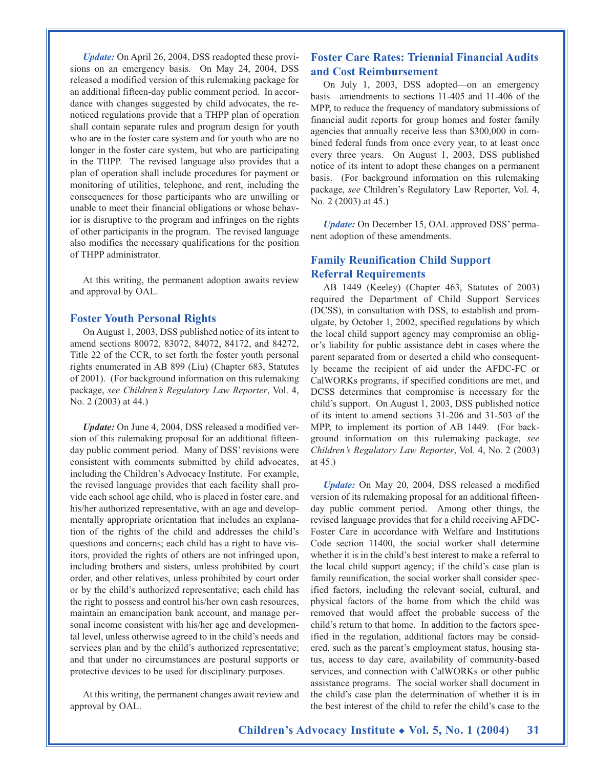*Update:* On April 26, 2004, DSS readopted these provisions on an emergency basis. On May 24, 2004, DSS released a modified version of this rulemaking package for an additional fifteen-day public comment period. In accordance with changes suggested by child advocates, the renoticed regulations provide that a THPP plan of operation shall contain separate rules and program design for youth who are in the foster care system and for youth who are no longer in the foster care system, but who are participating in the THPP. The revised language also provides that a plan of operation shall include procedures for payment or monitoring of utilities, telephone, and rent, including the consequences for those participants who are unwilling or unable to meet their financial obligations or whose behavior is disruptive to the program and infringes on the rights of other participants in the program. The revised language also modifies the necessary qualifications for the position of THPP administrator.

At this writing, the permanent adoption awaits review and approval by OAL.

### Foster Youth Personal Rights

On August 1, 2003, DSS published notice of its intent to amend sections 80072, 83072, 84072, 84172, and 84272, Title 22 of the CCR, to set forth the foster youth personal rights enumerated in AB 899 (Liu) (Chapter 683, Statutes of 2001). (For background information on this rulemaking package, *see Children's Regulatory Law Reporter*, Vol. 4, No. 2 (2003) at 44.)

*Update:* On June 4, 2004, DSS released a modified version of this rulemaking proposal for an additional fifteen-day public comment period. Many of DSS' revisions were consistent with comments submitted by child advocates, including the Children's Advocacy Institute. For example, the revised language provides that each facility shall provide each school age child, who is placed in foster care, and his/her authorized representative, with an age and developmentally appropriate orientation that includes an explanation of the rights of the child and addresses the child's questions and concerns; each child has a right to have visitors, provided the rights of others are not infringed upon, including brothers and sisters, unless prohibited by court order, and other relatives, unless prohibited by court order or by the child's authorized representative; each child has the right to possess and control his/her own cash resources, maintain an emancipation bank account, and manage personal income consistent with his/her age and developmental level, unless otherwise agreed to in the child's needs and services plan and by the child's authorized representative; and that under no circumstances are postural supports or protective devices to be used for disciplinary purposes.

At this writing, the permanent changes await review and approval by OAL.

### Foster Care Rates: Triennial Financial Audits and Cost Reimbursement

On July 1, 2003, DSS adopted—on an emergency basis—amendments to sections 11-405 and 11-406 of the MPP, to reduce the frequency of mandatory submissions of financial audit reports for group homes and foster family agencies that annually receive less than $300,000 in combined federal funds from once every year, to at least once every three years. On August 1, 2003, DSS published notice of its intent to adopt these changes on a permanent basis. (For background information on this rulemaking package, *see* Children's Regulatory Law Reporter, Vol. 4, No. 2 (2003) at 45.)

*Update:* On December 15, OAL approved DSS' permanent adoption of these amendments.

### Family Reunification Child Support Referral Requirements

AB 1449 (Keeley) (Chapter 463, Statutes of 2003) required the Department of Child Support Services (DCSS), in consultation with DSS, to establish and promulgate, by October 1, 2002, specified regulations by which the local child support agency may compromise an obligor's liability for public assistance debt in cases where the parent separated from or deserted a child who consequently became the recipient of aid under the AFDC-FC or CalWORKs programs, if specified conditions are met, and DCSS determines that compromise is necessary for the child's support. On August 1, 2003, DSS published notice of its intent to amend sections 31-206 and 31-503 of the MPP, to implement its portion of AB 1449. (For background information on this rulemaking package, *see Children's Regulatory Law Reporter*, Vol. 4, No. 2 (2003) at 45.)

*Update:* On May 20, 2004, DSS released a modified version of its rulemaking proposal for an additional fifteen-day public comment period. Among other things, the revised language provides that for a child receiving AFDC-Foster Care in accordance with Welfare and Institutions Code section 11400, the social worker shall determine whether it is in the child's best interest to make a referral to the local child support agency; if the child's case plan is family reunification, the social worker shall consider specified factors, including the relevant social, cultural, and physical factors of the home from which the child was removed that would affect the probable success of the child's return to that home. In addition to the factors specified in the regulation, additional factors may be considered, such as the parent's employment status, housing status, access to day care, availability of community-based services, and connection with CalWORKs or other public assistance programs. The social worker shall document in the child's case plan the determination of whether it is in the best interest of the child to refer the child's case to the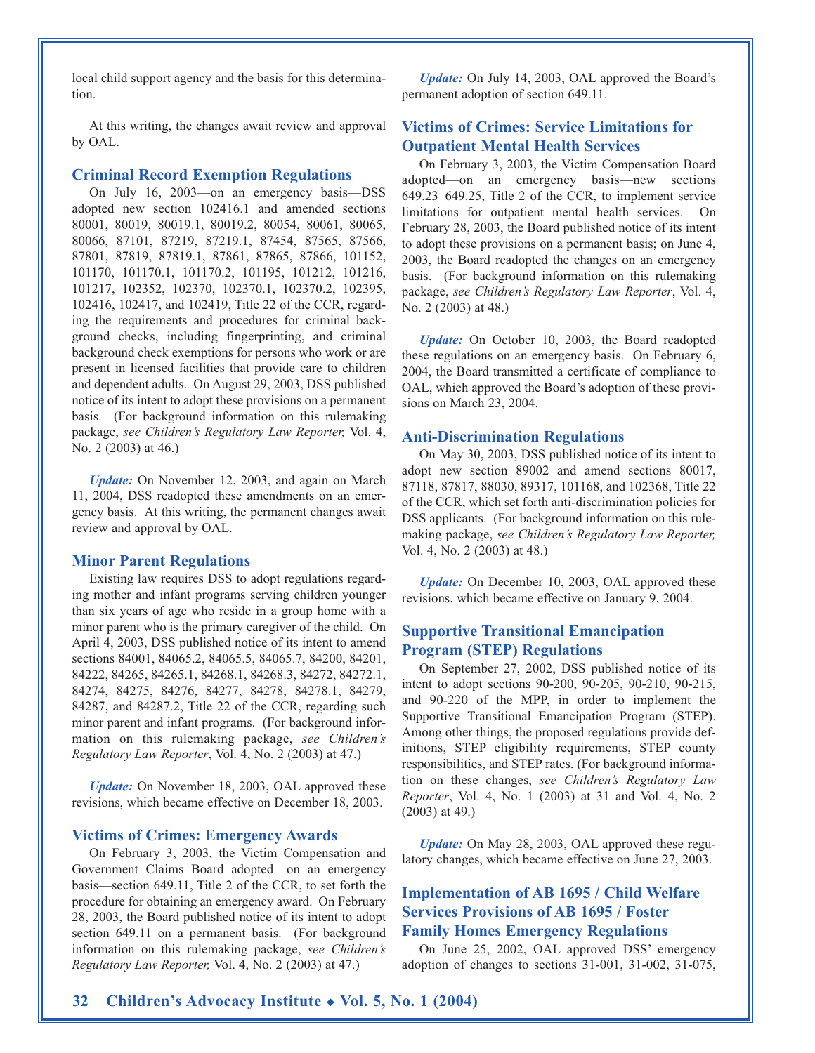local child support agency and the basis for this determination.

At this writing, the changes await review and approval by OAL.

### Criminal Record Exemption Regulations

On July 16, 2003—on an emergency basis—DSS adopted new section 102416.1 and amended sections 80001, 80019, 80019.1, 80019.2, 80054, 80061, 80065, 80066, 87101, 87219, 87219.1, 87454, 87565, 87566, 87801, 87819, 87819.1, 87861, 87865, 87866, 101152, 101170, 101170.1, 101170.2, 101195, 101212, 101216, 101217, 102352, 102370, 102370.1, 102370.2, 102395, 102416, 102417, and 102419, Title 22 of the CCR, regarding the requirements and procedures for criminal background checks, including fingerprinting, and criminal background check exemptions for persons who work or are present in licensed facilities that provide care to children and dependent adults. On August 29, 2003, DSS published notice of its intent to adopt these provisions on a permanent basis. (For background information on this rulemaking package, *see Children's Regulatory Law Reporter,* Vol. 4, No. 2 (2003) at 46.)

***Update:*** On November 12, 2003, and again on March 11, 2004, DSS readopted these amendments on an emergency basis. At this writing, the permanent changes await review and approval by OAL.

### Minor Parent Regulations

Existing law requires DSS to adopt regulations regarding mother and infant programs serving children younger than six years of age who reside in a group home with a minor parent who is the primary caregiver of the child. On April 4, 2003, DSS published notice of its intent to amend sections 84001, 84065.2, 84065.5, 84065.7, 84200, 84201, 84222, 84265, 84265.1, 84268.1, 84268.3, 84272, 84272.1, 84274, 84275, 84276, 84277, 84278, 84278.1, 84279, 84287, and 84287.2, Title 22 of the CCR, regarding such minor parent and infant programs. (For background information on this rulemaking package, *see Children's Regulatory Law Reporter*, Vol. 4, No. 2 (2003) at 47.)

***Update:*** On November 18, 2003, OAL approved these revisions, which became effective on December 18, 2003.

### Victims of Crimes: Emergency Awards

On February 3, 2003, the Victim Compensation and Government Claims Board adopted—on an emergency basis—section 649.11, Title 2 of the CCR, to set forth the procedure for obtaining an emergency award. On February 28, 2003, the Board published notice of its intent to adopt section 649.11 on a permanent basis. (For background information on this rulemaking package, *see Children's Regulatory Law Reporter,* Vol. 4, No. 2 (2003) at 47.)

***Update:*** On July 14, 2003, OAL approved the Board's permanent adoption of section 649.11.

### Victims of Crimes: Service Limitations for Outpatient Mental Health Services

On February 3, 2003, the Victim Compensation Board adopted—on an emergency basis—new sections 649.23–649.25, Title 2 of the CCR, to implement service limitations for outpatient mental health services. On February 28, 2003, the Board published notice of its intent to adopt these provisions on a permanent basis; on June 4, 2003, the Board readopted the changes on an emergency basis. (For background information on this rulemaking package, *see Children's Regulatory Law Reporter*, Vol. 4, No. 2 (2003) at 48.)

***Update:*** On October 10, 2003, the Board readopted these regulations on an emergency basis. On February 6, 2004, the Board transmitted a certificate of compliance to OAL, which approved the Board's adoption of these provisions on March 23, 2004.

### Anti-Discrimination Regulations

On May 30, 2003, DSS published notice of its intent to adopt new section 89002 and amend sections 80017, 87118, 87817, 88030, 89317, 101168, and 102368, Title 22 of the CCR, which set forth anti-discrimination policies for DSS applicants. (For background information on this rulemaking package, *see Children's Regulatory Law Reporter,* Vol. 4, No. 2 (2003) at 48.)

***Update:*** On December 10, 2003, OAL approved these revisions, which became effective on January 9, 2004.

### Supportive Transitional Emancipation Program (STEP) Regulations

On September 27, 2002, DSS published notice of its intent to adopt sections 90-200, 90-205, 90-210, 90-215, and 90-220 of the MPP, in order to implement the Supportive Transitional Emancipation Program (STEP). Among other things, the proposed regulations provide definitions, STEP eligibility requirements, STEP county responsibilities, and STEP rates. (For background information on these changes, *see Children's Regulatory Law Reporter*, Vol. 4, No. 1 (2003) at 31 and Vol. 4, No. 2 (2003) at 49.)

***Update:*** On May 28, 2003, OAL approved these regulatory changes, which became effective on June 27, 2003.

### Implementation of AB 1695 / Child Welfare Services Provisions of AB 1695 / Foster Family Homes Emergency Regulations

On June 25, 2002, OAL approved DSS' emergency adoption of changes to sections 31-001, 31-002, 31-075,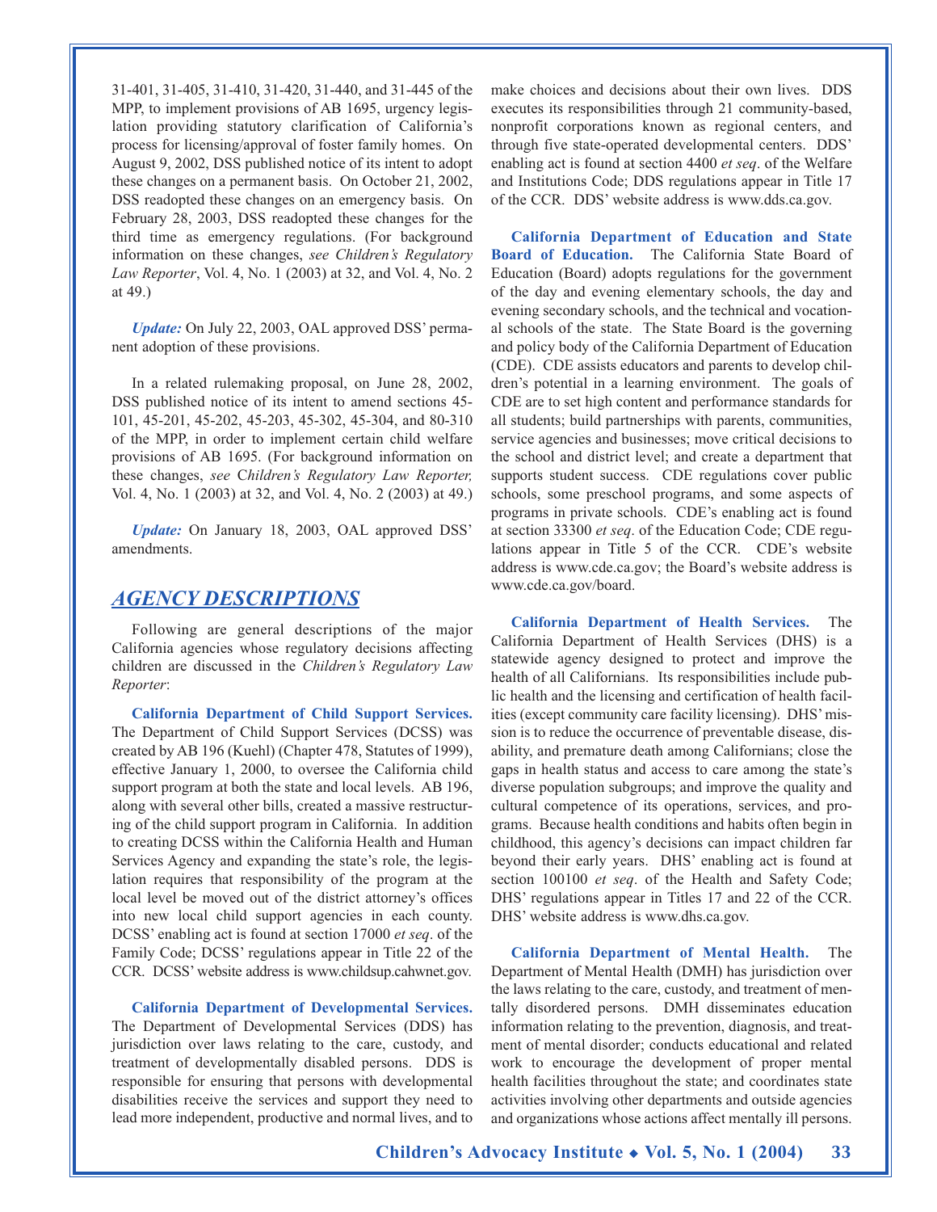31-401, 31-405, 31-410, 31-420, 31-440, and 31-445 of the MPP, to implement provisions of AB 1695, urgency legislation providing statutory clarification of California's process for licensing/approval of foster family homes. On August 9, 2002, DSS published notice of its intent to adopt these changes on a permanent basis. On October 21, 2002, DSS readopted these changes on an emergency basis. On February 28, 2003, DSS readopted these changes for the third time as emergency regulations. (For background information on these changes, *see Children's Regulatory Law Reporter*, Vol. 4, No. 1 (2003) at 32, and Vol. 4, No. 2 at 49.)

***Update:*** On July 22, 2003, OAL approved DSS' permanent adoption of these provisions.

In a related rulemaking proposal, on June 28, 2002, DSS published notice of its intent to amend sections 45-101, 45-201, 45-202, 45-203, 45-302, 45-304, and 80-310 of the MPP, in order to implement certain child welfare provisions of AB 1695. (For background information on these changes, *see Children's Regulatory Law Reporter,* Vol. 4, No. 1 (2003) at 32, and Vol. 4, No. 2 (2003) at 49.)

***Update:*** On January 18, 2003, OAL approved DSS' amendments.

## AGENCY DESCRIPTIONS

Following are general descriptions of the major California agencies whose regulatory decisions affecting children are discussed in the *Children's Regulatory Law Reporter*:

**California Department of Child Support Services.** The Department of Child Support Services (DCSS) was created by AB 196 (Kuehl) (Chapter 478, Statutes of 1999), effective January 1, 2000, to oversee the California child support program at both the state and local levels. AB 196, along with several other bills, created a massive restructuring of the child support program in California. In addition to creating DCSS within the California Health and Human Services Agency and expanding the state's role, the legislation requires that responsibility of the program at the local level be moved out of the district attorney's offices into new local child support agencies in each county. DCSS' enabling act is found at section 17000 *et seq*. of the Family Code; DCSS' regulations appear in Title 22 of the CCR. DCSS' website address is www.childsup.cahwnet.gov.

**California Department of Developmental Services.** The Department of Developmental Services (DDS) has jurisdiction over laws relating to the care, custody, and treatment of developmentally disabled persons. DDS is responsible for ensuring that persons with developmental disabilities receive the services and support they need to lead more independent, productive and normal lives, and to make choices and decisions about their own lives. DDS executes its responsibilities through 21 community-based, nonprofit corporations known as regional centers, and through five state-operated developmental centers. DDS' enabling act is found at section 4400 *et seq*. of the Welfare and Institutions Code; DDS regulations appear in Title 17 of the CCR. DDS' website address is www.dds.ca.gov.

**California Department of Education and State Board of Education.** The California State Board of Education (Board) adopts regulations for the government of the day and evening elementary schools, the day and evening secondary schools, and the technical and vocational schools of the state. The State Board is the governing and policy body of the California Department of Education (CDE). CDE assists educators and parents to develop children's potential in a learning environment. The goals of CDE are to set high content and performance standards for all students; build partnerships with parents, communities, service agencies and businesses; move critical decisions to the school and district level; and create a department that supports student success. CDE regulations cover public schools, some preschool programs, and some aspects of programs in private schools. CDE's enabling act is found at section 33300 *et seq*. of the Education Code; CDE regulations appear in Title 5 of the CCR. CDE's website address is www.cde.ca.gov; the Board's website address is www.cde.ca.gov/board.

**California Department of Health Services.** The California Department of Health Services (DHS) is a statewide agency designed to protect and improve the health of all Californians. Its responsibilities include public health and the licensing and certification of health facilities (except community care facility licensing). DHS' mission is to reduce the occurrence of preventable disease, disability, and premature death among Californians; close the gaps in health status and access to care among the state's diverse population subgroups; and improve the quality and cultural competence of its operations, services, and programs. Because health conditions and habits often begin in childhood, this agency's decisions can impact children far beyond their early years. DHS' enabling act is found at section 100100 *et seq*. of the Health and Safety Code; DHS' regulations appear in Titles 17 and 22 of the CCR. DHS' website address is www.dhs.ca.gov.

**California Department of Mental Health.** The Department of Mental Health (DMH) has jurisdiction over the laws relating to the care, custody, and treatment of mentally disordered persons. DMH disseminates education information relating to the prevention, diagnosis, and treatment of mental disorder; conducts educational and related work to encourage the development of proper mental health facilities throughout the state; and coordinates state activities involving other departments and outside agencies and organizations whose actions affect mentally ill persons.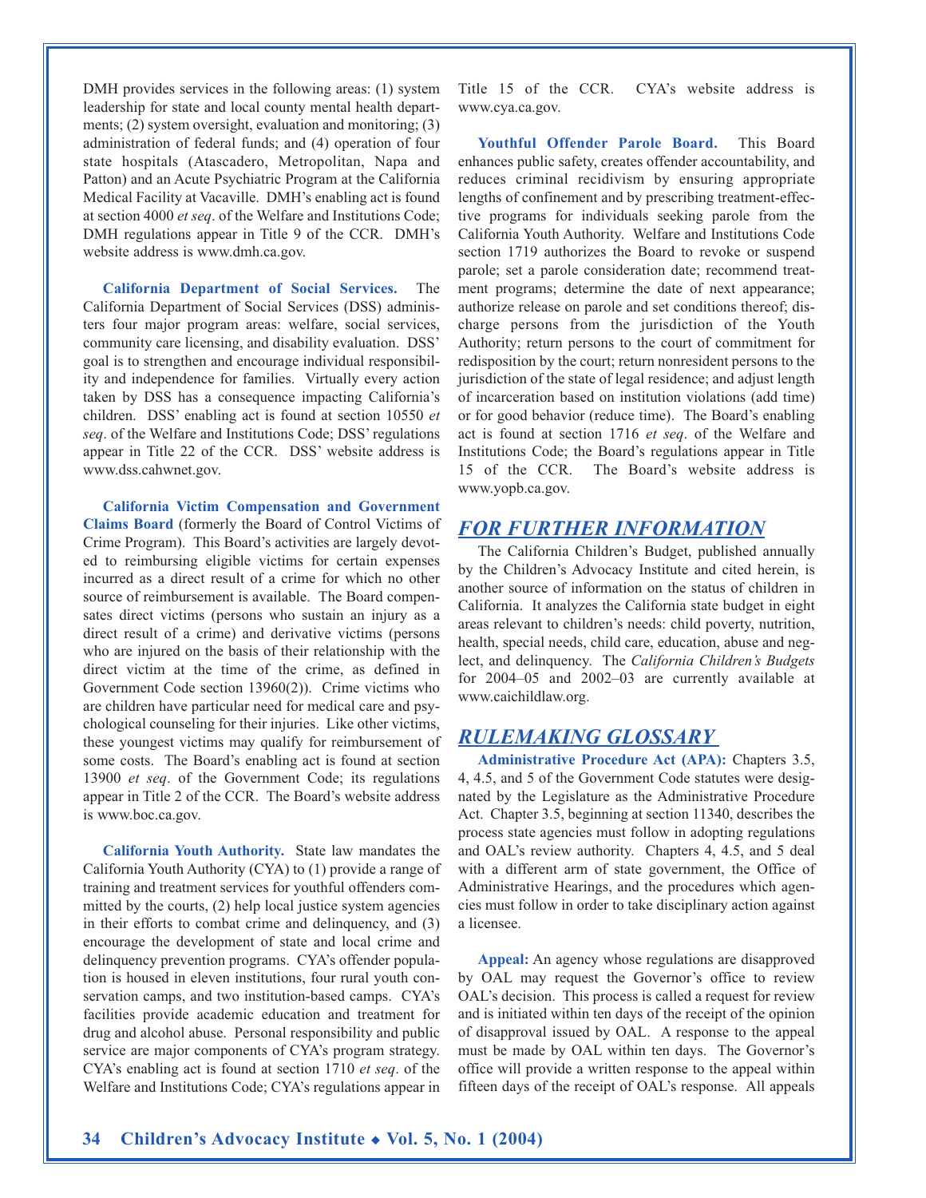DMH provides services in the following areas: (1) system leadership for state and local county mental health departments; (2) system oversight, evaluation and monitoring; (3) administration of federal funds; and (4) operation of four state hospitals (Atascadero, Metropolitan, Napa and Patton) and an Acute Psychiatric Program at the California Medical Facility at Vacaville. DMH's enabling act is found at section 4000 *et seq*. of the Welfare and Institutions Code; DMH regulations appear in Title 9 of the CCR. DMH's website address is www.dmh.ca.gov.

**California Department of Social Services.** The California Department of Social Services (DSS) administers four major program areas: welfare, social services, community care licensing, and disability evaluation. DSS' goal is to strengthen and encourage individual responsibility and independence for families. Virtually every action taken by DSS has a consequence impacting California's children. DSS' enabling act is found at section 10550 *et seq*. of the Welfare and Institutions Code; DSS' regulations appear in Title 22 of the CCR. DSS' website address is www.dss.cahwnet.gov.

**California Victim Compensation and Government Claims Board** (formerly the Board of Control Victims of Crime Program). This Board's activities are largely devoted to reimbursing eligible victims for certain expenses incurred as a direct result of a crime for which no other source of reimbursement is available. The Board compensates direct victims (persons who sustain an injury as a direct result of a crime) and derivative victims (persons who are injured on the basis of their relationship with the direct victim at the time of the crime, as defined in Government Code section 13960(2)). Crime victims who are children have particular need for medical care and psychological counseling for their injuries. Like other victims, these youngest victims may qualify for reimbursement of some costs. The Board's enabling act is found at section 13900 *et seq*. of the Government Code; its regulations appear in Title 2 of the CCR. The Board's website address is www.boc.ca.gov.

**California Youth Authority.** State law mandates the California Youth Authority (CYA) to (1) provide a range of training and treatment services for youthful offenders committed by the courts, (2) help local justice system agencies in their efforts to combat crime and delinquency, and (3) encourage the development of state and local crime and delinquency prevention programs. CYA's offender population is housed in eleven institutions, four rural youth conservation camps, and two institution-based camps. CYA's facilities provide academic education and treatment for drug and alcohol abuse. Personal responsibility and public service are major components of CYA's program strategy. CYA's enabling act is found at section 1710 *et seq*. of the Welfare and Institutions Code; CYA's regulations appear in Title 15 of the CCR. CYA's website address is www.cya.ca.gov.

**Youthful Offender Parole Board.** This Board enhances public safety, creates offender accountability, and reduces criminal recidivism by ensuring appropriate lengths of confinement and by prescribing treatment-effective programs for individuals seeking parole from the California Youth Authority. Welfare and Institutions Code section 1719 authorizes the Board to revoke or suspend parole; set a parole consideration date; recommend treatment programs; determine the date of next appearance; authorize release on parole and set conditions thereof; discharge persons from the jurisdiction of the Youth Authority; return persons to the court of commitment for redisposition by the court; return nonresident persons to the jurisdiction of the state of legal residence; and adjust length of incarceration based on institution violations (add time) or for good behavior (reduce time). The Board's enabling act is found at section 1716 *et seq*. of the Welfare and Institutions Code; the Board's regulations appear in Title 15 of the CCR. The Board's website address is www.yopb.ca.gov.

## *FOR FURTHER INFORMATION*

The California Children's Budget, published annually by the Children's Advocacy Institute and cited herein, is another source of information on the status of children in California. It analyzes the California state budget in eight areas relevant to children's needs: child poverty, nutrition, health, special needs, child care, education, abuse and neglect, and delinquency. The *California Children's Budgets* for 2004–05 and 2002–03 are currently available at www.caichildlaw.org.

## *RULEMAKING GLOSSARY*

**Administrative Procedure Act (APA):** Chapters 3.5, 4, 4.5, and 5 of the Government Code statutes were designated by the Legislature as the Administrative Procedure Act. Chapter 3.5, beginning at section 11340, describes the process state agencies must follow in adopting regulations and OAL's review authority. Chapters 4, 4.5, and 5 deal with a different arm of state government, the Office of Administrative Hearings, and the procedures which agencies must follow in order to take disciplinary action against a licensee.

**Appeal:** An agency whose regulations are disapproved by OAL may request the Governor's office to review OAL's decision. This process is called a request for review and is initiated within ten days of the receipt of the opinion of disapproval issued by OAL. A response to the appeal must be made by OAL within ten days. The Governor's office will provide a written response to the appeal within fifteen days of the receipt of OAL's response. All appeals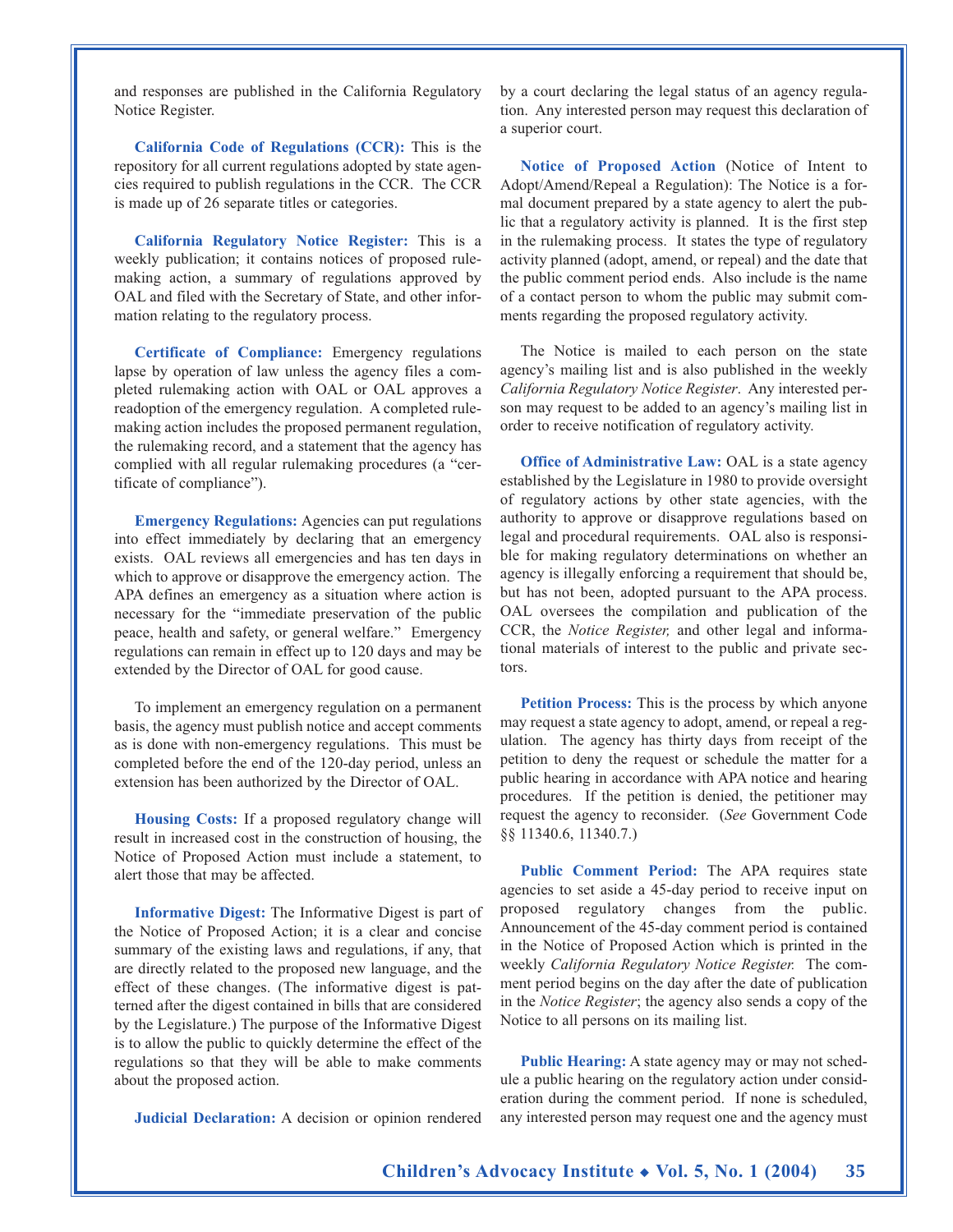and responses are published in the California Regulatory Notice Register.

**California Code of Regulations (CCR):** This is the repository for all current regulations adopted by state agencies required to publish regulations in the CCR. The CCR is made up of 26 separate titles or categories.

**California Regulatory Notice Register:** This is a weekly publication; it contains notices of proposed rulemaking action, a summary of regulations approved by OAL and filed with the Secretary of State, and other information relating to the regulatory process.

**Certificate of Compliance:** Emergency regulations lapse by operation of law unless the agency files a completed rulemaking action with OAL or OAL approves a readoption of the emergency regulation. A completed rulemaking action includes the proposed permanent regulation, the rulemaking record, and a statement that the agency has complied with all regular rulemaking procedures (a "certificate of compliance").

**Emergency Regulations:** Agencies can put regulations into effect immediately by declaring that an emergency exists. OAL reviews all emergencies and has ten days in which to approve or disapprove the emergency action. The APA defines an emergency as a situation where action is necessary for the "immediate preservation of the public peace, health and safety, or general welfare." Emergency regulations can remain in effect up to 120 days and may be extended by the Director of OAL for good cause.

To implement an emergency regulation on a permanent basis, the agency must publish notice and accept comments as is done with non-emergency regulations. This must be completed before the end of the 120-day period, unless an extension has been authorized by the Director of OAL.

**Housing Costs:** If a proposed regulatory change will result in increased cost in the construction of housing, the Notice of Proposed Action must include a statement, to alert those that may be affected.

**Informative Digest:** The Informative Digest is part of the Notice of Proposed Action; it is a clear and concise summary of the existing laws and regulations, if any, that are directly related to the proposed new language, and the effect of these changes. (The informative digest is patterned after the digest contained in bills that are considered by the Legislature.) The purpose of the Informative Digest is to allow the public to quickly determine the effect of the regulations so that they will be able to make comments about the proposed action.

**Judicial Declaration:** A decision or opinion rendered by a court declaring the legal status of an agency regulation. Any interested person may request this declaration of a superior court.

**Notice of Proposed Action** (Notice of Intent to Adopt/Amend/Repeal a Regulation): The Notice is a formal document prepared by a state agency to alert the public that a regulatory activity is planned. It is the first step in the rulemaking process. It states the type of regulatory activity planned (adopt, amend, or repeal) and the date that the public comment period ends. Also include is the name of a contact person to whom the public may submit comments regarding the proposed regulatory activity.

The Notice is mailed to each person on the state agency's mailing list and is also published in the weekly *California Regulatory Notice Register*. Any interested person may request to be added to an agency's mailing list in order to receive notification of regulatory activity.

**Office of Administrative Law:** OAL is a state agency established by the Legislature in 1980 to provide oversight of regulatory actions by other state agencies, with the authority to approve or disapprove regulations based on legal and procedural requirements. OAL also is responsible for making regulatory determinations on whether an agency is illegally enforcing a requirement that should be, but has not been, adopted pursuant to the APA process. OAL oversees the compilation and publication of the CCR, the *Notice Register,* and other legal and informational materials of interest to the public and private sectors.

**Petition Process:** This is the process by which anyone may request a state agency to adopt, amend, or repeal a regulation. The agency has thirty days from receipt of the petition to deny the request or schedule the matter for a public hearing in accordance with APA notice and hearing procedures. If the petition is denied, the petitioner may request the agency to reconsider. (*See* Government Code §§ 11340.6, 11340.7.)

**Public Comment Period:** The APA requires state agencies to set aside a 45-day period to receive input on proposed regulatory changes from the public. Announcement of the 45-day comment period is contained in the Notice of Proposed Action which is printed in the weekly *California Regulatory Notice Register.* The comment period begins on the day after the date of publication in the *Notice Register*; the agency also sends a copy of the Notice to all persons on its mailing list.

**Public Hearing:** A state agency may or may not schedule a public hearing on the regulatory action under consideration during the comment period. If none is scheduled, any interested person may request one and the agency must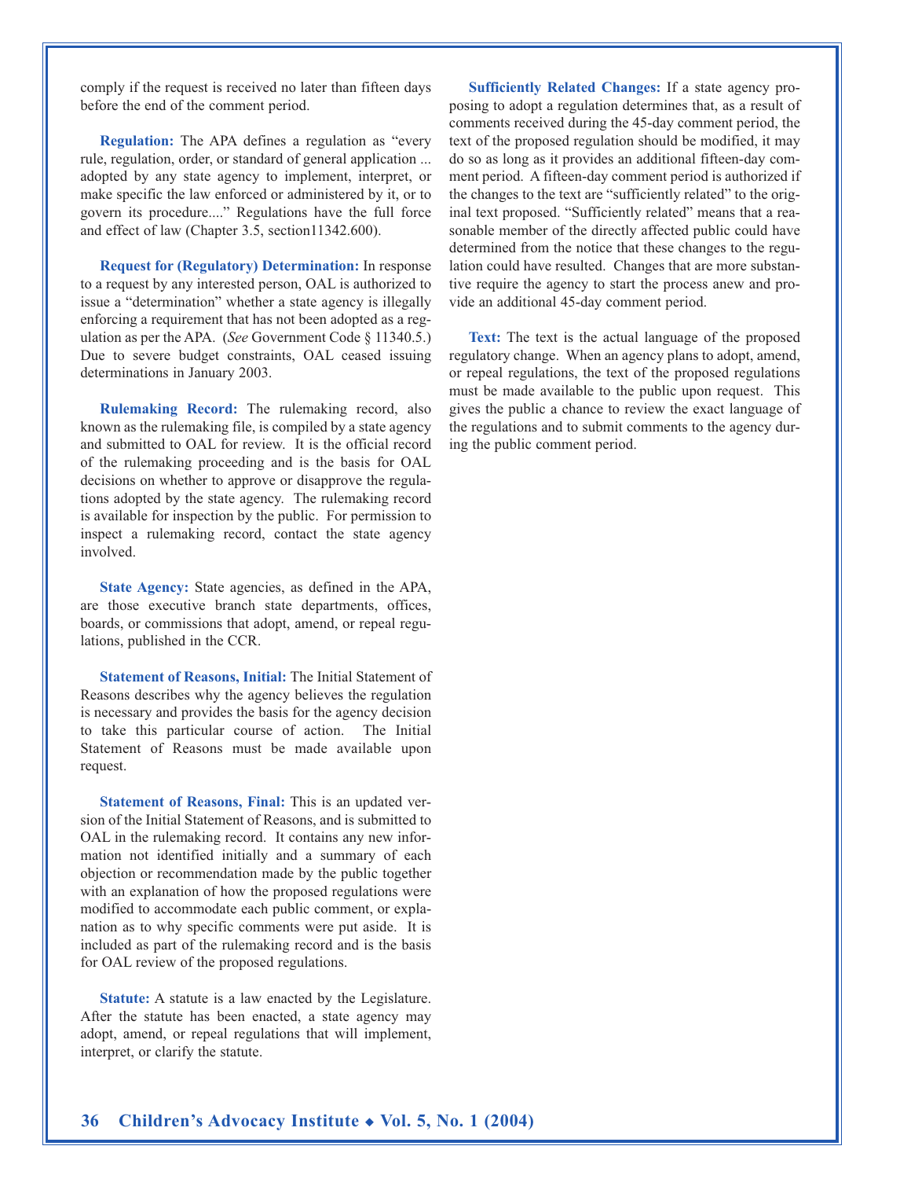comply if the request is received no later than fifteen days before the end of the comment period.

**Regulation:** The APA defines a regulation as "every rule, regulation, order, or standard of general application ... adopted by any state agency to implement, interpret, or make specific the law enforced or administered by it, or to govern its procedure...." Regulations have the full force and effect of law (Chapter 3.5, section11342.600).

**Request for (Regulatory) Determination:** In response to a request by any interested person, OAL is authorized to issue a "determination" whether a state agency is illegally enforcing a requirement that has not been adopted as a regulation as per the APA. (*See* Government Code § 11340.5.) Due to severe budget constraints, OAL ceased issuing determinations in January 2003.

**Rulemaking Record:** The rulemaking record, also known as the rulemaking file, is compiled by a state agency and submitted to OAL for review. It is the official record of the rulemaking proceeding and is the basis for OAL decisions on whether to approve or disapprove the regulations adopted by the state agency. The rulemaking record is available for inspection by the public. For permission to inspect a rulemaking record, contact the state agency involved.

**State Agency:** State agencies, as defined in the APA, are those executive branch state departments, offices, boards, or commissions that adopt, amend, or repeal regulations, published in the CCR.

**Statement of Reasons, Initial:** The Initial Statement of Reasons describes why the agency believes the regulation is necessary and provides the basis for the agency decision to take this particular course of action. The Initial Statement of Reasons must be made available upon request.

**Statement of Reasons, Final:** This is an updated version of the Initial Statement of Reasons, and is submitted to OAL in the rulemaking record. It contains any new information not identified initially and a summary of each objection or recommendation made by the public together with an explanation of how the proposed regulations were modified to accommodate each public comment, or explanation as to why specific comments were put aside. It is included as part of the rulemaking record and is the basis for OAL review of the proposed regulations.

**Statute:** A statute is a law enacted by the Legislature. After the statute has been enacted, a state agency may adopt, amend, or repeal regulations that will implement, interpret, or clarify the statute.

**Sufficiently Related Changes:** If a state agency proposing to adopt a regulation determines that, as a result of comments received during the 45-day comment period, the text of the proposed regulation should be modified, it may do so as long as it provides an additional fifteen-day comment period. A fifteen-day comment period is authorized if the changes to the text are "sufficiently related" to the original text proposed. "Sufficiently related" means that a reasonable member of the directly affected public could have determined from the notice that these changes to the regulation could have resulted. Changes that are more substantive require the agency to start the process anew and provide an additional 45-day comment period.

**Text:** The text is the actual language of the proposed regulatory change. When an agency plans to adopt, amend, or repeal regulations, the text of the proposed regulations must be made available to the public upon request. This gives the public a chance to review the exact language of the regulations and to submit comments to the agency during the public comment period.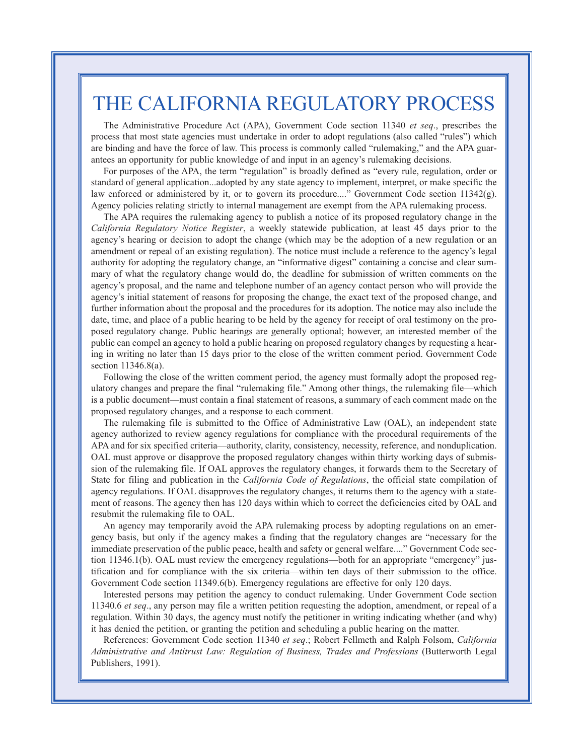# THE CALIFORNIA REGULATORY PROCESS

The Administrative Procedure Act (APA), Government Code section 11340 *et seq*., prescribes the process that most state agencies must undertake in order to adopt regulations (also called "rules") which are binding and have the force of law. This process is commonly called "rulemaking," and the APA guarantees an opportunity for public knowledge of and input in an agency's rulemaking decisions.

For purposes of the APA, the term "regulation" is broadly defined as "every rule, regulation, order or standard of general application...adopted by any state agency to implement, interpret, or make specific the law enforced or administered by it, or to govern its procedure...." Government Code section 11342(g). Agency policies relating strictly to internal management are exempt from the APA rulemaking process.

The APA requires the rulemaking agency to publish a notice of its proposed regulatory change in the *California Regulatory Notice Register*, a weekly statewide publication, at least 45 days prior to the agency's hearing or decision to adopt the change (which may be the adoption of a new regulation or an amendment or repeal of an existing regulation). The notice must include a reference to the agency's legal authority for adopting the regulatory change, an "informative digest" containing a concise and clear summary of what the regulatory change would do, the deadline for submission of written comments on the agency's proposal, and the name and telephone number of an agency contact person who will provide the agency's initial statement of reasons for proposing the change, the exact text of the proposed change, and further information about the proposal and the procedures for its adoption. The notice may also include the date, time, and place of a public hearing to be held by the agency for receipt of oral testimony on the proposed regulatory change. Public hearings are generally optional; however, an interested member of the public can compel an agency to hold a public hearing on proposed regulatory changes by requesting a hearing in writing no later than 15 days prior to the close of the written comment period. Government Code section 11346.8(a).

Following the close of the written comment period, the agency must formally adopt the proposed regulatory changes and prepare the final "rulemaking file." Among other things, the rulemaking file—which is a public document—must contain a final statement of reasons, a summary of each comment made on the proposed regulatory changes, and a response to each comment.

The rulemaking file is submitted to the Office of Administrative Law (OAL), an independent state agency authorized to review agency regulations for compliance with the procedural requirements of the APA and for six specified criteria—authority, clarity, consistency, necessity, reference, and nonduplication. OAL must approve or disapprove the proposed regulatory changes within thirty working days of submission of the rulemaking file. If OAL approves the regulatory changes, it forwards them to the Secretary of State for filing and publication in the *California Code of Regulations*, the official state compilation of agency regulations. If OAL disapproves the regulatory changes, it returns them to the agency with a statement of reasons. The agency then has 120 days within which to correct the deficiencies cited by OAL and resubmit the rulemaking file to OAL.

An agency may temporarily avoid the APA rulemaking process by adopting regulations on an emergency basis, but only if the agency makes a finding that the regulatory changes are "necessary for the immediate preservation of the public peace, health and safety or general welfare...." Government Code section 11346.1(b). OAL must review the emergency regulations—both for an appropriate "emergency" justification and for compliance with the six criteria—within ten days of their submission to the office. Government Code section 11349.6(b). Emergency regulations are effective for only 120 days.

Interested persons may petition the agency to conduct rulemaking. Under Government Code section 11340.6 *et seq*., any person may file a written petition requesting the adoption, amendment, or repeal of a regulation. Within 30 days, the agency must notify the petitioner in writing indicating whether (and why) it has denied the petition, or granting the petition and scheduling a public hearing on the matter.

References: Government Code section 11340 *et seq*.; Robert Fellmeth and Ralph Folsom, *California Administrative and Antitrust Law: Regulation of Business, Trades and Professions* (Butterworth Legal Publishers, 1991).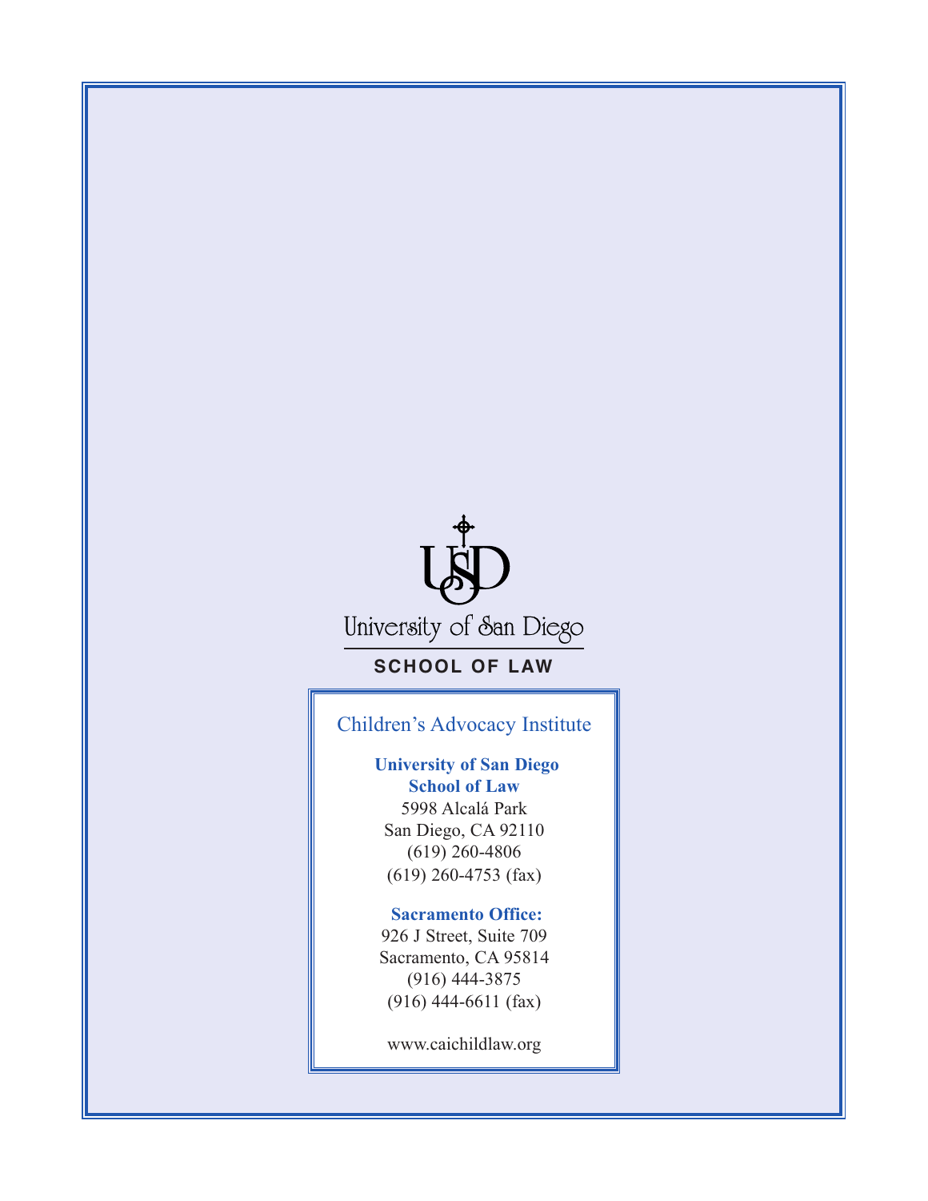University of San Diego

**SCHOOL OF LAW**

Children's Advocacy Institute

**University of San Diego**
**School of Law**
5998 Alcalá Park
San Diego, CA 92110
(619) 260-4806
(619) 260-4753 (fax)

**Sacramento Office:**
926 J Street, Suite 709
Sacramento, CA 95814
(916) 444-3875
(916) 444-6611 (fax)

www.caichildlaw.org